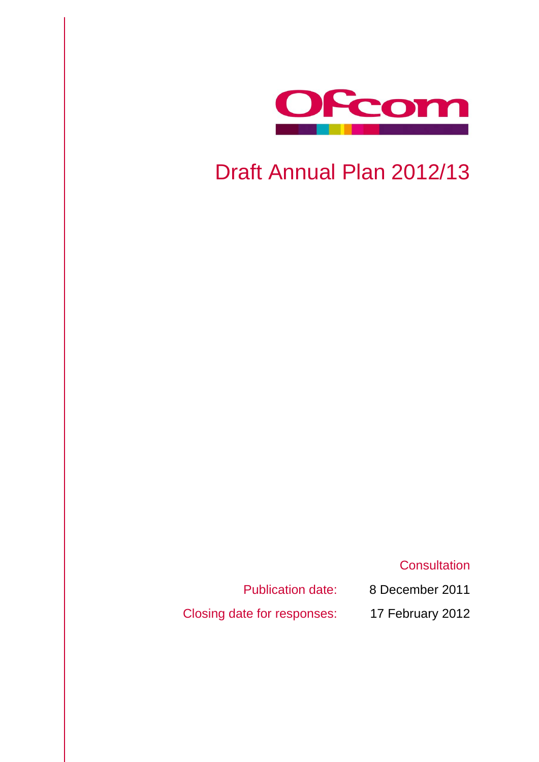Ofcom

# Draft Annual Plan 2012/13

Consultation

Publication date: 8 December 2011

Closing date for responses: 17 February 2012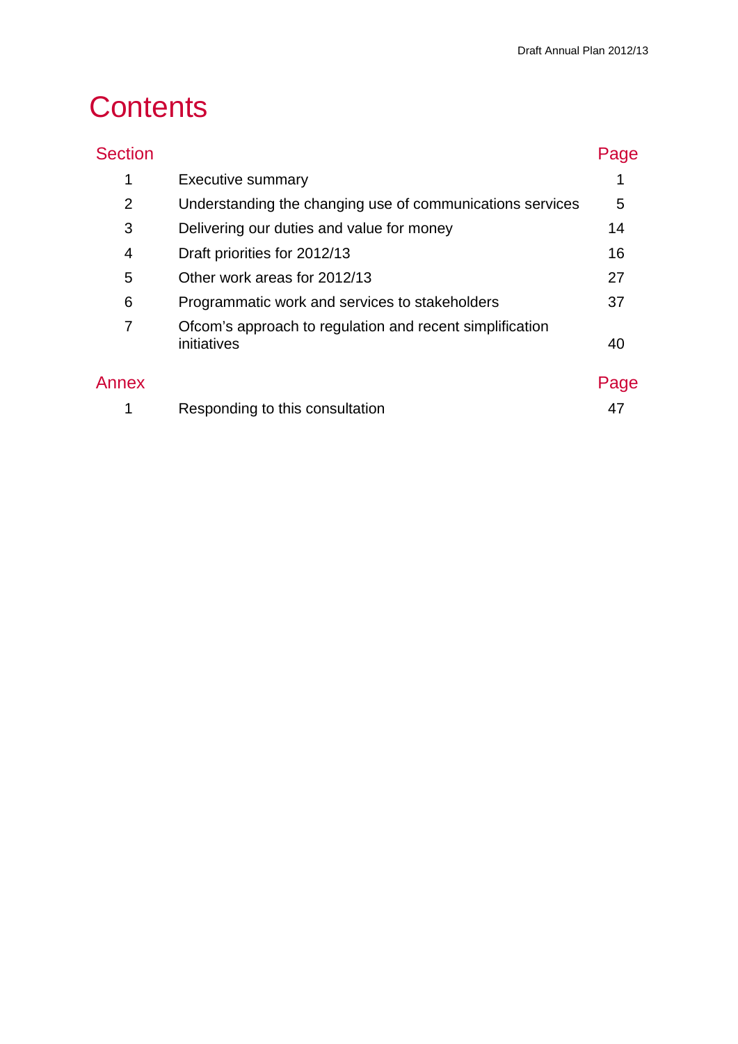# Contents

| Section | | Page |
|---|---|---|
| 1 | Executive summary | 1 |
| 2 | Understanding the changing use of communications services | 5 |
| 3 | Delivering our duties and value for money | 14 |
| 4 | Draft priorities for 2012/13 | 16 |
| 5 | Other work areas for 2012/13 | 27 |
| 6 | Programmatic work and services to stakeholders | 37 |
| 7 | Ofcom's approach to regulation and recent simplification initiatives | 40 |

| Annex | | Page |
|---|---|---|
| 1 | Responding to this consultation | 47 |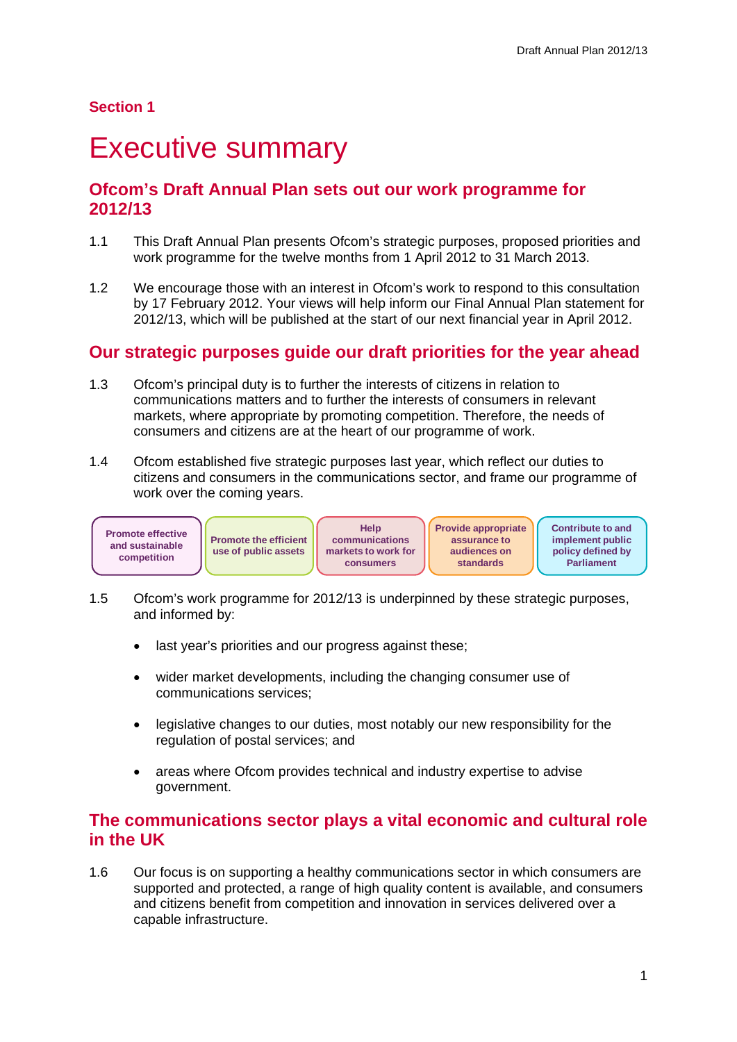**Section 1**

# Executive summary

## Ofcom's Draft Annual Plan sets out our work programme for 2012/13

1.1 This Draft Annual Plan presents Ofcom's strategic purposes, proposed priorities and work programme for the twelve months from 1 April 2012 to 31 March 2013.

1.2 We encourage those with an interest in Ofcom's work to respond to this consultation by 17 February 2012. Your views will help inform our Final Annual Plan statement for 2012/13, which will be published at the start of our next financial year in April 2012.

## Our strategic purposes guide our draft priorities for the year ahead

1.3 Ofcom's principal duty is to further the interests of citizens in relation to communications matters and to further the interests of consumers in relevant markets, where appropriate by promoting competition. Therefore, the needs of consumers and citizens are at the heart of our programme of work.

1.4 Ofcom established five strategic purposes last year, which reflect our duties to citizens and consumers in the communications sector, and frame our programme of work over the coming years.

| Promote effective and sustainable competition | Promote the efficient use of public assets | Help communications markets to work for consumers | Provide appropriate assurance to audiences on standards | Contribute to and implement public policy defined by Parliament |
|---|---|---|---|---|

1.5 Ofcom's work programme for 2012/13 is underpinned by these strategic purposes, and informed by:

- last year's priorities and our progress against these;
- wider market developments, including the changing consumer use of communications services;
- legislative changes to our duties, most notably our new responsibility for the regulation of postal services; and
- areas where Ofcom provides technical and industry expertise to advise government.

## The communications sector plays a vital economic and cultural role in the UK

1.6 Our focus is on supporting a healthy communications sector in which consumers are supported and protected, a range of high quality content is available, and consumers and citizens benefit from competition and innovation in services delivered over a capable infrastructure.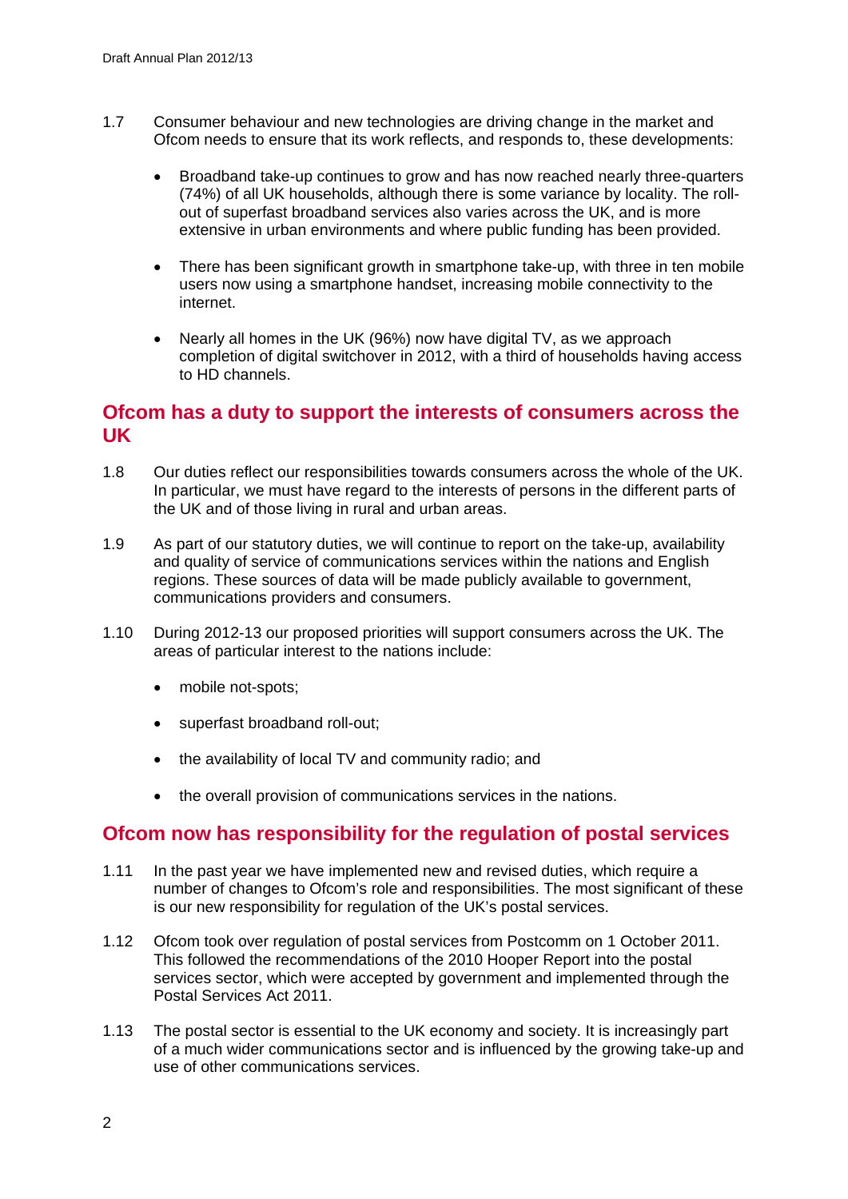1.7 Consumer behaviour and new technologies are driving change in the market and Ofcom needs to ensure that its work reflects, and responds to, these developments:

- Broadband take-up continues to grow and has now reached nearly three-quarters (74%) of all UK households, although there is some variance by locality. The roll-out of superfast broadband services also varies across the UK, and is more extensive in urban environments and where public funding has been provided.
- There has been significant growth in smartphone take-up, with three in ten mobile users now using a smartphone handset, increasing mobile connectivity to the internet.
- Nearly all homes in the UK (96%) now have digital TV, as we approach completion of digital switchover in 2012, with a third of households having access to HD channels.

## Ofcom has a duty to support the interests of consumers across the UK

1.8 Our duties reflect our responsibilities towards consumers across the whole of the UK. In particular, we must have regard to the interests of persons in the different parts of the UK and of those living in rural and urban areas.

1.9 As part of our statutory duties, we will continue to report on the take-up, availability and quality of service of communications services within the nations and English regions. These sources of data will be made publicly available to government, communications providers and consumers.

1.10 During 2012-13 our proposed priorities will support consumers across the UK. The areas of particular interest to the nations include:

- mobile not-spots;
- superfast broadband roll-out;
- the availability of local TV and community radio; and
- the overall provision of communications services in the nations.

## Ofcom now has responsibility for the regulation of postal services

1.11 In the past year we have implemented new and revised duties, which require a number of changes to Ofcom's role and responsibilities. The most significant of these is our new responsibility for regulation of the UK's postal services.

1.12 Ofcom took over regulation of postal services from Postcomm on 1 October 2011. This followed the recommendations of the 2010 Hooper Report into the postal services sector, which were accepted by government and implemented through the Postal Services Act 2011.

1.13 The postal sector is essential to the UK economy and society. It is increasingly part of a much wider communications sector and is influenced by the growing take-up and use of other communications services.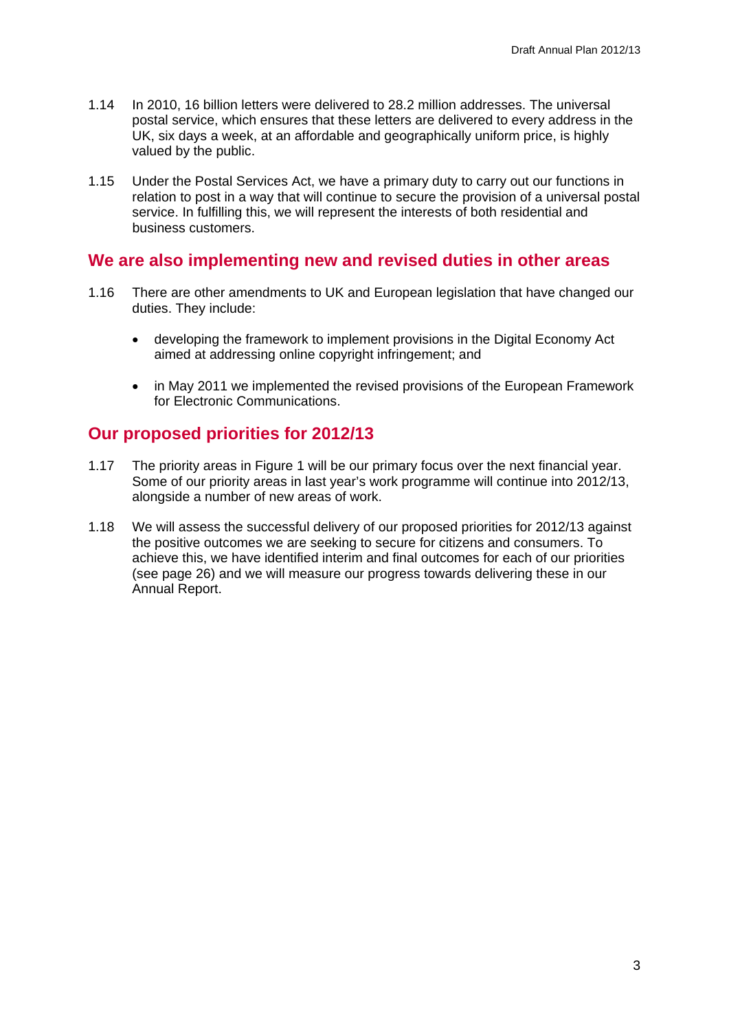1.14 In 2010, 16 billion letters were delivered to 28.2 million addresses. The universal postal service, which ensures that these letters are delivered to every address in the UK, six days a week, at an affordable and geographically uniform price, is highly valued by the public.

1.15 Under the Postal Services Act, we have a primary duty to carry out our functions in relation to post in a way that will continue to secure the provision of a universal postal service. In fulfilling this, we will represent the interests of both residential and business customers.

## We are also implementing new and revised duties in other areas

1.16 There are other amendments to UK and European legislation that have changed our duties. They include:

- developing the framework to implement provisions in the Digital Economy Act aimed at addressing online copyright infringement; and
- in May 2011 we implemented the revised provisions of the European Framework for Electronic Communications.

## Our proposed priorities for 2012/13

1.17 The priority areas in Figure 1 will be our primary focus over the next financial year. Some of our priority areas in last year's work programme will continue into 2012/13, alongside a number of new areas of work.

1.18 We will assess the successful delivery of our proposed priorities for 2012/13 against the positive outcomes we are seeking to secure for citizens and consumers. To achieve this, we have identified interim and final outcomes for each of our priorities (see page 26) and we will measure our progress towards delivering these in our Annual Report.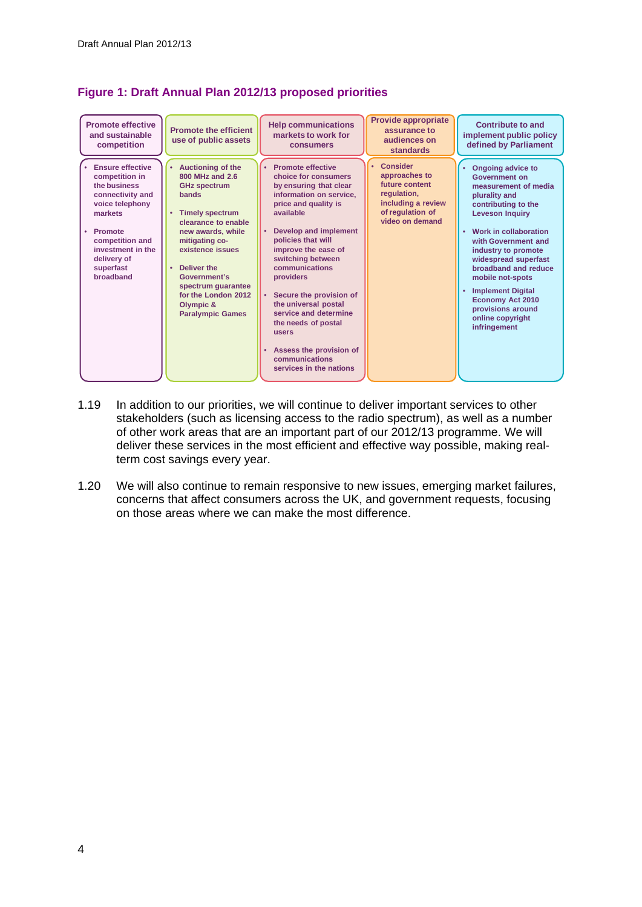### Figure 1: Draft Annual Plan 2012/13 proposed priorities

| Promote effective and sustainable competition | Promote the efficient use of public assets | Help communications markets to work for consumers | Provide appropriate assurance to audiences on standards | Contribute to and implement public policy defined by Parliament |
|---|---|---|---|---|
| • Ensure effective competition in the business connectivity and voice telephony markets<br><br>• Promote competition and investment in the delivery of superfast broadband | • Auctioning of the 800 MHz and 2.6 GHz spectrum bands<br><br>• Timely spectrum clearance to enable new awards, while mitigating co-existence issues<br><br>• Deliver the Government's spectrum guarantee for the London 2012 Olympic & Paralympic Games | • Promote effective choice for consumers by ensuring that clear information on service, price and quality is available<br><br>• Develop and implement policies that will improve the ease of switching between communications providers<br><br>• Secure the provision of the universal postal service and determine the needs of postal users<br><br>• Assess the provision of communications services in the nations | • Consider approaches to future content regulation, including a review of regulation of video on demand | • Ongoing advice to Government on measurement of media plurality and contributing to the Leveson Inquiry<br><br>• Work in collaboration with Government and industry to promote widespread superfast broadband and reduce mobile not-spots<br><br>• Implement Digital Economy Act 2010 provisions around online copyright infringement |

1.19 In addition to our priorities, we will continue to deliver important services to other stakeholders (such as licensing access to the radio spectrum), as well as a number of other work areas that are an important part of our 2012/13 programme. We will deliver these services in the most efficient and effective way possible, making real-term cost savings every year.

1.20 We will also continue to remain responsive to new issues, emerging market failures, concerns that affect consumers across the UK, and government requests, focusing on those areas where we can make the most difference.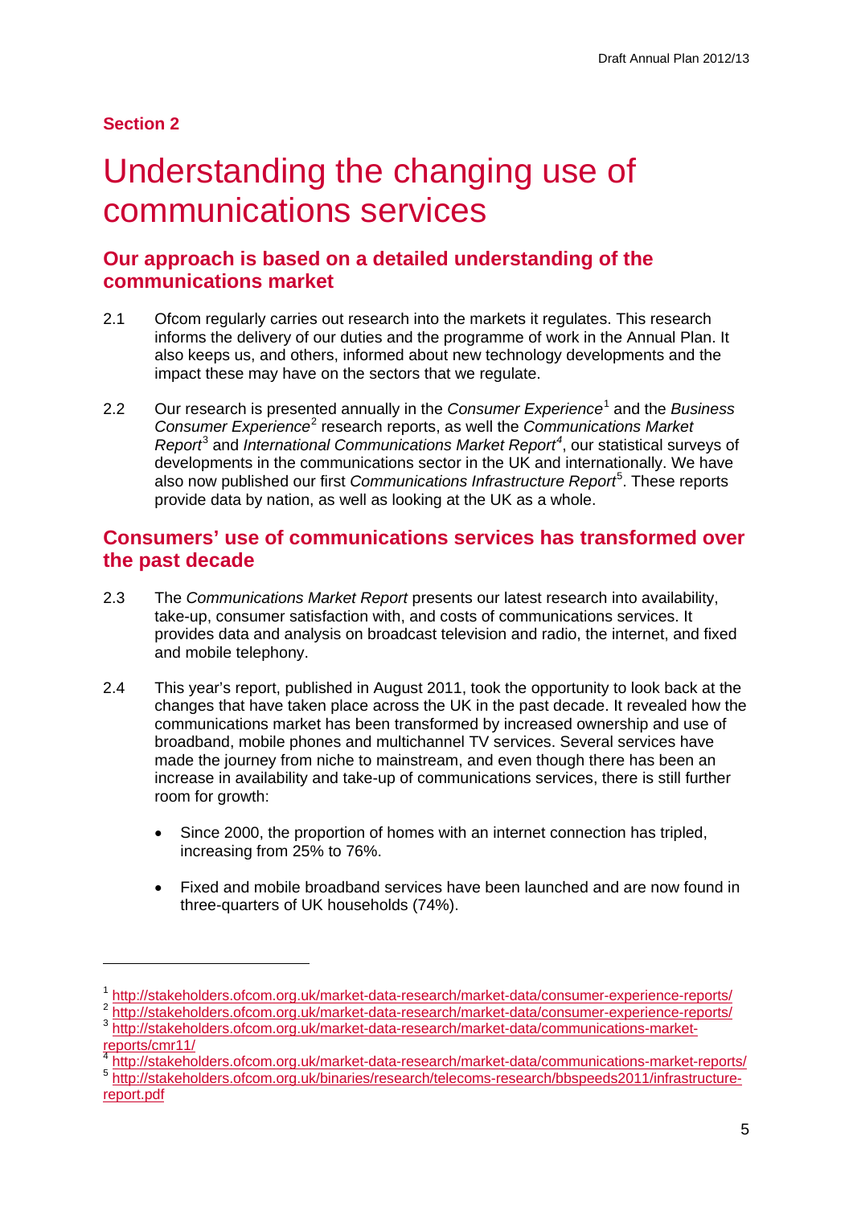**Section 2**

# Understanding the changing use of communications services

## Our approach is based on a detailed understanding of the communications market

2.1 Ofcom regularly carries out research into the markets it regulates. This research informs the delivery of our duties and the programme of work in the Annual Plan. It also keeps us, and others, informed about new technology developments and the impact these may have on the sectors that we regulate.

2.2 Our research is presented annually in the *Consumer Experience*[1] and the *Business Consumer Experience*[2] research reports, as well the *Communications Market Report*[3] and *International Communications Market Report*[4], our statistical surveys of developments in the communications sector in the UK and internationally. We have also now published our first *Communications Infrastructure Report*[5]. These reports provide data by nation, as well as looking at the UK as a whole.

## Consumers' use of communications services has transformed over the past decade

2.3 The *Communications Market Report* presents our latest research into availability, take-up, consumer satisfaction with, and costs of communications services. It provides data and analysis on broadcast television and radio, the internet, and fixed and mobile telephony.

2.4 This year's report, published in August 2011, took the opportunity to look back at the changes that have taken place across the UK in the past decade. It revealed how the communications market has been transformed by increased ownership and use of broadband, mobile phones and multichannel TV services. Several services have made the journey from niche to mainstream, and even though there has been an increase in availability and take-up of communications services, there is still further room for growth:

- Since 2000, the proportion of homes with an internet connection has tripled, increasing from 25% to 76%.

- Fixed and mobile broadband services have been launched and are now found in three-quarters of UK households (74%).

---

[1] http://stakeholders.ofcom.org.uk/market-data-research/market-data/consumer-experience-reports/
[2] http://stakeholders.ofcom.org.uk/market-data-research/market-data/consumer-experience-reports/
[3] http://stakeholders.ofcom.org.uk/market-data-research/market-data/communications-market-reports/cmr11/
[4] http://stakeholders.ofcom.org.uk/market-data-research/market-data/communications-market-reports/
[5] http://stakeholders.ofcom.org.uk/binaries/research/telecoms-research/bbspeeds2011/infrastructure-report.pdf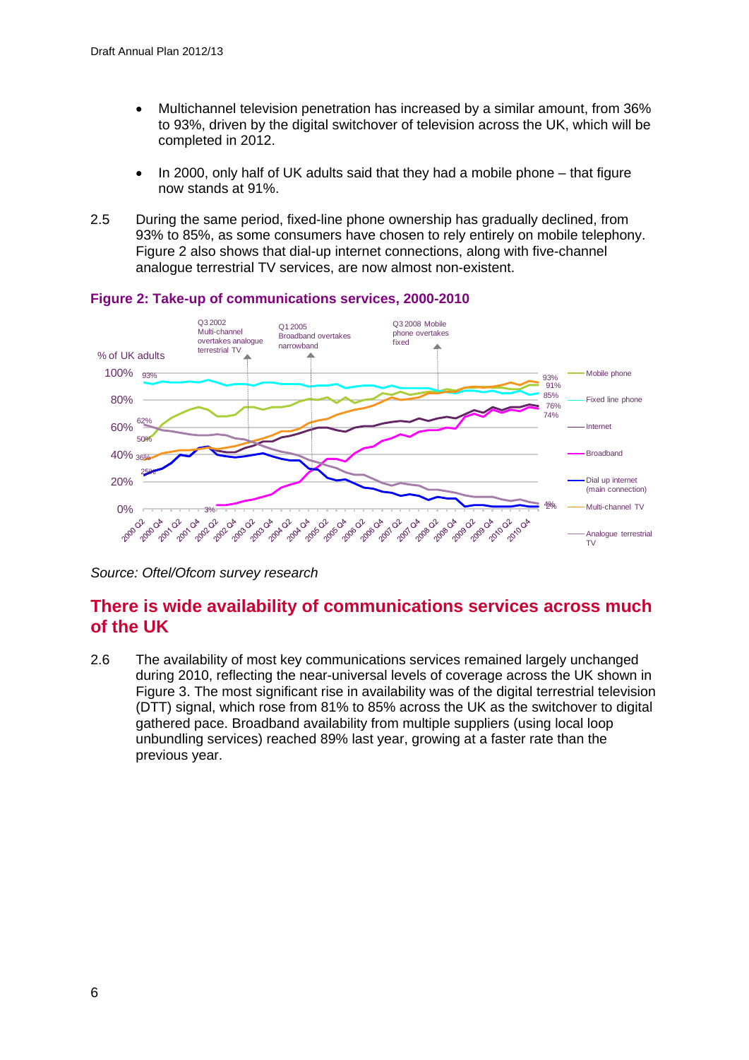- Multichannel television penetration has increased by a similar amount, from 36% to 93%, driven by the digital switchover of television across the UK, which will be completed in 2012.
- In 2000, only half of UK adults said that they had a mobile phone – that figure now stands at 91%.

2.5 During the same period, fixed-line phone ownership has gradually declined, from 93% to 85%, as some consumers have chosen to rely entirely on mobile telephony. Figure 2 also shows that dial-up internet connections, along with five-channel analogue terrestrial TV services, are now almost non-existent.

**Figure 2: Take-up of communications services, 2000-2010**

*Source: Oftel/Ofcom survey research*

## There is wide availability of communications services across much of the UK

2.6 The availability of most key communications services remained largely unchanged during 2010, reflecting the near-universal levels of coverage across the UK shown in Figure 3. The most significant rise in availability was of the digital terrestrial television (DTT) signal, which rose from 81% to 85% across the UK as the switchover to digital gathered pace. Broadband availability from multiple suppliers (using local loop unbundling services) reached 89% last year, growing at a faster rate than the previous year.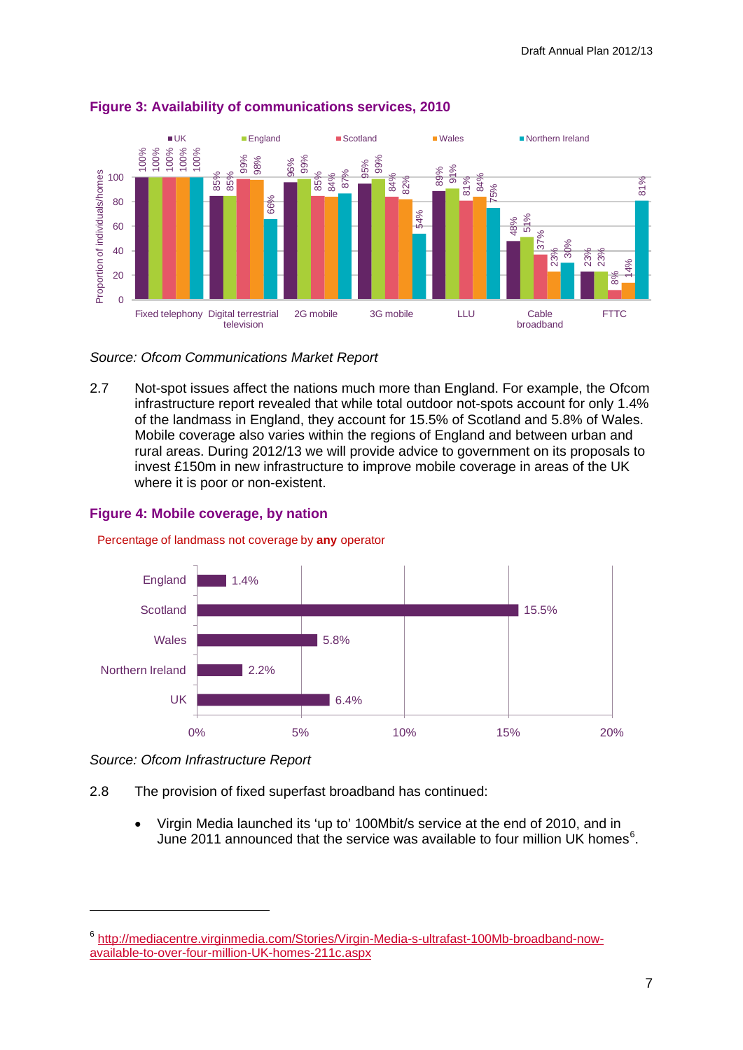## Figure 3: Availability of communications services, 2010

| | UK | England | Scotland | Wales | Northern Ireland |
|---|---|---|---|---|---|
| Fixed telephony | 100% | 100% | 100% | 100% | 100% |
| Digital terrestrial television | 85% | 85% | 99% | 98% | 66% |
| 2G mobile | 96% | 99% | 85% | 84% | 87% |
| 3G mobile | 95% | 99% | 84% | 82% | 54% |
| LLU | 89% | 91% | 81% | 84% | 75% |
| Cable broadband | 48% | 51% | 37% | 23% | 30% |
| FTTC | 23% | 23% | 8% | 14% | 81% |

Y-axis: Proportion of individuals/homes

*Source: Ofcom Communications Market Report*

2.7 Not-spot issues affect the nations much more than England. For example, the Ofcom infrastructure report revealed that while total outdoor not-spots account for only 1.4% of the landmass in England, they account for 15.5% of Scotland and 5.8% of Wales. Mobile coverage also varies within the regions of England and between urban and rural areas. During 2012/13 we will provide advice to government on its proposals to invest £150m in new infrastructure to improve mobile coverage in areas of the UK where it is poor or non-existent.

## Figure 4: Mobile coverage, by nation

Percentage of landmass not coverage by **any** operator

| Nation | % |
|---|---|
| England | 1.4% |
| Scotland | 15.5% |
| Wales | 5.8% |
| Northern Ireland | 2.2% |
| UK | 6.4% |

*Source: Ofcom Infrastructure Report*

2.8 The provision of fixed superfast broadband has continued:

- Virgin Media launched its 'up to' 100Mbit/s service at the end of 2010, and in June 2011 announced that the service was available to four million UK homes[6].

---

[6] http://mediacentre.virginmedia.com/Stories/Virgin-Media-s-ultrafast-100Mb-broadband-now-available-to-over-four-million-UK-homes-211c.aspx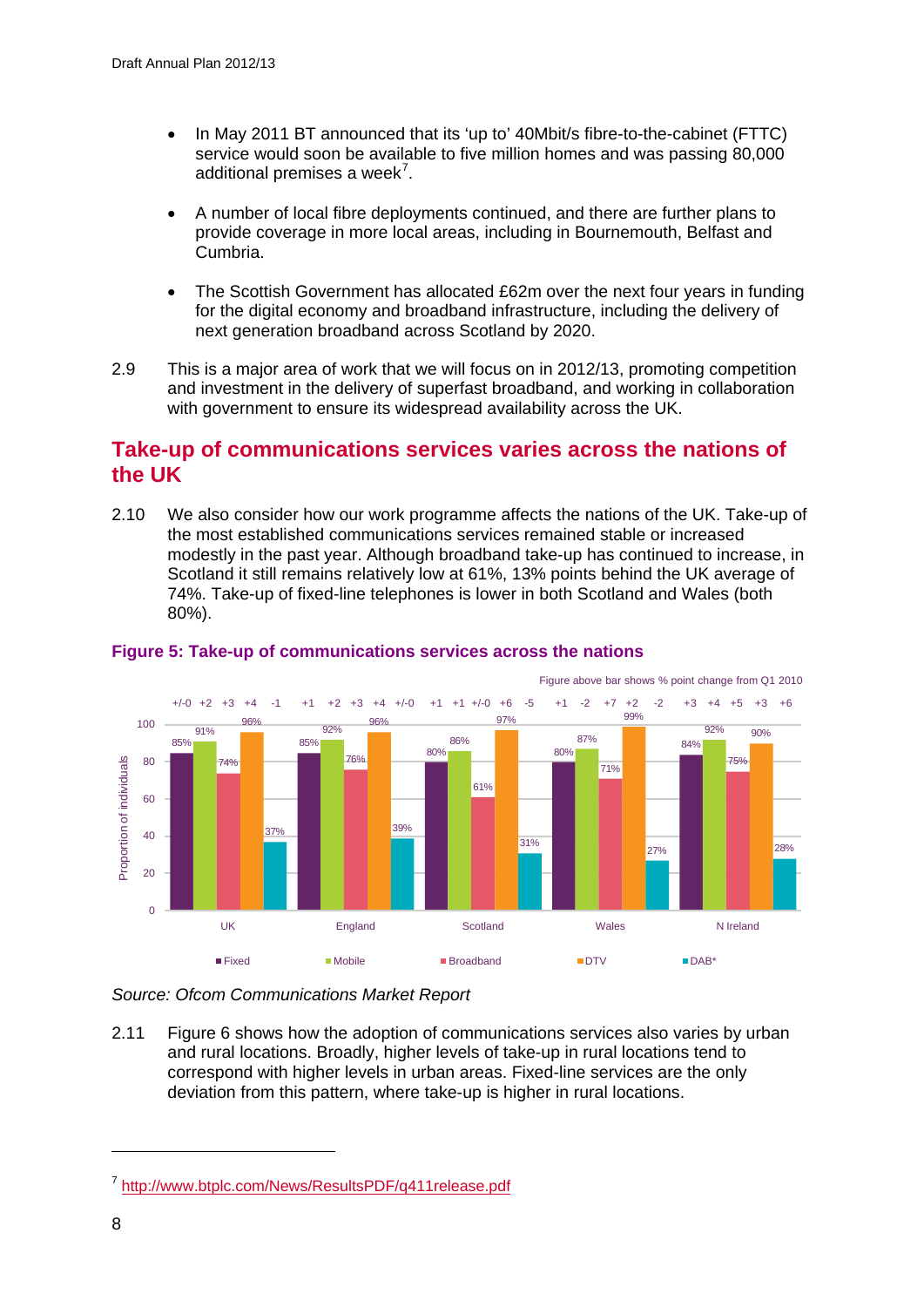- In May 2011 BT announced that its 'up to' 40Mbit/s fibre-to-the-cabinet (FTTC) service would soon be available to five million homes and was passing 80,000 additional premises a week[7].

- A number of local fibre deployments continued, and there are further plans to provide coverage in more local areas, including in Bournemouth, Belfast and Cumbria.

- The Scottish Government has allocated £62m over the next four years in funding for the digital economy and broadband infrastructure, including the delivery of next generation broadband across Scotland by 2020.

2.9 This is a major area of work that we will focus on in 2012/13, promoting competition and investment in the delivery of superfast broadband, and working in collaboration with government to ensure its widespread availability across the UK.

## Take-up of communications services varies across the nations of the UK

2.10 We also consider how our work programme affects the nations of the UK. Take-up of the most established communications services remained stable or increased modestly in the past year. Although broadband take-up has continued to increase, in Scotland it still remains relatively low at 61%, 13% points behind the UK average of 74%. Take-up of fixed-line telephones is lower in both Scotland and Wales (both 80%).

**Figure 5: Take-up of communications services across the nations**

Figure above bar shows % point change from Q1 2010

| Proportion of individuals | Fixed | Mobile | Broadband | DTV | DAB* |
|---|---|---|---|---|---|
| UK | 85% (+/-0) | 91% (+2) | 74% (+3) | 96% (+4) | 37% (-1) |
| England | 85% (+1) | 92% (+2) | 76% (+3) | 96% (+4) | 39% (+/-0) |
| Scotland | 80% (+1) | 86% (+1) | 61% (+/-0) | 97% (+6) | 31% (-5) |
| Wales | 80% (+1) | 87% (-2) | 71% (+7) | 99% (+2) | 27% (-2) |
| N Ireland | 84% (+3) | 92% (+4) | 75% (+5) | 90% (+3) | 28% (+6) |

*Source: Ofcom Communications Market Report*

2.11 Figure 6 shows how the adoption of communications services also varies by urban and rural locations. Broadly, higher levels of take-up in rural locations tend to correspond with higher levels in urban areas. Fixed-line services are the only deviation from this pattern, where take-up is higher in rural locations.

---

[7] http://www.btplc.com/News/ResultsPDF/q411release.pdf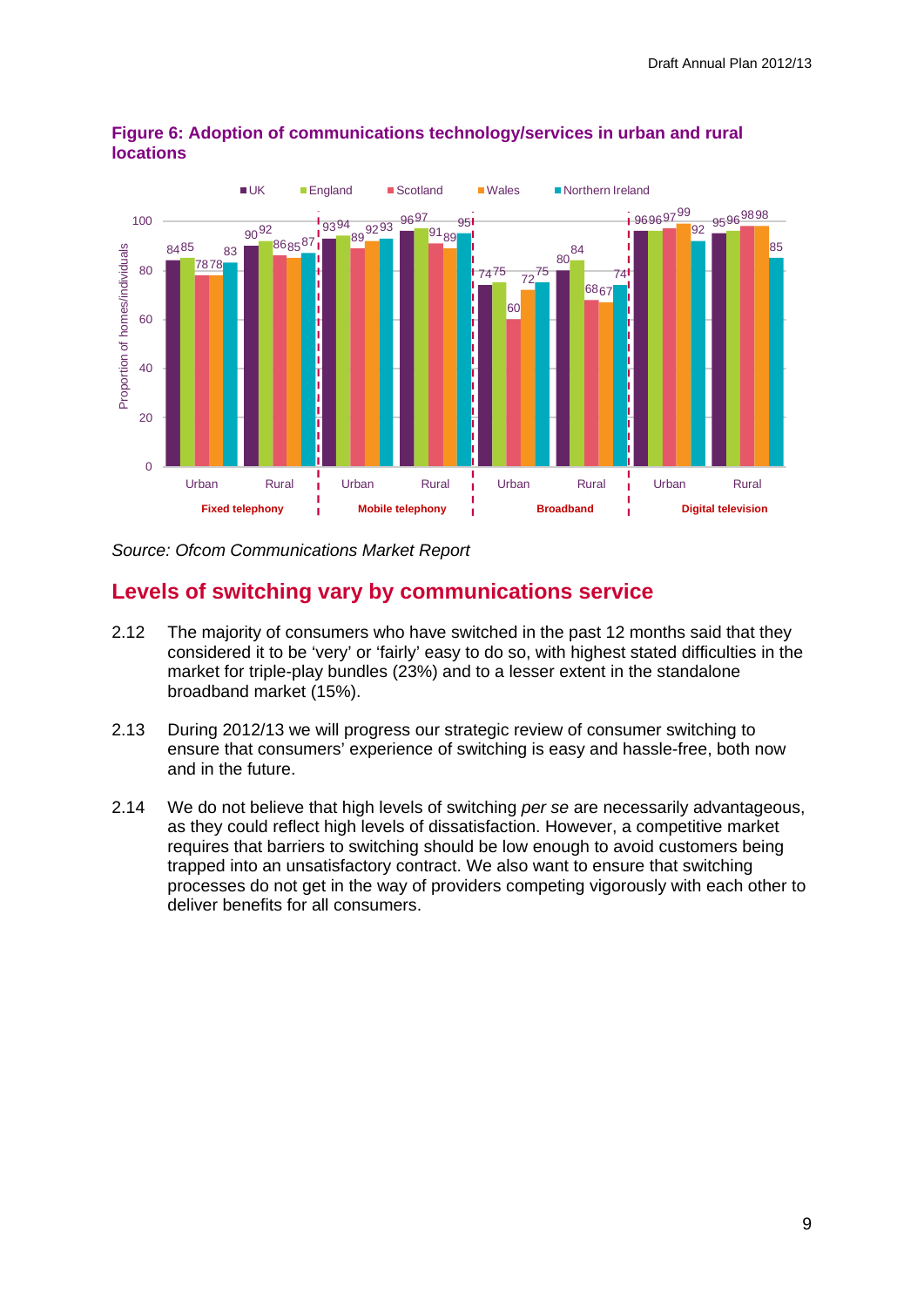**Figure 6: Adoption of communications technology/services in urban and rural locations**

| | | UK | England | Scotland | Wales | Northern Ireland |
|---|---|---|---|---|---|---|
| Fixed telephony | Urban | 84 | 85 | 78 | 78 | 83 |
| | Rural | 90 | 92 | 86 | 85 | 87 |
| Mobile telephony | Urban | 93 | 94 | 89 | 92 | 93 |
| | Rural | 96 | 97 | 91 | 89 | 95 |
| Broadband | Urban | 74 | 75 | 60 | 72 | 75 |
| | Rural | 80 | 84 | 68 | 67 | 74 |
| Digital television | Urban | 96 | 96 | 97 | 99 | 92 |
| | Rural | 95 | 96 | 98 | 98 | 85 |

Proportion of homes/individuals

*Source: Ofcom Communications Market Report*

## Levels of switching vary by communications service

2.12 The majority of consumers who have switched in the past 12 months said that they considered it to be 'very' or 'fairly' easy to do so, with highest stated difficulties in the market for triple-play bundles (23%) and to a lesser extent in the standalone broadband market (15%).

2.13 During 2012/13 we will progress our strategic review of consumer switching to ensure that consumers' experience of switching is easy and hassle-free, both now and in the future.

2.14 We do not believe that high levels of switching *per se* are necessarily advantageous, as they could reflect high levels of dissatisfaction. However, a competitive market requires that barriers to switching should be low enough to avoid customers being trapped into an unsatisfactory contract. We also want to ensure that switching processes do not get in the way of providers competing vigorously with each other to deliver benefits for all consumers.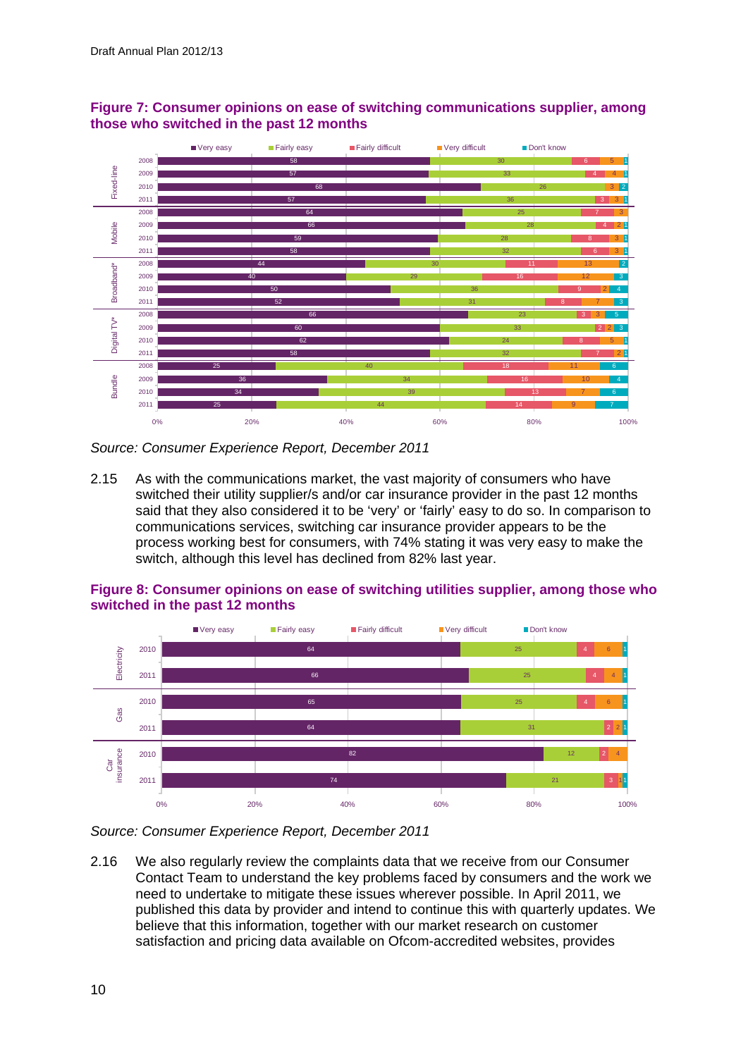**Figure 7: Consumer opinions on ease of switching communications supplier, among those who switched in the past 12 months**

| Service | Year | Very easy | Fairly easy | Fairly difficult | Very difficult | Don't know |
|---|---|---|---|---|---|---|
| Fixed-line | 2008 | 58 | 30 | 6 | 5 | 1 |
| | 2009 | 57 | 33 | 4 | 4 | 1 |
| | 2010 | 68 | 26 | | 3 | 2 |
| | 2011 | 57 | 36 | 3 | 3 | 1 |
| Mobile | 2008 | 64 | 25 | 7 | 3 | |
| | 2009 | 66 | 28 | 4 | 2 | 1 |
| | 2010 | 59 | 28 | 8 | 3 | 1 |
| | 2011 | 58 | 32 | 6 | 3 | 1 |
| Broadband* | 2008 | 44 | 30 | 11 | 13 | 2 |
| | 2009 | 40 | 29 | 16 | 12 | 3 |
| | 2010 | 50 | 36 | 9 | 2 | 4 |
| | 2011 | 52 | 31 | 8 | 7 | 3 |
| Digital TV* | 2008 | 66 | 23 | 3 | 3 | 5 |
| | 2009 | 60 | 33 | 2 | 2 | 3 |
| | 2010 | 62 | 24 | 8 | 5 | 1 |
| | 2011 | 58 | 32 | 7 | 2 | 1 |
| Bundle | 2008 | 25 | 40 | 18 | 11 | 6 |
| | 2009 | 36 | 34 | 16 | 10 | 4 |
| | 2010 | 34 | 39 | 13 | 7 | 6 |
| | 2011 | 25 | 44 | 14 | 9 | 7 |

*Source: Consumer Experience Report, December 2011*

2.15 As with the communications market, the vast majority of consumers who have switched their utility supplier/s and/or car insurance provider in the past 12 months said that they also considered it to be 'very' or 'fairly' easy to do so. In comparison to communications services, switching car insurance provider appears to be the process working best for consumers, with 74% stating it was very easy to make the switch, although this level has declined from 82% last year.

**Figure 8: Consumer opinions on ease of switching utilities supplier, among those who switched in the past 12 months**

| Service | Year | Very easy | Fairly easy | Fairly difficult | Very difficult | Don't know |
|---|---|---|---|---|---|---|
| Electricity | 2010 | 64 | 25 | 4 | 6 | 1 |
| | 2011 | 66 | 25 | 4 | 4 | 1 |
| Gas | 2010 | 65 | 25 | 4 | 6 | 1 |
| | 2011 | 64 | 31 | 2 | 2 | 1 |
| Car insurance | 2010 | 82 | 12 | 2 | 4 | |
| | 2011 | 74 | 21 | 3 | 1 | 1 |

*Source: Consumer Experience Report, December 2011*

2.16 We also regularly review the complaints data that we receive from our Consumer Contact Team to understand the key problems faced by consumers and the work we need to undertake to mitigate these issues wherever possible. In April 2011, we published this data by provider and intend to continue this with quarterly updates. We believe that this information, together with our market research on customer satisfaction and pricing data available on Ofcom-accredited websites, provides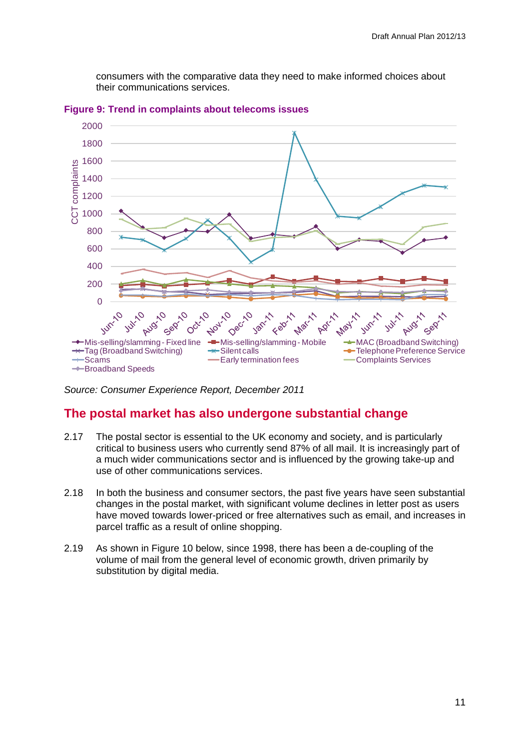consumers with the comparative data they need to make informed choices about their communications services.

**Figure 9: Trend in complaints about telecoms issues**

*Source: Consumer Experience Report, December 2011*

## The postal market has also undergone substantial change

2.17 The postal sector is essential to the UK economy and society, and is particularly critical to business users who currently send 87% of all mail. It is increasingly part of a much wider communications sector and is influenced by the growing take-up and use of other communications services.

2.18 In both the business and consumer sectors, the past five years have seen substantial changes in the postal market, with significant volume declines in letter post as users have moved towards lower-priced or free alternatives such as email, and increases in parcel traffic as a result of online shopping.

2.19 As shown in Figure 10 below, since 1998, there has been a de-coupling of the volume of mail from the general level of economic growth, driven primarily by substitution by digital media.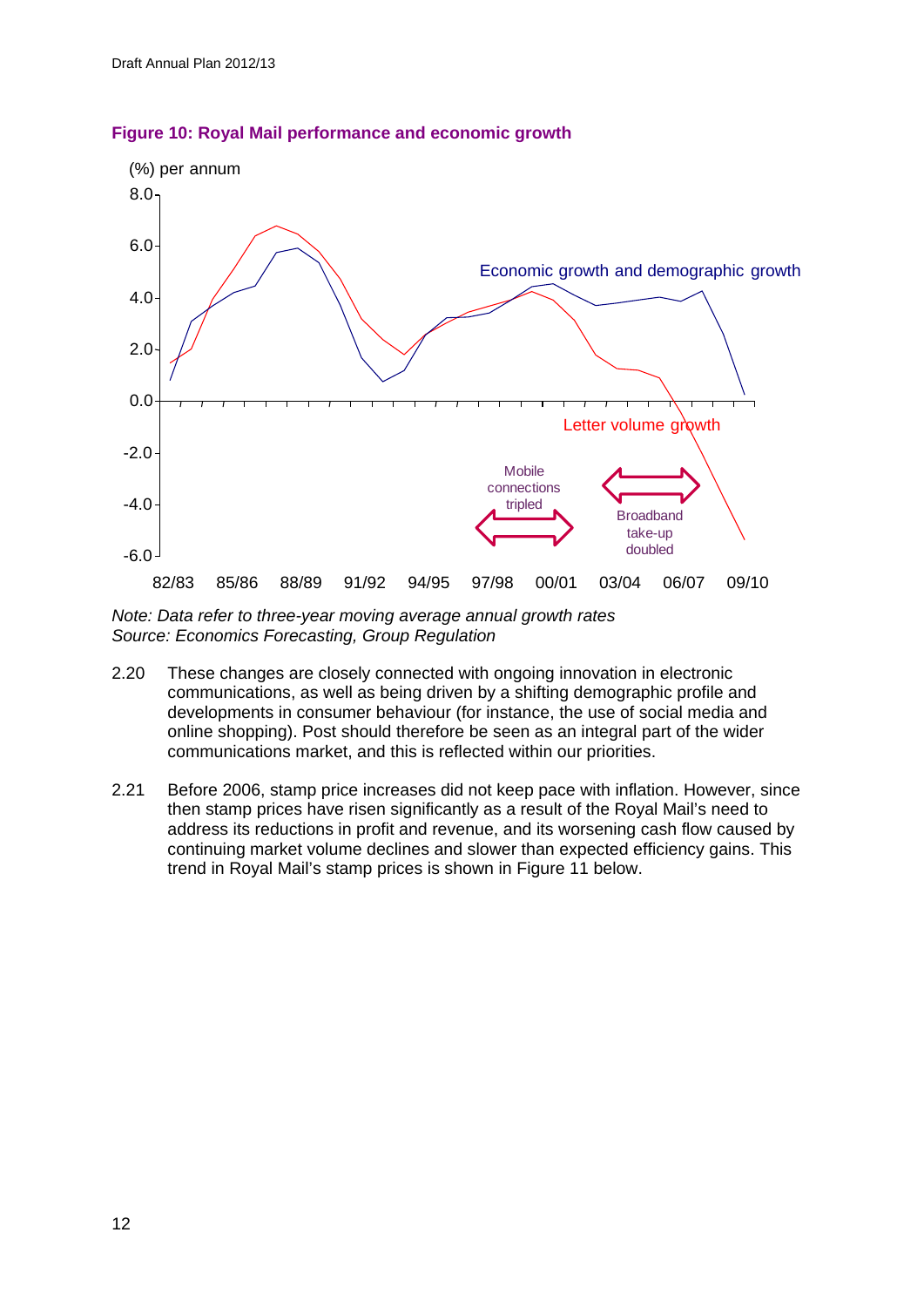**Figure 10: Royal Mail performance and economic growth**

*Note: Data refer to three-year moving average annual growth rates*
*Source: Economics Forecasting, Group Regulation*

2.20 These changes are closely connected with ongoing innovation in electronic communications, as well as being driven by a shifting demographic profile and developments in consumer behaviour (for instance, the use of social media and online shopping). Post should therefore be seen as an integral part of the wider communications market, and this is reflected within our priorities.

2.21 Before 2006, stamp price increases did not keep pace with inflation. However, since then stamp prices have risen significantly as a result of the Royal Mail's need to address its reductions in profit and revenue, and its worsening cash flow caused by continuing market volume declines and slower than expected efficiency gains. This trend in Royal Mail's stamp prices is shown in Figure 11 below.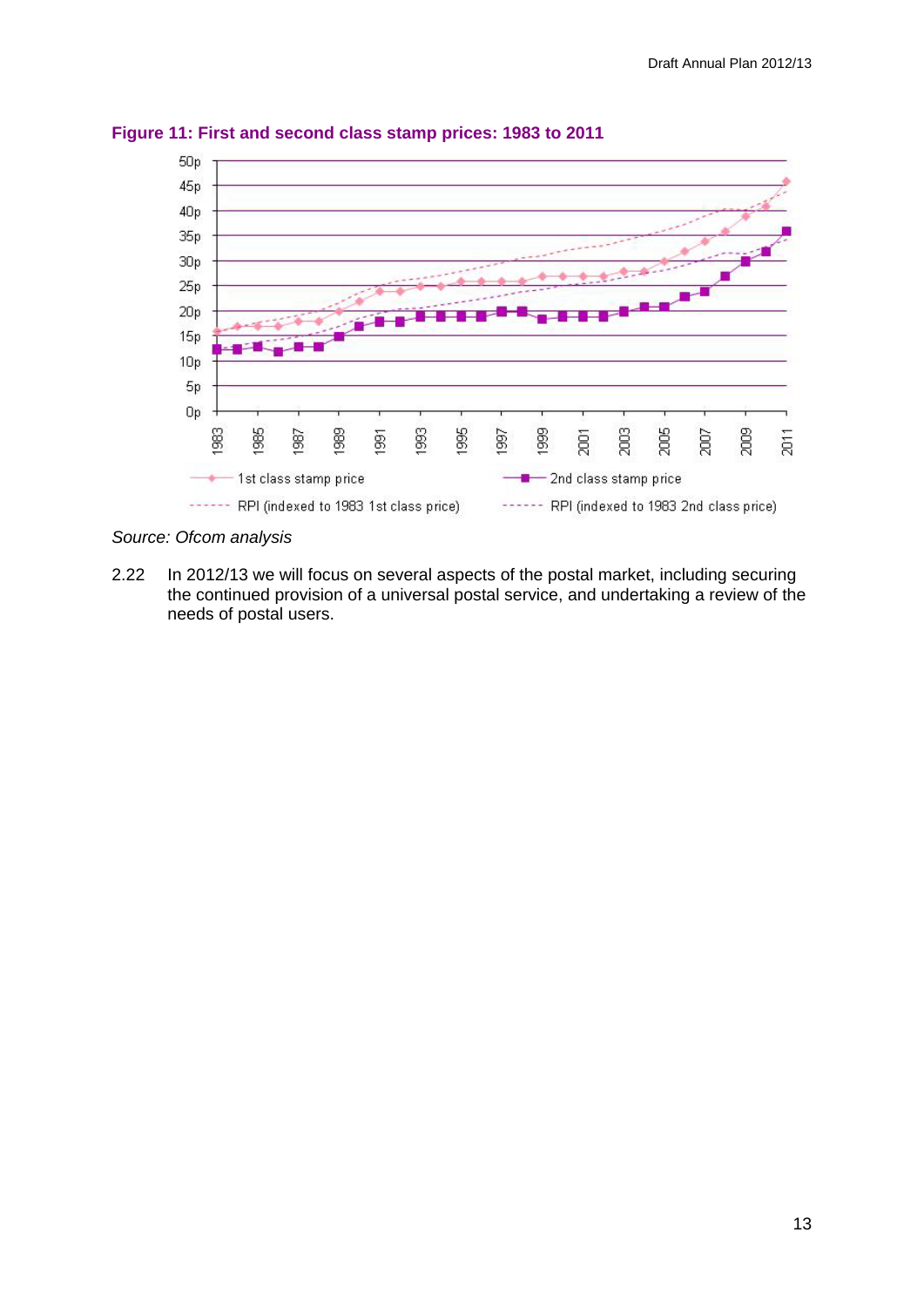**Figure 11: First and second class stamp prices: 1983 to 2011**

Source: Ofcom analysis

2.22 In 2012/13 we will focus on several aspects of the postal market, including securing the continued provision of a universal postal service, and undertaking a review of the needs of postal users.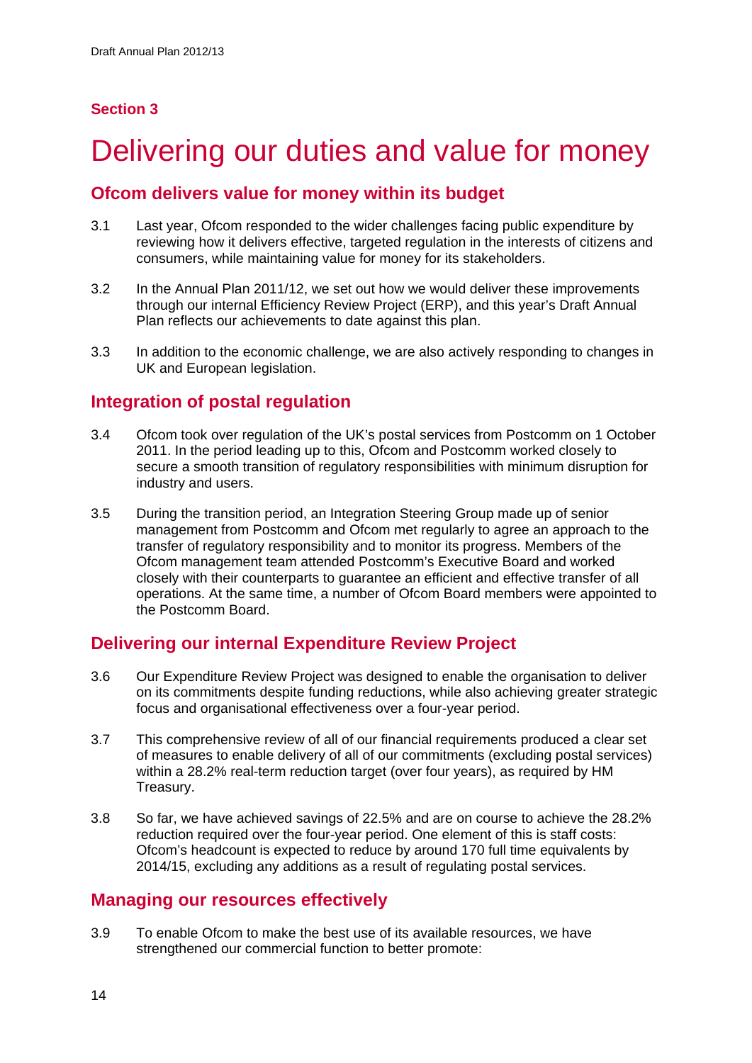## Section 3

# Delivering our duties and value for money

## Ofcom delivers value for money within its budget

3.1 Last year, Ofcom responded to the wider challenges facing public expenditure by reviewing how it delivers effective, targeted regulation in the interests of citizens and consumers, while maintaining value for money for its stakeholders.

3.2 In the Annual Plan 2011/12, we set out how we would deliver these improvements through our internal Efficiency Review Project (ERP), and this year's Draft Annual Plan reflects our achievements to date against this plan.

3.3 In addition to the economic challenge, we are also actively responding to changes in UK and European legislation.

## Integration of postal regulation

3.4 Ofcom took over regulation of the UK's postal services from Postcomm on 1 October 2011. In the period leading up to this, Ofcom and Postcomm worked closely to secure a smooth transition of regulatory responsibilities with minimum disruption for industry and users.

3.5 During the transition period, an Integration Steering Group made up of senior management from Postcomm and Ofcom met regularly to agree an approach to the transfer of regulatory responsibility and to monitor its progress. Members of the Ofcom management team attended Postcomm's Executive Board and worked closely with their counterparts to guarantee an efficient and effective transfer of all operations. At the same time, a number of Ofcom Board members were appointed to the Postcomm Board.

## Delivering our internal Expenditure Review Project

3.6 Our Expenditure Review Project was designed to enable the organisation to deliver on its commitments despite funding reductions, while also achieving greater strategic focus and organisational effectiveness over a four-year period.

3.7 This comprehensive review of all of our financial requirements produced a clear set of measures to enable delivery of all of our commitments (excluding postal services) within a 28.2% real-term reduction target (over four years), as required by HM Treasury.

3.8 So far, we have achieved savings of 22.5% and are on course to achieve the 28.2% reduction required over the four-year period. One element of this is staff costs: Ofcom's headcount is expected to reduce by around 170 full time equivalents by 2014/15, excluding any additions as a result of regulating postal services.

## Managing our resources effectively

3.9 To enable Ofcom to make the best use of its available resources, we have strengthened our commercial function to better promote: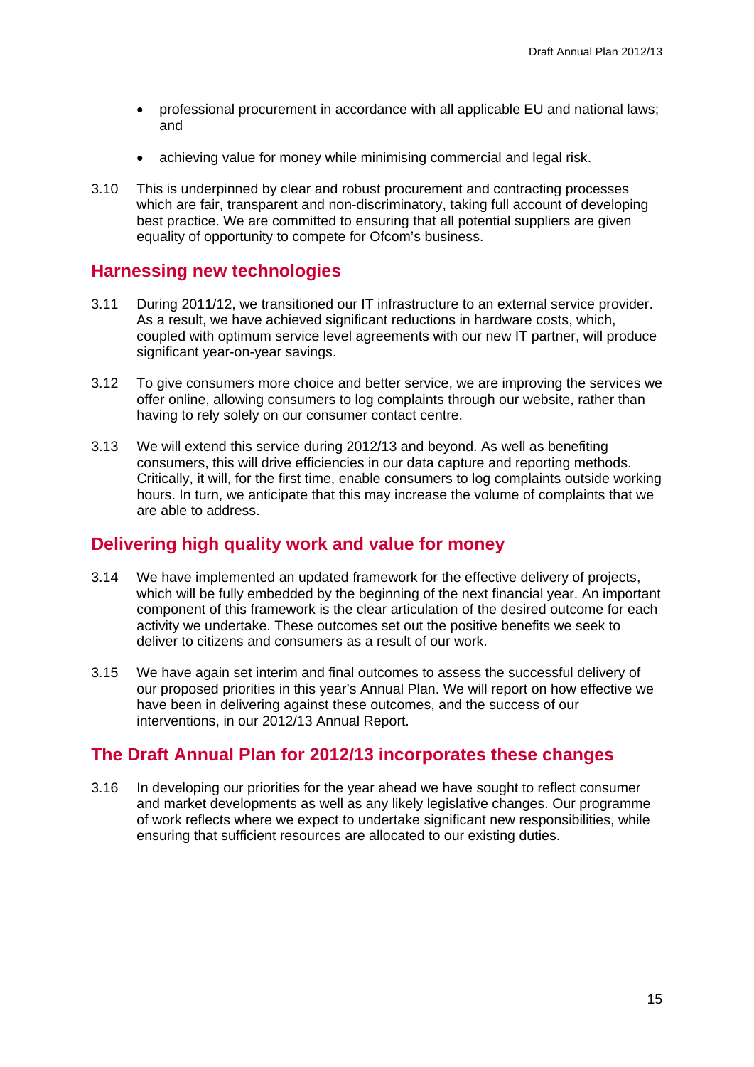- professional procurement in accordance with all applicable EU and national laws; and
- achieving value for money while minimising commercial and legal risk.

3.10 This is underpinned by clear and robust procurement and contracting processes which are fair, transparent and non-discriminatory, taking full account of developing best practice. We are committed to ensuring that all potential suppliers are given equality of opportunity to compete for Ofcom's business.

## Harnessing new technologies

3.11 During 2011/12, we transitioned our IT infrastructure to an external service provider. As a result, we have achieved significant reductions in hardware costs, which, coupled with optimum service level agreements with our new IT partner, will produce significant year-on-year savings.

3.12 To give consumers more choice and better service, we are improving the services we offer online, allowing consumers to log complaints through our website, rather than having to rely solely on our consumer contact centre.

3.13 We will extend this service during 2012/13 and beyond. As well as benefiting consumers, this will drive efficiencies in our data capture and reporting methods. Critically, it will, for the first time, enable consumers to log complaints outside working hours. In turn, we anticipate that this may increase the volume of complaints that we are able to address.

## Delivering high quality work and value for money

3.14 We have implemented an updated framework for the effective delivery of projects, which will be fully embedded by the beginning of the next financial year. An important component of this framework is the clear articulation of the desired outcome for each activity we undertake. These outcomes set out the positive benefits we seek to deliver to citizens and consumers as a result of our work.

3.15 We have again set interim and final outcomes to assess the successful delivery of our proposed priorities in this year's Annual Plan. We will report on how effective we have been in delivering against these outcomes, and the success of our interventions, in our 2012/13 Annual Report.

## The Draft Annual Plan for 2012/13 incorporates these changes

3.16 In developing our priorities for the year ahead we have sought to reflect consumer and market developments as well as any likely legislative changes. Our programme of work reflects where we expect to undertake significant new responsibilities, while ensuring that sufficient resources are allocated to our existing duties.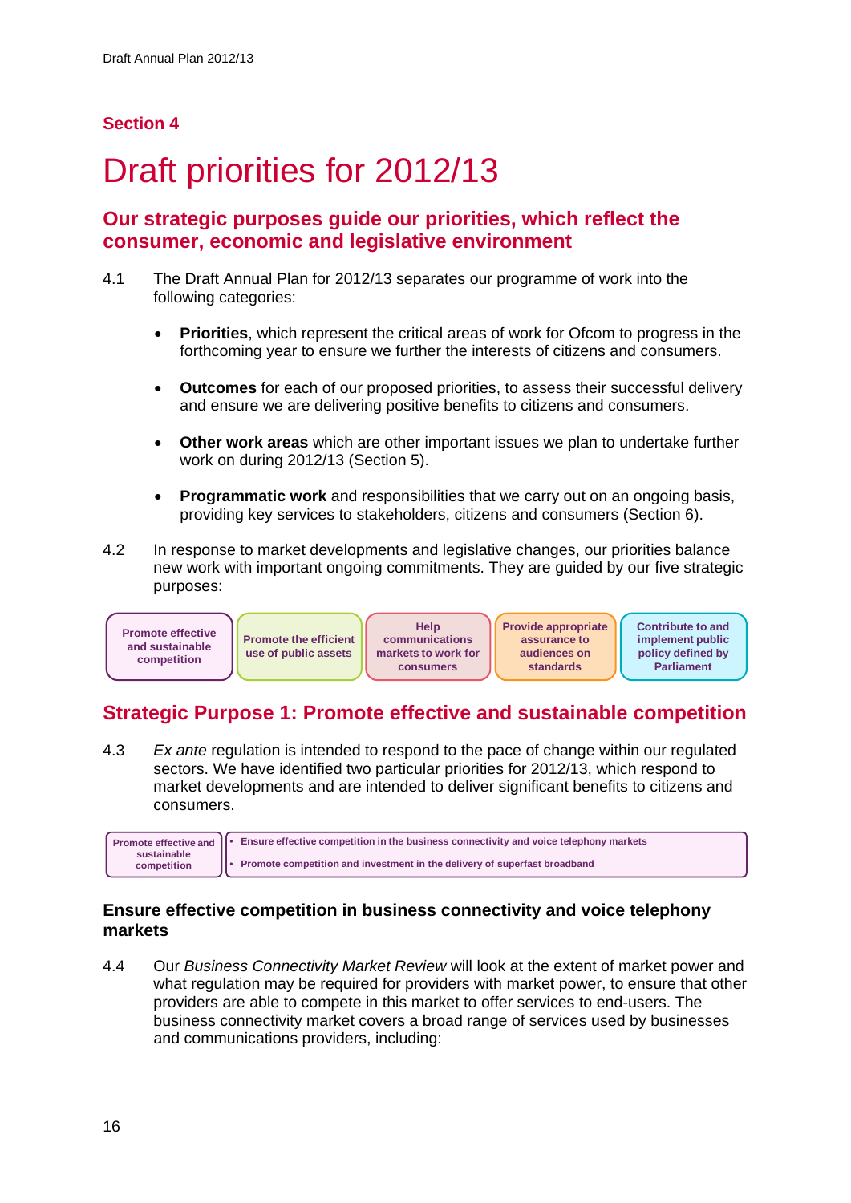## Section 4

# Draft priorities for 2012/13

## Our strategic purposes guide our priorities, which reflect the consumer, economic and legislative environment

4.1 The Draft Annual Plan for 2012/13 separates our programme of work into the following categories:

- **Priorities**, which represent the critical areas of work for Ofcom to progress in the forthcoming year to ensure we further the interests of citizens and consumers.
- **Outcomes** for each of our proposed priorities, to assess their successful delivery and ensure we are delivering positive benefits to citizens and consumers.
- **Other work areas** which are other important issues we plan to undertake further work on during 2012/13 (Section 5).
- **Programmatic work** and responsibilities that we carry out on an ongoing basis, providing key services to stakeholders, citizens and consumers (Section 6).

4.2 In response to market developments and legislative changes, our priorities balance new work with important ongoing commitments. They are guided by our five strategic purposes:

| Promote effective and sustainable competition | Promote the efficient use of public assets | Help communications markets to work for consumers | Provide appropriate assurance to audiences on standards | Contribute to and implement public policy defined by Parliament |
|---|---|---|---|---|

## Strategic Purpose 1: Promote effective and sustainable competition

4.3 *Ex ante* regulation is intended to respond to the pace of change within our regulated sectors. We have identified two particular priorities for 2012/13, which respond to market developments and are intended to deliver significant benefits to citizens and consumers.

| Promote effective and sustainable competition | • Ensure effective competition in the business connectivity and voice telephony markets<br>• Promote competition and investment in the delivery of superfast broadband |
|---|---|

### Ensure effective competition in business connectivity and voice telephony markets

4.4 Our *Business Connectivity Market Review* will look at the extent of market power and what regulation may be required for providers with market power, to ensure that other providers are able to compete in this market to offer services to end-users. The business connectivity market covers a broad range of services used by businesses and communications providers, including: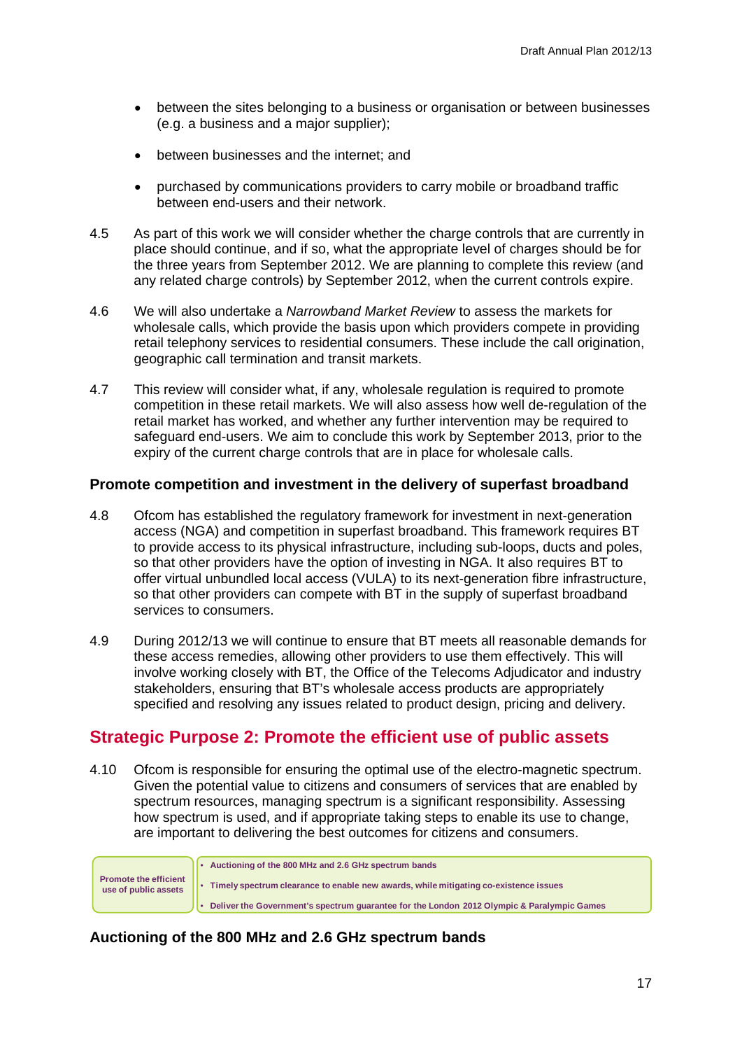- between the sites belonging to a business or organisation or between businesses (e.g. a business and a major supplier);
- between businesses and the internet; and
- purchased by communications providers to carry mobile or broadband traffic between end-users and their network.

4.5 As part of this work we will consider whether the charge controls that are currently in place should continue, and if so, what the appropriate level of charges should be for the three years from September 2012. We are planning to complete this review (and any related charge controls) by September 2012, when the current controls expire.

4.6 We will also undertake a *Narrowband Market Review* to assess the markets for wholesale calls, which provide the basis upon which providers compete in providing retail telephony services to residential consumers. These include the call origination, geographic call termination and transit markets.

4.7 This review will consider what, if any, wholesale regulation is required to promote competition in these retail markets. We will also assess how well de-regulation of the retail market has worked, and whether any further intervention may be required to safeguard end-users. We aim to conclude this work by September 2013, prior to the expiry of the current charge controls that are in place for wholesale calls.

### Promote competition and investment in the delivery of superfast broadband

4.8 Ofcom has established the regulatory framework for investment in next-generation access (NGA) and competition in superfast broadband. This framework requires BT to provide access to its physical infrastructure, including sub-loops, ducts and poles, so that other providers have the option of investing in NGA. It also requires BT to offer virtual unbundled local access (VULA) to its next-generation fibre infrastructure, so that other providers can compete with BT in the supply of superfast broadband services to consumers.

4.9 During 2012/13 we will continue to ensure that BT meets all reasonable demands for these access remedies, allowing other providers to use them effectively. This will involve working closely with BT, the Office of the Telecoms Adjudicator and industry stakeholders, ensuring that BT's wholesale access products are appropriately specified and resolving any issues related to product design, pricing and delivery.

## Strategic Purpose 2: Promote the efficient use of public assets

4.10 Ofcom is responsible for ensuring the optimal use of the electro-magnetic spectrum. Given the potential value to citizens and consumers of services that are enabled by spectrum resources, managing spectrum is a significant responsibility. Assessing how spectrum is used, and if appropriate taking steps to enable its use to change, are important to delivering the best outcomes for citizens and consumers.

| Promote the efficient use of public assets | • Auctioning of the 800 MHz and 2.6 GHz spectrum bands<br>• Timely spectrum clearance to enable new awards, while mitigating co-existence issues<br>• Deliver the Government's spectrum guarantee for the London 2012 Olympic & Paralympic Games |
|---|---|

### Auctioning of the 800 MHz and 2.6 GHz spectrum bands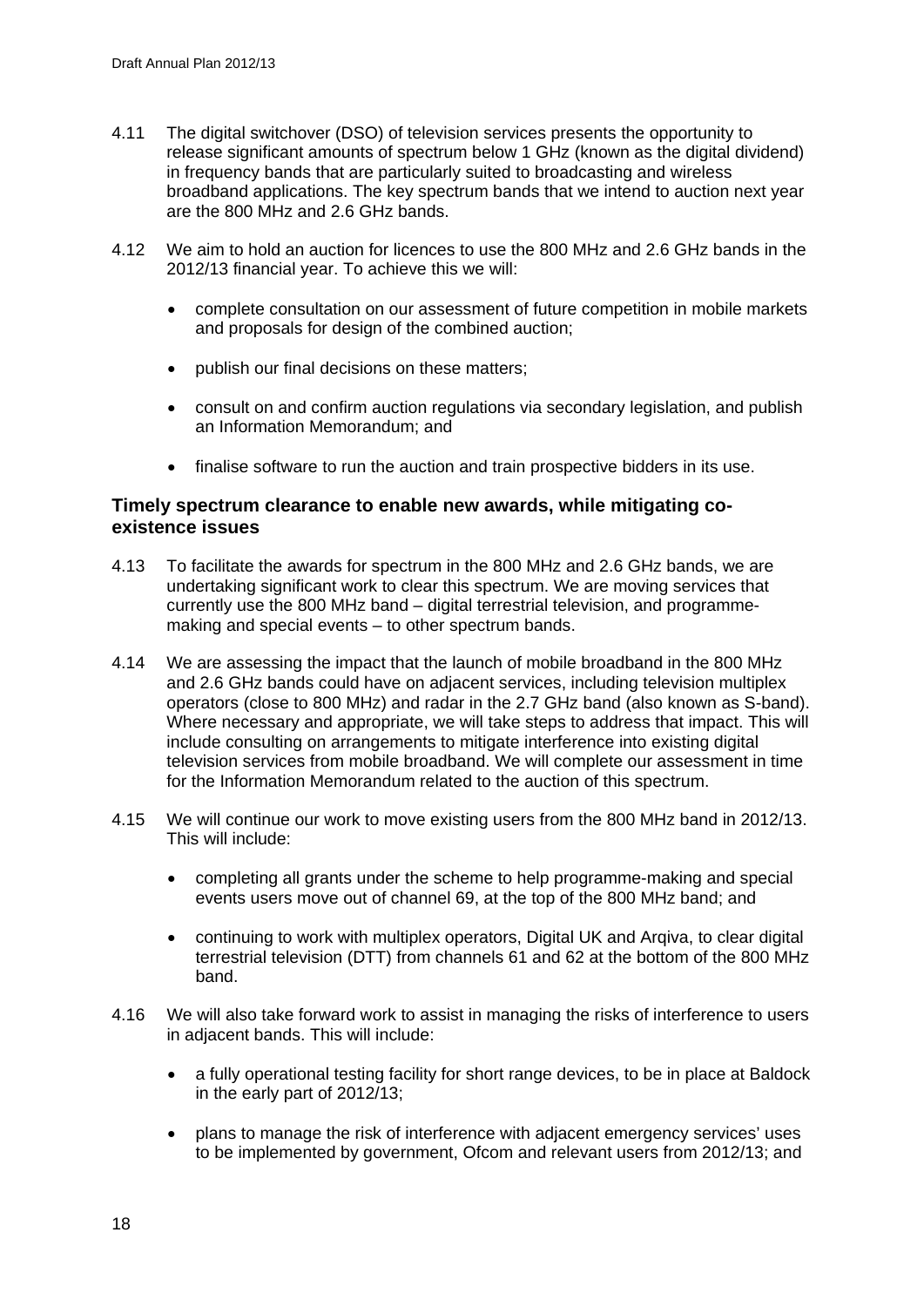4.11 The digital switchover (DSO) of television services presents the opportunity to release significant amounts of spectrum below 1 GHz (known as the digital dividend) in frequency bands that are particularly suited to broadcasting and wireless broadband applications. The key spectrum bands that we intend to auction next year are the 800 MHz and 2.6 GHz bands.

4.12 We aim to hold an auction for licences to use the 800 MHz and 2.6 GHz bands in the 2012/13 financial year. To achieve this we will:

- complete consultation on our assessment of future competition in mobile markets and proposals for design of the combined auction;
- publish our final decisions on these matters;
- consult on and confirm auction regulations via secondary legislation, and publish an Information Memorandum; and
- finalise software to run the auction and train prospective bidders in its use.

### Timely spectrum clearance to enable new awards, while mitigating co-existence issues

4.13 To facilitate the awards for spectrum in the 800 MHz and 2.6 GHz bands, we are undertaking significant work to clear this spectrum. We are moving services that currently use the 800 MHz band – digital terrestrial television, and programme-making and special events – to other spectrum bands.

4.14 We are assessing the impact that the launch of mobile broadband in the 800 MHz and 2.6 GHz bands could have on adjacent services, including television multiplex operators (close to 800 MHz) and radar in the 2.7 GHz band (also known as S-band). Where necessary and appropriate, we will take steps to address that impact. This will include consulting on arrangements to mitigate interference into existing digital television services from mobile broadband. We will complete our assessment in time for the Information Memorandum related to the auction of this spectrum.

4.15 We will continue our work to move existing users from the 800 MHz band in 2012/13. This will include:

- completing all grants under the scheme to help programme-making and special events users move out of channel 69, at the top of the 800 MHz band; and
- continuing to work with multiplex operators, Digital UK and Arqiva, to clear digital terrestrial television (DTT) from channels 61 and 62 at the bottom of the 800 MHz band.

4.16 We will also take forward work to assist in managing the risks of interference to users in adjacent bands. This will include:

- a fully operational testing facility for short range devices, to be in place at Baldock in the early part of 2012/13;
- plans to manage the risk of interference with adjacent emergency services' uses to be implemented by government, Ofcom and relevant users from 2012/13; and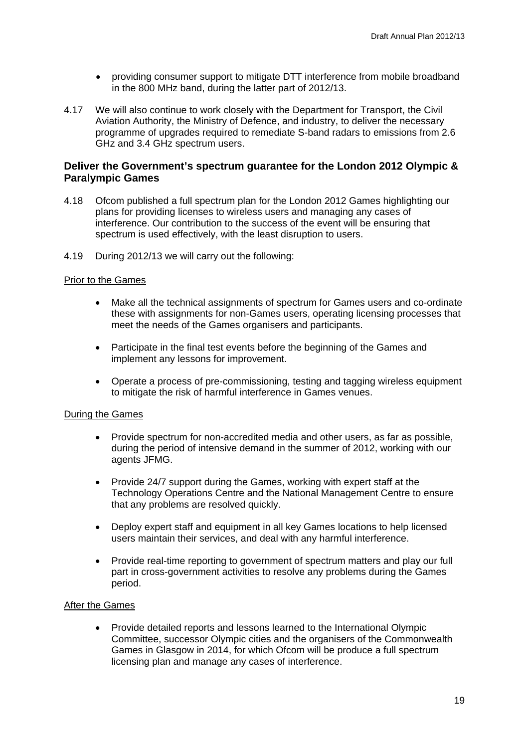- providing consumer support to mitigate DTT interference from mobile broadband in the 800 MHz band, during the latter part of 2012/13.

4.17 We will also continue to work closely with the Department for Transport, the Civil Aviation Authority, the Ministry of Defence, and industry, to deliver the necessary programme of upgrades required to remediate S-band radars to emissions from 2.6 GHz and 3.4 GHz spectrum users.

### Deliver the Government's spectrum guarantee for the London 2012 Olympic & Paralympic Games

4.18 Ofcom published a full spectrum plan for the London 2012 Games highlighting our plans for providing licenses to wireless users and managing any cases of interference. Our contribution to the success of the event will be ensuring that spectrum is used effectively, with the least disruption to users.

4.19 During 2012/13 we will carry out the following:

<u>Prior to the Games</u>

- Make all the technical assignments of spectrum for Games users and co-ordinate these with assignments for non-Games users, operating licensing processes that meet the needs of the Games organisers and participants.
- Participate in the final test events before the beginning of the Games and implement any lessons for improvement.
- Operate a process of pre-commissioning, testing and tagging wireless equipment to mitigate the risk of harmful interference in Games venues.

<u>During the Games</u>

- Provide spectrum for non-accredited media and other users, as far as possible, during the period of intensive demand in the summer of 2012, working with our agents JFMG.
- Provide 24/7 support during the Games, working with expert staff at the Technology Operations Centre and the National Management Centre to ensure that any problems are resolved quickly.
- Deploy expert staff and equipment in all key Games locations to help licensed users maintain their services, and deal with any harmful interference.
- Provide real-time reporting to government of spectrum matters and play our full part in cross-government activities to resolve any problems during the Games period.

<u>After the Games</u>

- Provide detailed reports and lessons learned to the International Olympic Committee, successor Olympic cities and the organisers of the Commonwealth Games in Glasgow in 2014, for which Ofcom will be produce a full spectrum licensing plan and manage any cases of interference.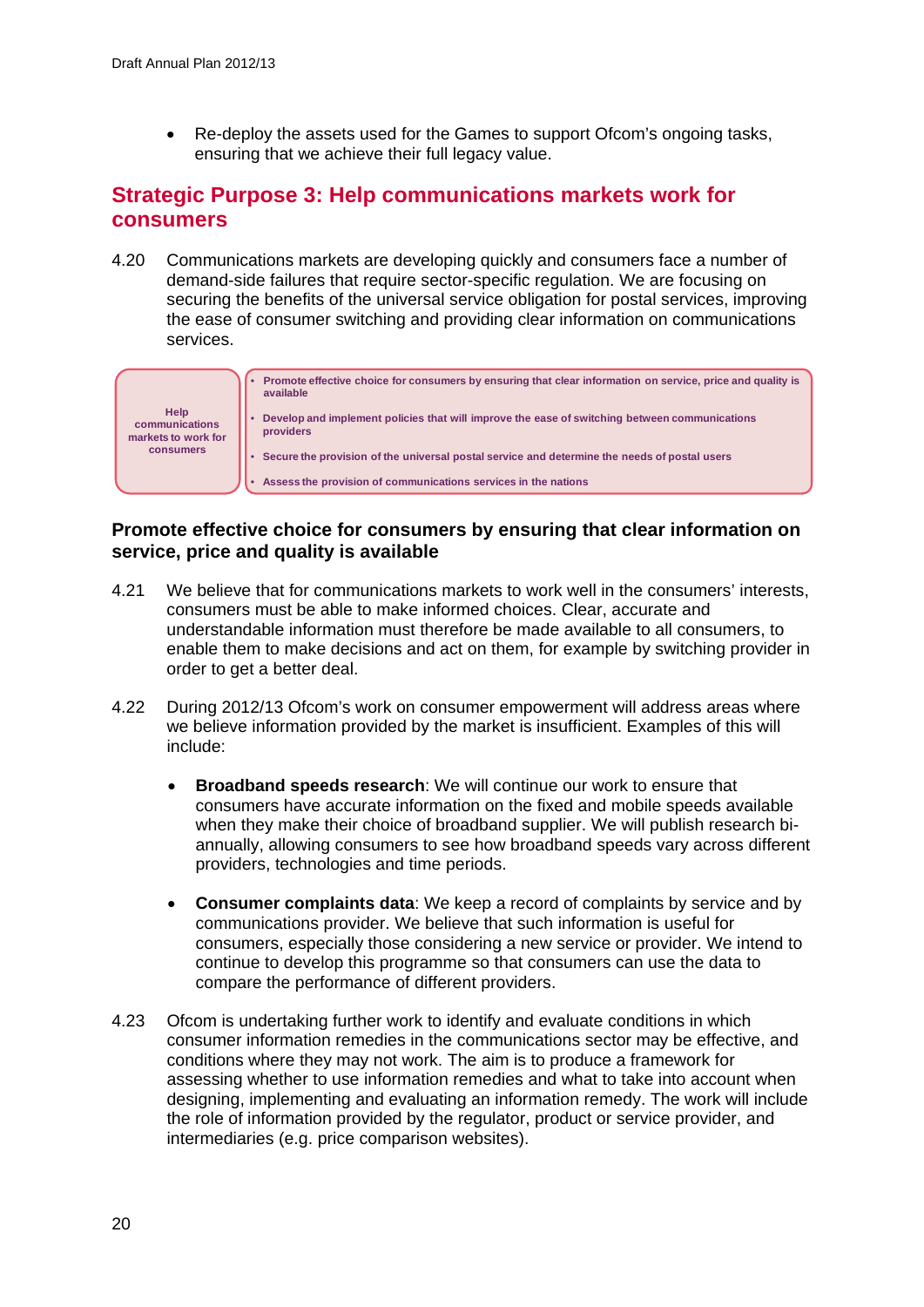- Re-deploy the assets used for the Games to support Ofcom's ongoing tasks, ensuring that we achieve their full legacy value.

## Strategic Purpose 3: Help communications markets work for consumers

4.20 Communications markets are developing quickly and consumers face a number of demand-side failures that require sector-specific regulation. We are focusing on securing the benefits of the universal service obligation for postal services, improving the ease of consumer switching and providing clear information on communications services.

| Help communications markets to work for consumers | • Promote effective choice for consumers by ensuring that clear information on service, price and quality is available<br>• Develop and implement policies that will improve the ease of switching between communications providers<br>• Secure the provision of the universal postal service and determine the needs of postal users<br>• Assess the provision of communications services in the nations |
|---|---|

### Promote effective choice for consumers by ensuring that clear information on service, price and quality is available

4.21 We believe that for communications markets to work well in the consumers' interests, consumers must be able to make informed choices. Clear, accurate and understandable information must therefore be made available to all consumers, to enable them to make decisions and act on them, for example by switching provider in order to get a better deal.

4.22 During 2012/13 Ofcom's work on consumer empowerment will address areas where we believe information provided by the market is insufficient. Examples of this will include:

- **Broadband speeds research**: We will continue our work to ensure that consumers have accurate information on the fixed and mobile speeds available when they make their choice of broadband supplier. We will publish research bi-annually, allowing consumers to see how broadband speeds vary across different providers, technologies and time periods.

- **Consumer complaints data**: We keep a record of complaints by service and by communications provider. We believe that such information is useful for consumers, especially those considering a new service or provider. We intend to continue to develop this programme so that consumers can use the data to compare the performance of different providers.

4.23 Ofcom is undertaking further work to identify and evaluate conditions in which consumer information remedies in the communications sector may be effective, and conditions where they may not work. The aim is to produce a framework for assessing whether to use information remedies and what to take into account when designing, implementing and evaluating an information remedy. The work will include the role of information provided by the regulator, product or service provider, and intermediaries (e.g. price comparison websites).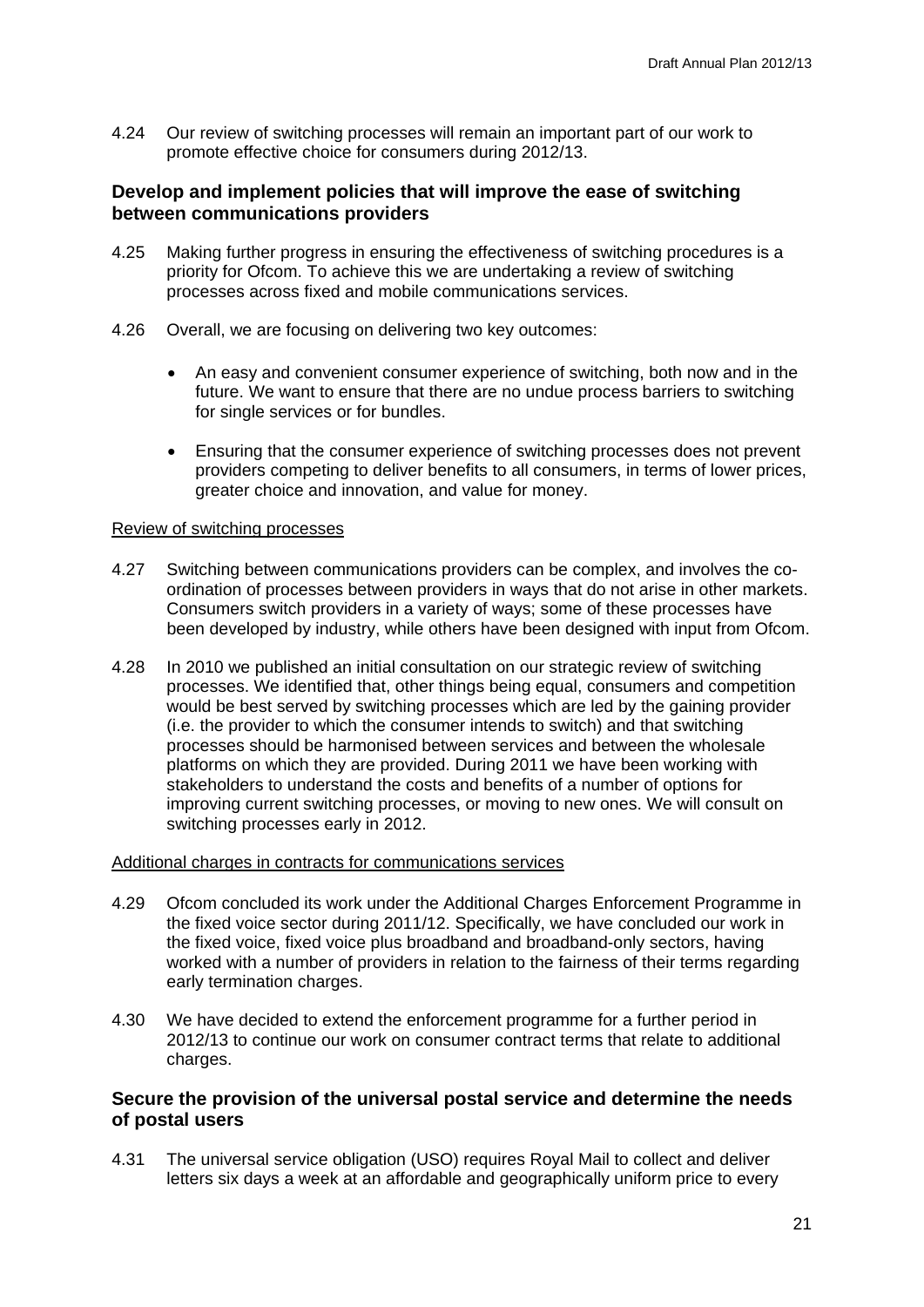4.24 Our review of switching processes will remain an important part of our work to promote effective choice for consumers during 2012/13.

### Develop and implement policies that will improve the ease of switching between communications providers

4.25 Making further progress in ensuring the effectiveness of switching procedures is a priority for Ofcom. To achieve this we are undertaking a review of switching processes across fixed and mobile communications services.

4.26 Overall, we are focusing on delivering two key outcomes:

- An easy and convenient consumer experience of switching, both now and in the future. We want to ensure that there are no undue process barriers to switching for single services or for bundles.

- Ensuring that the consumer experience of switching processes does not prevent providers competing to deliver benefits to all consumers, in terms of lower prices, greater choice and innovation, and value for money.

Review of switching processes

4.27 Switching between communications providers can be complex, and involves the co-ordination of processes between providers in ways that do not arise in other markets. Consumers switch providers in a variety of ways; some of these processes have been developed by industry, while others have been designed with input from Ofcom.

4.28 In 2010 we published an initial consultation on our strategic review of switching processes. We identified that, other things being equal, consumers and competition would be best served by switching processes which are led by the gaining provider (i.e. the provider to which the consumer intends to switch) and that switching processes should be harmonised between services and between the wholesale platforms on which they are provided. During 2011 we have been working with stakeholders to understand the costs and benefits of a number of options for improving current switching processes, or moving to new ones. We will consult on switching processes early in 2012.

Additional charges in contracts for communications services

4.29 Ofcom concluded its work under the Additional Charges Enforcement Programme in the fixed voice sector during 2011/12. Specifically, we have concluded our work in the fixed voice, fixed voice plus broadband and broadband-only sectors, having worked with a number of providers in relation to the fairness of their terms regarding early termination charges.

4.30 We have decided to extend the enforcement programme for a further period in 2012/13 to continue our work on consumer contract terms that relate to additional charges.

### Secure the provision of the universal postal service and determine the needs of postal users

4.31 The universal service obligation (USO) requires Royal Mail to collect and deliver letters six days a week at an affordable and geographically uniform price to every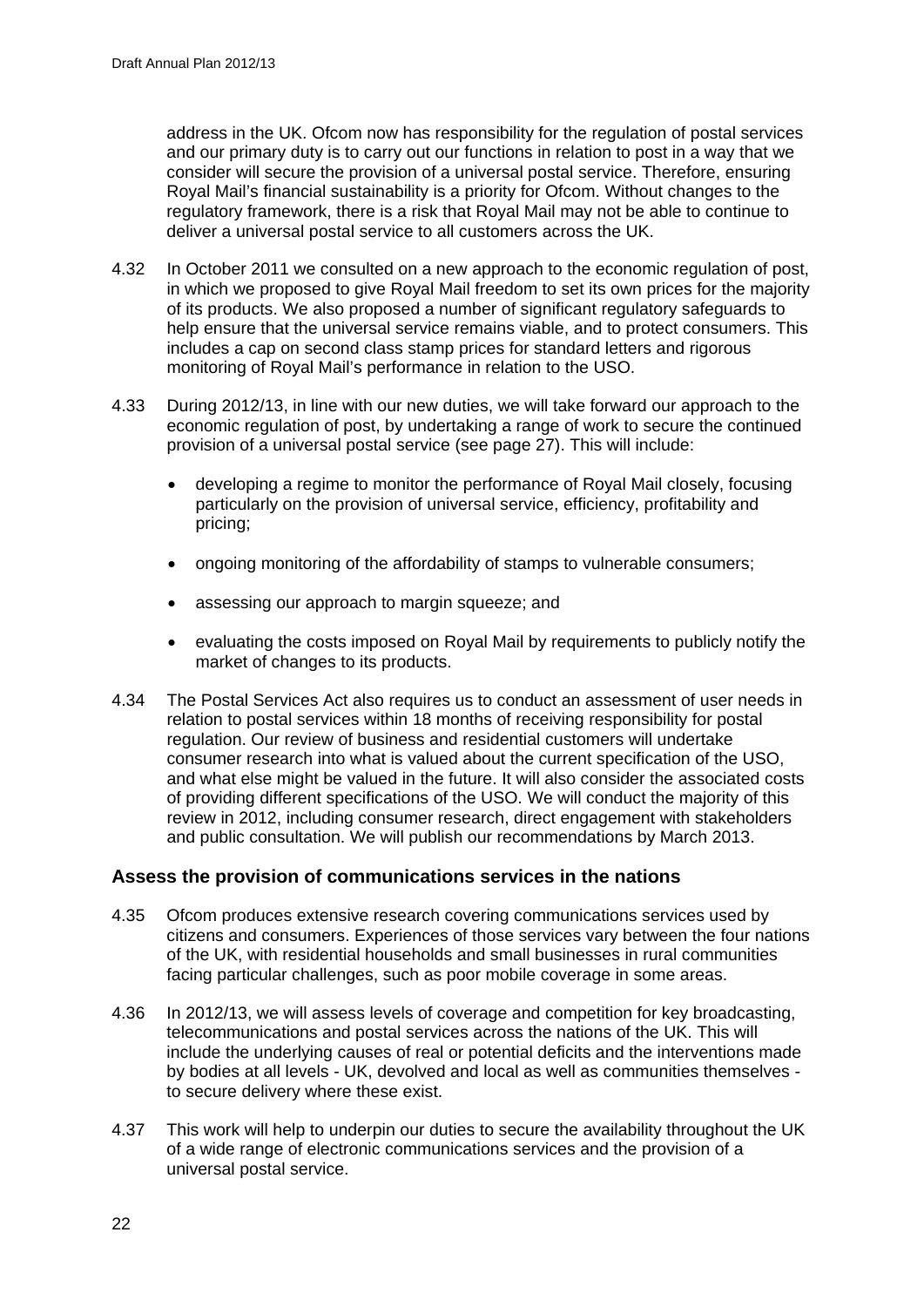address in the UK. Ofcom now has responsibility for the regulation of postal services and our primary duty is to carry out our functions in relation to post in a way that we consider will secure the provision of a universal postal service. Therefore, ensuring Royal Mail's financial sustainability is a priority for Ofcom. Without changes to the regulatory framework, there is a risk that Royal Mail may not be able to continue to deliver a universal postal service to all customers across the UK.

4.32 In October 2011 we consulted on a new approach to the economic regulation of post, in which we proposed to give Royal Mail freedom to set its own prices for the majority of its products. We also proposed a number of significant regulatory safeguards to help ensure that the universal service remains viable, and to protect consumers. This includes a cap on second class stamp prices for standard letters and rigorous monitoring of Royal Mail's performance in relation to the USO.

4.33 During 2012/13, in line with our new duties, we will take forward our approach to the economic regulation of post, by undertaking a range of work to secure the continued provision of a universal postal service (see page 27). This will include:

- developing a regime to monitor the performance of Royal Mail closely, focusing particularly on the provision of universal service, efficiency, profitability and pricing;
- ongoing monitoring of the affordability of stamps to vulnerable consumers;
- assessing our approach to margin squeeze; and
- evaluating the costs imposed on Royal Mail by requirements to publicly notify the market of changes to its products.

4.34 The Postal Services Act also requires us to conduct an assessment of user needs in relation to postal services within 18 months of receiving responsibility for postal regulation. Our review of business and residential customers will undertake consumer research into what is valued about the current specification of the USO, and what else might be valued in the future. It will also consider the associated costs of providing different specifications of the USO. We will conduct the majority of this review in 2012, including consumer research, direct engagement with stakeholders and public consultation. We will publish our recommendations by March 2013.

### Assess the provision of communications services in the nations

4.35 Ofcom produces extensive research covering communications services used by citizens and consumers. Experiences of those services vary between the four nations of the UK, with residential households and small businesses in rural communities facing particular challenges, such as poor mobile coverage in some areas.

4.36 In 2012/13, we will assess levels of coverage and competition for key broadcasting, telecommunications and postal services across the nations of the UK. This will include the underlying causes of real or potential deficits and the interventions made by bodies at all levels - UK, devolved and local as well as communities themselves - to secure delivery where these exist.

4.37 This work will help to underpin our duties to secure the availability throughout the UK of a wide range of electronic communications services and the provision of a universal postal service.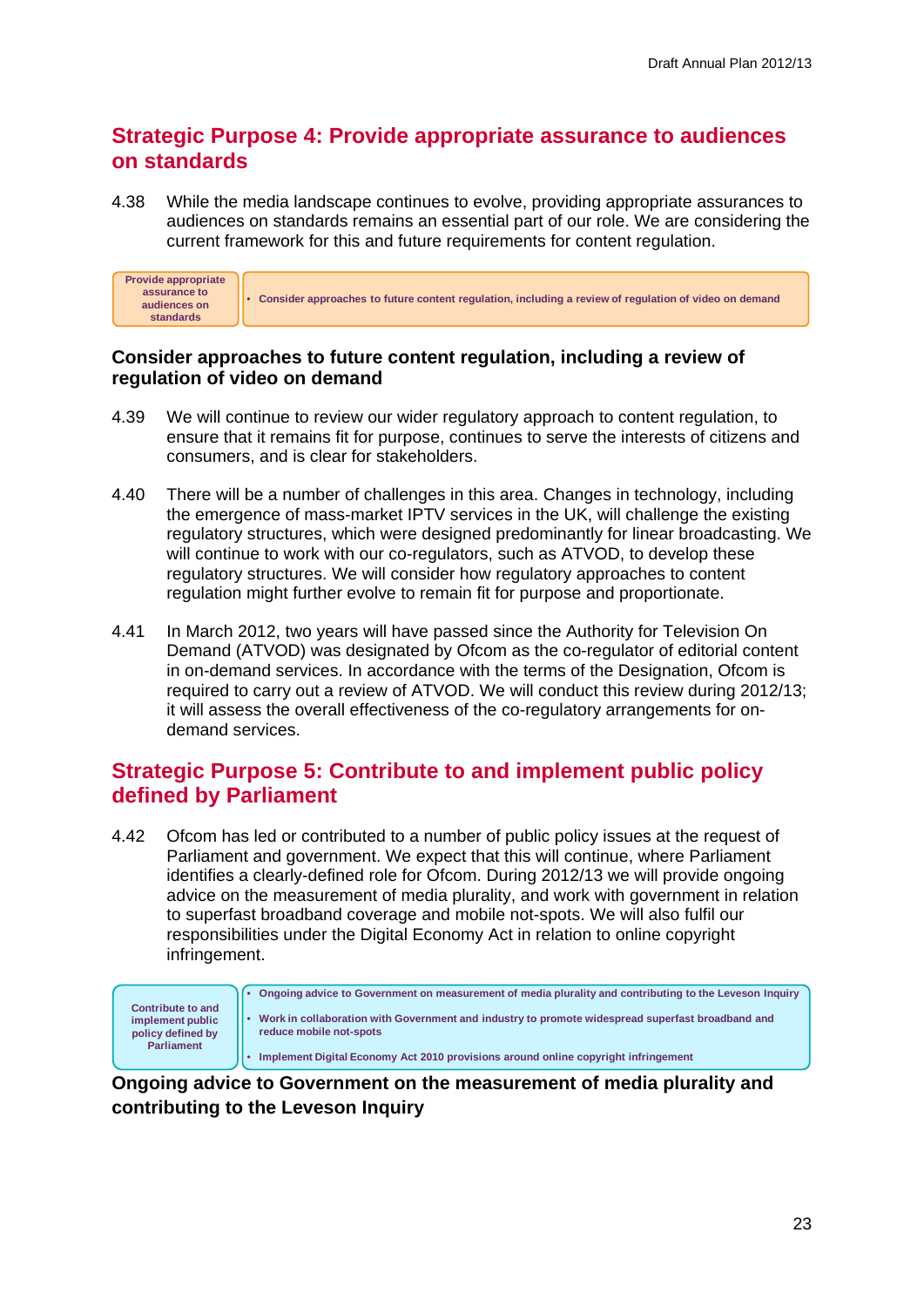## Strategic Purpose 4: Provide appropriate assurance to audiences on standards

4.38 While the media landscape continues to evolve, providing appropriate assurances to audiences on standards remains an essential part of our role. We are considering the current framework for this and future requirements for content regulation.

| Provide appropriate assurance to audiences on standards | • Consider approaches to future content regulation, including a review of regulation of video on demand |
|---|---|

### Consider approaches to future content regulation, including a review of regulation of video on demand

4.39 We will continue to review our wider regulatory approach to content regulation, to ensure that it remains fit for purpose, continues to serve the interests of citizens and consumers, and is clear for stakeholders.

4.40 There will be a number of challenges in this area. Changes in technology, including the emergence of mass-market IPTV services in the UK, will challenge the existing regulatory structures, which were designed predominantly for linear broadcasting. We will continue to work with our co-regulators, such as ATVOD, to develop these regulatory structures. We will consider how regulatory approaches to content regulation might further evolve to remain fit for purpose and proportionate.

4.41 In March 2012, two years will have passed since the Authority for Television On Demand (ATVOD) was designated by Ofcom as the co-regulator of editorial content in on-demand services. In accordance with the terms of the Designation, Ofcom is required to carry out a review of ATVOD. We will conduct this review during 2012/13; it will assess the overall effectiveness of the co-regulatory arrangements for on-demand services.

## Strategic Purpose 5: Contribute to and implement public policy defined by Parliament

4.42 Ofcom has led or contributed to a number of public policy issues at the request of Parliament and government. We expect that this will continue, where Parliament identifies a clearly-defined role for Ofcom. During 2012/13 we will provide ongoing advice on the measurement of media plurality, and work with government in relation to superfast broadband coverage and mobile not-spots. We will also fulfil our responsibilities under the Digital Economy Act in relation to online copyright infringement.

| Contribute to and implement public policy defined by Parliament | • Ongoing advice to Government on measurement of media plurality and contributing to the Leveson Inquiry<br>• Work in collaboration with Government and industry to promote widespread superfast broadband and reduce mobile not-spots<br>• Implement Digital Economy Act 2010 provisions around online copyright infringement |
|---|---|

### Ongoing advice to Government on the measurement of media plurality and contributing to the Leveson Inquiry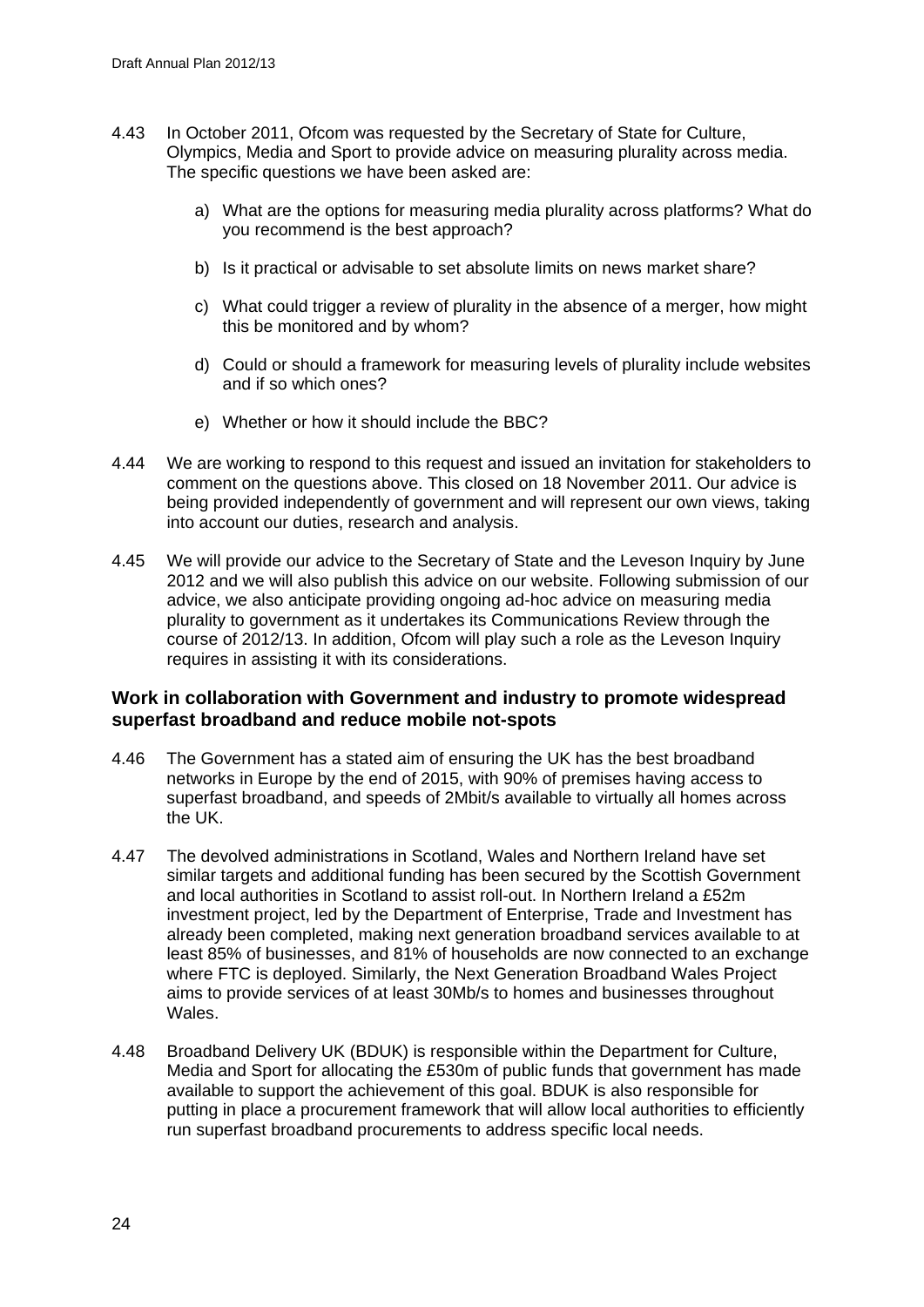4.43 In October 2011, Ofcom was requested by the Secretary of State for Culture, Olympics, Media and Sport to provide advice on measuring plurality across media. The specific questions we have been asked are:

a) What are the options for measuring media plurality across platforms? What do you recommend is the best approach?

b) Is it practical or advisable to set absolute limits on news market share?

c) What could trigger a review of plurality in the absence of a merger, how might this be monitored and by whom?

d) Could or should a framework for measuring levels of plurality include websites and if so which ones?

e) Whether or how it should include the BBC?

4.44 We are working to respond to this request and issued an invitation for stakeholders to comment on the questions above. This closed on 18 November 2011. Our advice is being provided independently of government and will represent our own views, taking into account our duties, research and analysis.

4.45 We will provide our advice to the Secretary of State and the Leveson Inquiry by June 2012 and we will also publish this advice on our website. Following submission of our advice, we also anticipate providing ongoing ad-hoc advice on measuring media plurality to government as it undertakes its Communications Review through the course of 2012/13. In addition, Ofcom will play such a role as the Leveson Inquiry requires in assisting it with its considerations.

### Work in collaboration with Government and industry to promote widespread superfast broadband and reduce mobile not-spots

4.46 The Government has a stated aim of ensuring the UK has the best broadband networks in Europe by the end of 2015, with 90% of premises having access to superfast broadband, and speeds of 2Mbit/s available to virtually all homes across the UK.

4.47 The devolved administrations in Scotland, Wales and Northern Ireland have set similar targets and additional funding has been secured by the Scottish Government and local authorities in Scotland to assist roll-out. In Northern Ireland a £52m investment project, led by the Department of Enterprise, Trade and Investment has already been completed, making next generation broadband services available to at least 85% of businesses, and 81% of households are now connected to an exchange where FTC is deployed. Similarly, the Next Generation Broadband Wales Project aims to provide services of at least 30Mb/s to homes and businesses throughout Wales.

4.48 Broadband Delivery UK (BDUK) is responsible within the Department for Culture, Media and Sport for allocating the £530m of public funds that government has made available to support the achievement of this goal. BDUK is also responsible for putting in place a procurement framework that will allow local authorities to efficiently run superfast broadband procurements to address specific local needs.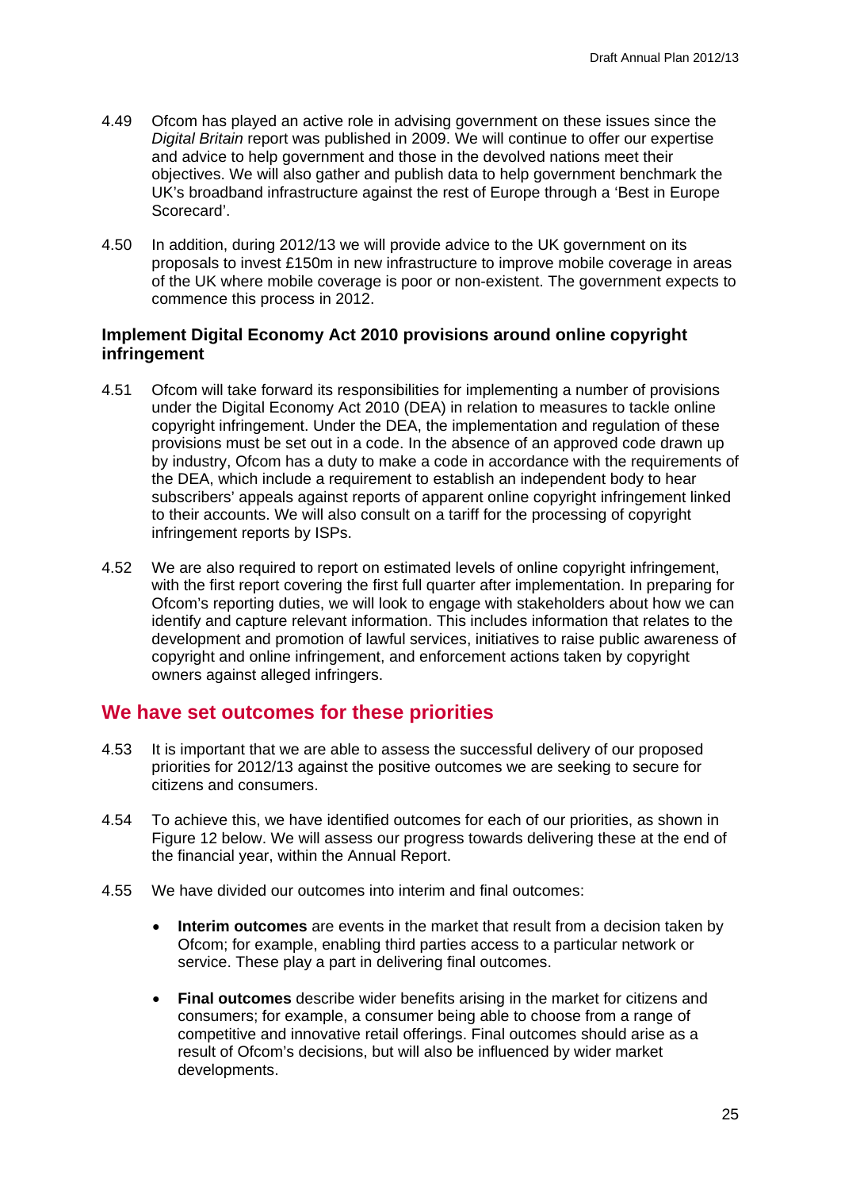4.49 Ofcom has played an active role in advising government on these issues since the *Digital Britain* report was published in 2009. We will continue to offer our expertise and advice to help government and those in the devolved nations meet their objectives. We will also gather and publish data to help government benchmark the UK's broadband infrastructure against the rest of Europe through a 'Best in Europe Scorecard'.

4.50 In addition, during 2012/13 we will provide advice to the UK government on its proposals to invest £150m in new infrastructure to improve mobile coverage in areas of the UK where mobile coverage is poor or non-existent. The government expects to commence this process in 2012.

### Implement Digital Economy Act 2010 provisions around online copyright infringement

4.51 Ofcom will take forward its responsibilities for implementing a number of provisions under the Digital Economy Act 2010 (DEA) in relation to measures to tackle online copyright infringement. Under the DEA, the implementation and regulation of these provisions must be set out in a code. In the absence of an approved code drawn up by industry, Ofcom has a duty to make a code in accordance with the requirements of the DEA, which include a requirement to establish an independent body to hear subscribers' appeals against reports of apparent online copyright infringement linked to their accounts. We will also consult on a tariff for the processing of copyright infringement reports by ISPs.

4.52 We are also required to report on estimated levels of online copyright infringement, with the first report covering the first full quarter after implementation. In preparing for Ofcom's reporting duties, we will look to engage with stakeholders about how we can identify and capture relevant information. This includes information that relates to the development and promotion of lawful services, initiatives to raise public awareness of copyright and online infringement, and enforcement actions taken by copyright owners against alleged infringers.

## We have set outcomes for these priorities

4.53 It is important that we are able to assess the successful delivery of our proposed priorities for 2012/13 against the positive outcomes we are seeking to secure for citizens and consumers.

4.54 To achieve this, we have identified outcomes for each of our priorities, as shown in Figure 12 below. We will assess our progress towards delivering these at the end of the financial year, within the Annual Report.

4.55 We have divided our outcomes into interim and final outcomes:

- **Interim outcomes** are events in the market that result from a decision taken by Ofcom; for example, enabling third parties access to a particular network or service. These play a part in delivering final outcomes.
- **Final outcomes** describe wider benefits arising in the market for citizens and consumers; for example, a consumer being able to choose from a range of competitive and innovative retail offerings. Final outcomes should arise as a result of Ofcom's decisions, but will also be influenced by wider market developments.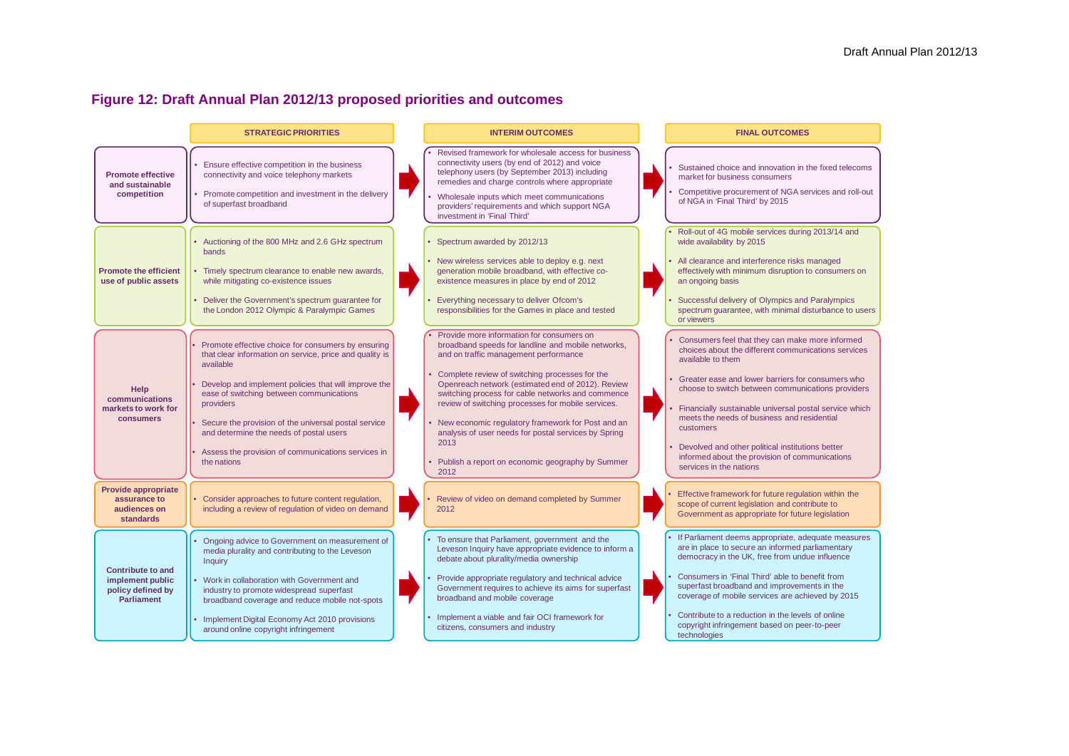## Figure 12: Draft Annual Plan 2012/13 proposed priorities and outcomes

| | STRATEGIC PRIORITIES | INTERIM OUTCOMES | FINAL OUTCOMES |
|---|---|---|---|
| **Promote effective and sustainable competition** | • Ensure effective competition in the business connectivity and voice telephony markets<br>• Promote competition and investment in the delivery of superfast broadband | • Revised framework for wholesale access for business connectivity users (by end of 2012) and voice telephony users (by September 2013) including remedies and charge controls where appropriate<br>• Wholesale inputs which meet communications providers' requirements and which support NGA investment in 'Final Third' | • Sustained choice and innovation in the fixed telecoms market for business consumers<br>• Competitive procurement of NGA services and roll-out of NGA in 'Final Third' by 2015 |
| **Promote the efficient use of public assets** | • Auctioning of the 800 MHz and 2.6 GHz spectrum bands<br>• Timely spectrum clearance to enable new awards, while mitigating co-existence issues<br>• Deliver the Government's spectrum guarantee for the London 2012 Olympic & Paralympic Games | • Spectrum awarded by 2012/13<br>• New wireless services able to deploy e.g. next generation mobile broadband, with effective co-existence measures in place by end of 2012<br>• Everything necessary to deliver Ofcom's responsibilities for the Games in place and tested | • Roll-out of 4G mobile services during 2013/14 and wide availability by 2015<br>• All clearance and interference risks managed effectively with minimum disruption to consumers on an ongoing basis<br>• Successful delivery of Olympics and Paralympics spectrum guarantee, with minimal disturbance to users or viewers |
| **Help communications markets to work for consumers** | • Promote effective choice for consumers by ensuring that clear information on service, price and quality is available<br>• Develop and implement policies that will improve the ease of switching between communications providers<br>• Secure the provision of the universal postal service and determine the needs of postal users<br>• Assess the provision of communications services in the nations | • Provide more information for consumers on broadband speeds for landline and mobile networks, and on traffic management performance<br>• Complete review of switching processes for the Openreach network (estimated end of 2012). Review switching process for cable networks and commence review of switching processes for mobile services.<br>• New economic regulatory framework for Post and an analysis of user needs for postal services by Spring 2013<br>• Publish a report on economic geography by Summer 2012 | • Consumers feel that they can make more informed choices about the different communications services available to them<br>• Greater ease and lower barriers for consumers who choose to switch between communications providers<br>• Financially sustainable universal postal service which meets the needs of business and residential customers<br>• Devolved and other political institutions better informed about the provision of communications services in the nations |
| **Provide appropriate assurance to audiences on standards** | • Consider approaches to future content regulation, including a review of regulation of video on demand | • Review of video on demand completed by Summer 2012 | • Effective framework for future regulation within the scope of current legislation and contribute to Government as appropriate for future legislation |
| **Contribute to and implement public policy defined by Parliament** | • Ongoing advice to Government on measurement of media plurality and contributing to the Leveson Inquiry<br>• Work in collaboration with Government and industry to promote widespread superfast broadband coverage and reduce mobile not-spots<br>• Implement Digital Economy Act 2010 provisions around online copyright infringement | • To ensure that Parliament, government and the Leveson Inquiry have appropriate evidence to inform a debate about plurality/media ownership<br>• Provide appropriate regulatory and technical advice Government requires to achieve its aims for superfast broadband and mobile coverage<br>• Implement a viable and fair OCI framework for citizens, consumers and industry | • If Parliament deems appropriate, adequate measures are in place to secure an informed parliamentary democracy in the UK, free from undue influence<br>• Consumers in 'Final Third' able to benefit from superfast broadband and improvements in the coverage of mobile services are achieved by 2015<br>• Contribute to a reduction in the levels of online copyright infringement based on peer-to-peer technologies |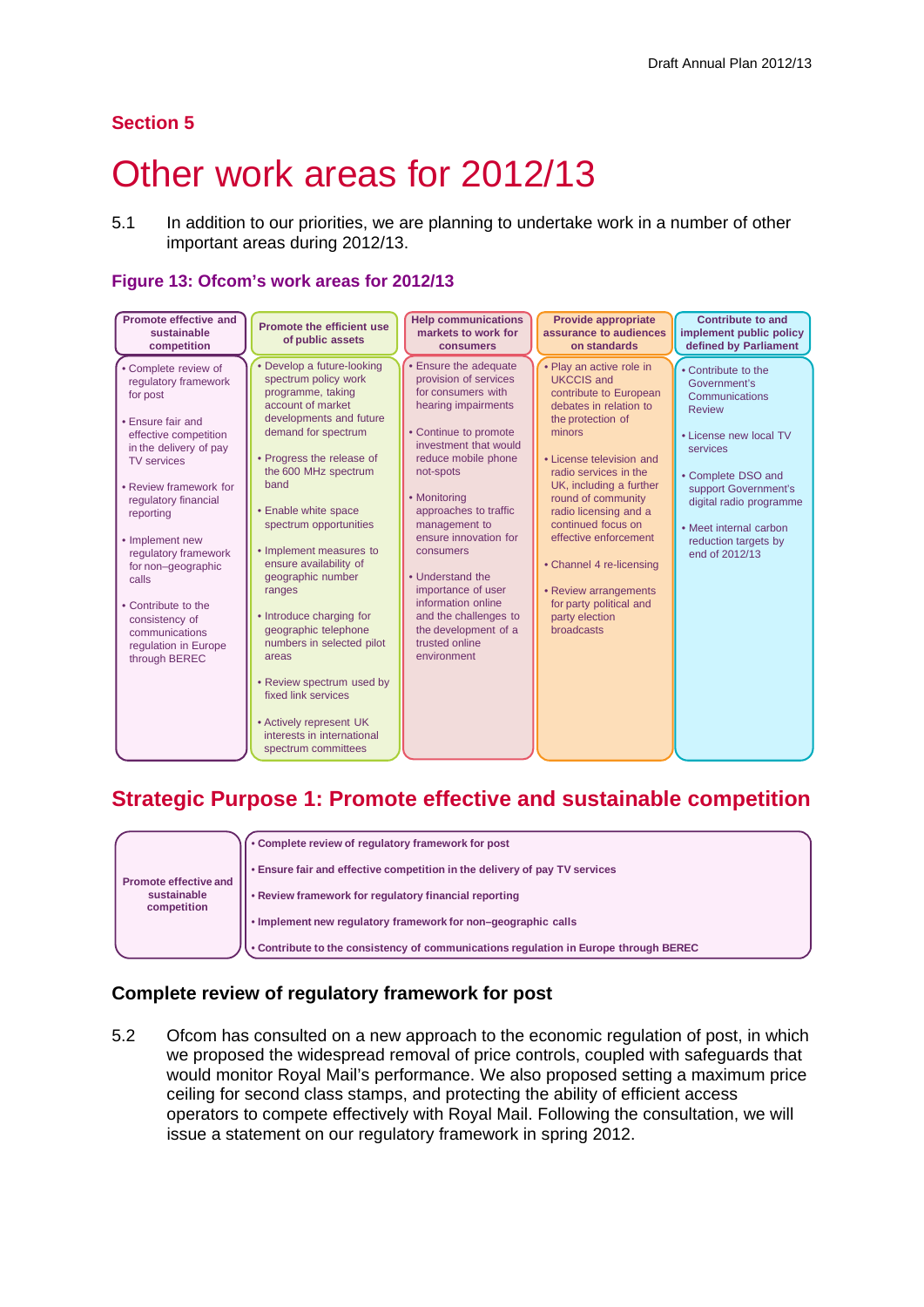## Section 5

# Other work areas for 2012/13

5.1 In addition to our priorities, we are planning to undertake work in a number of other important areas during 2012/13.

### Figure 13: Ofcom's work areas for 2012/13

| Promote effective and sustainable competition | Promote the efficient use of public assets | Help communications markets to work for consumers | Provide appropriate assurance to audiences on standards | Contribute to and implement public policy defined by Parliament |
|---|---|---|---|---|
| • Complete review of regulatory framework for post<br>• Ensure fair and effective competition in the delivery of pay TV services<br>• Review framework for regulatory financial reporting<br>• Implement new regulatory framework for non–geographic calls<br>• Contribute to the consistency of communications regulation in Europe through BEREC | • Develop a future-looking spectrum policy work programme, taking account of market developments and future demand for spectrum<br>• Progress the release of the 600 MHz spectrum band<br>• Enable white space spectrum opportunities<br>• Implement measures to ensure availability of geographic number ranges<br>• Introduce charging for geographic telephone numbers in selected pilot areas<br>• Review spectrum used by fixed link services<br>• Actively represent UK interests in international spectrum committees | • Ensure the adequate provision of services for consumers with hearing impairments<br>• Continue to promote investment that would reduce mobile phone not-spots<br>• Monitoring approaches to traffic management to ensure innovation for consumers<br>• Understand the importance of user information online and the challenges to the development of a trusted online environment | • Play an active role in UKCCIS and contribute to European debates in relation to the protection of minors<br>• License television and radio services in the UK, including a further round of community radio licensing and a continued focus on effective enforcement<br>• Channel 4 re-licensing<br>• Review arrangements for party political and party election broadcasts | • Contribute to the Government's Communications Review<br>• License new local TV services<br>• Complete DSO and support Government's digital radio programme<br>• Meet internal carbon reduction targets by end of 2012/13 |

## Strategic Purpose 1: Promote effective and sustainable competition

| Promote effective and sustainable competition | |
|---|---|
| | **• Complete review of regulatory framework for post**<br>**• Ensure fair and effective competition in the delivery of pay TV services**<br>**• Review framework for regulatory financial reporting**<br>**• Implement new regulatory framework for non–geographic calls**<br>**• Contribute to the consistency of communications regulation in Europe through BEREC** |

### Complete review of regulatory framework for post

5.2 Ofcom has consulted on a new approach to the economic regulation of post, in which we proposed the widespread removal of price controls, coupled with safeguards that would monitor Royal Mail's performance. We also proposed setting a maximum price ceiling for second class stamps, and protecting the ability of efficient access operators to compete effectively with Royal Mail. Following the consultation, we will issue a statement on our regulatory framework in spring 2012.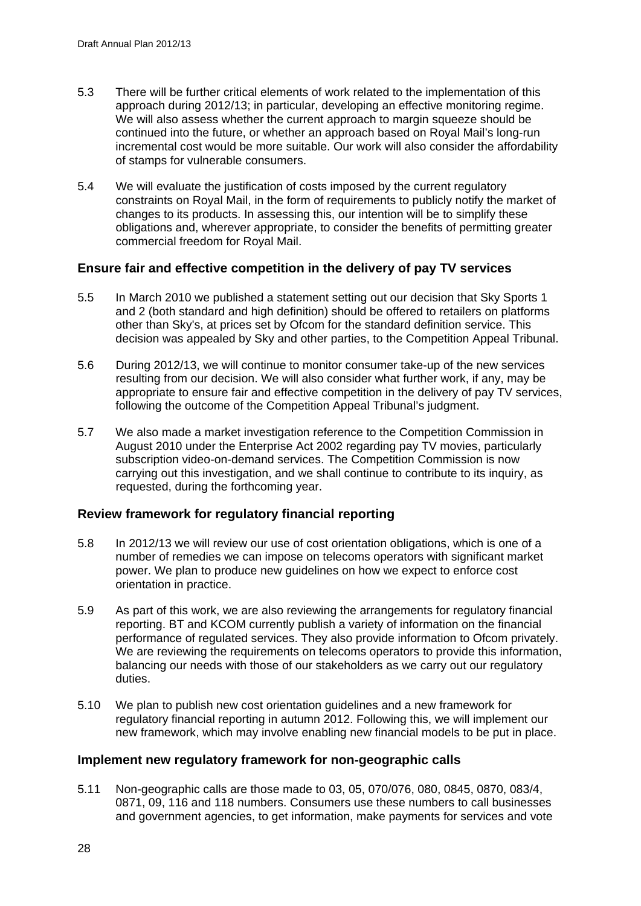5.3 There will be further critical elements of work related to the implementation of this approach during 2012/13; in particular, developing an effective monitoring regime. We will also assess whether the current approach to margin squeeze should be continued into the future, or whether an approach based on Royal Mail's long-run incremental cost would be more suitable. Our work will also consider the affordability of stamps for vulnerable consumers.

5.4 We will evaluate the justification of costs imposed by the current regulatory constraints on Royal Mail, in the form of requirements to publicly notify the market of changes to its products. In assessing this, our intention will be to simplify these obligations and, wherever appropriate, to consider the benefits of permitting greater commercial freedom for Royal Mail.

### Ensure fair and effective competition in the delivery of pay TV services

5.5 In March 2010 we published a statement setting out our decision that Sky Sports 1 and 2 (both standard and high definition) should be offered to retailers on platforms other than Sky's, at prices set by Ofcom for the standard definition service. This decision was appealed by Sky and other parties, to the Competition Appeal Tribunal.

5.6 During 2012/13, we will continue to monitor consumer take-up of the new services resulting from our decision. We will also consider what further work, if any, may be appropriate to ensure fair and effective competition in the delivery of pay TV services, following the outcome of the Competition Appeal Tribunal's judgment.

5.7 We also made a market investigation reference to the Competition Commission in August 2010 under the Enterprise Act 2002 regarding pay TV movies, particularly subscription video-on-demand services. The Competition Commission is now carrying out this investigation, and we shall continue to contribute to its inquiry, as requested, during the forthcoming year.

### Review framework for regulatory financial reporting

5.8 In 2012/13 we will review our use of cost orientation obligations, which is one of a number of remedies we can impose on telecoms operators with significant market power. We plan to produce new guidelines on how we expect to enforce cost orientation in practice.

5.9 As part of this work, we are also reviewing the arrangements for regulatory financial reporting. BT and KCOM currently publish a variety of information on the financial performance of regulated services. They also provide information to Ofcom privately. We are reviewing the requirements on telecoms operators to provide this information, balancing our needs with those of our stakeholders as we carry out our regulatory duties.

5.10 We plan to publish new cost orientation guidelines and a new framework for regulatory financial reporting in autumn 2012. Following this, we will implement our new framework, which may involve enabling new financial models to be put in place.

### Implement new regulatory framework for non-geographic calls

5.11 Non-geographic calls are those made to 03, 05, 070/076, 080, 0845, 0870, 083/4, 0871, 09, 116 and 118 numbers. Consumers use these numbers to call businesses and government agencies, to get information, make payments for services and vote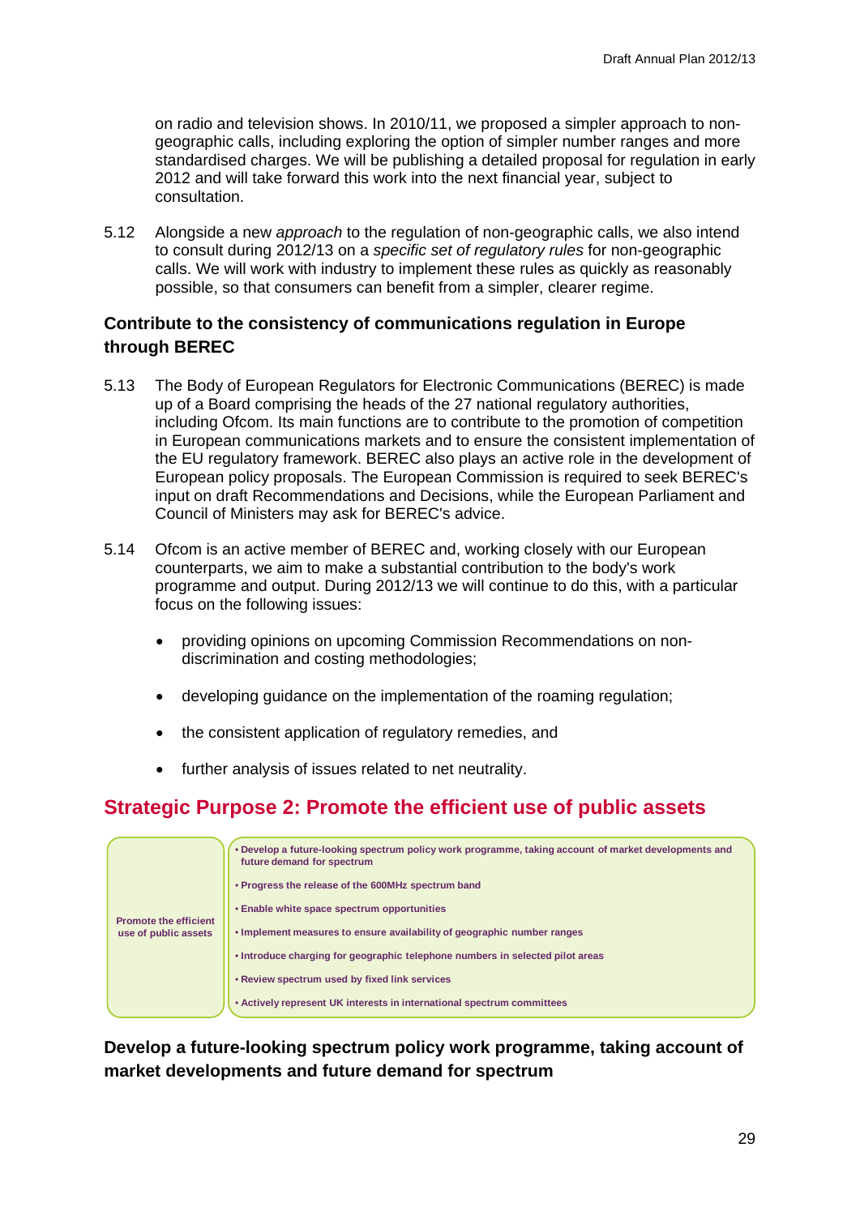on radio and television shows. In 2010/11, we proposed a simpler approach to non-geographic calls, including exploring the option of simpler number ranges and more standardised charges. We will be publishing a detailed proposal for regulation in early 2012 and will take forward this work into the next financial year, subject to consultation.

5.12 Alongside a new *approach* to the regulation of non-geographic calls, we also intend to consult during 2012/13 on a *specific set of regulatory rules* for non-geographic calls. We will work with industry to implement these rules as quickly as reasonably possible, so that consumers can benefit from a simpler, clearer regime.

### Contribute to the consistency of communications regulation in Europe through BEREC

5.13 The Body of European Regulators for Electronic Communications (BEREC) is made up of a Board comprising the heads of the 27 national regulatory authorities, including Ofcom. Its main functions are to contribute to the promotion of competition in European communications markets and to ensure the consistent implementation of the EU regulatory framework. BEREC also plays an active role in the development of European policy proposals. The European Commission is required to seek BEREC's input on draft Recommendations and Decisions, while the European Parliament and Council of Ministers may ask for BEREC's advice.

5.14 Ofcom is an active member of BEREC and, working closely with our European counterparts, we aim to make a substantial contribution to the body's work programme and output. During 2012/13 we will continue to do this, with a particular focus on the following issues:

- providing opinions on upcoming Commission Recommendations on non-discrimination and costing methodologies;
- developing guidance on the implementation of the roaming regulation;
- the consistent application of regulatory remedies, and
- further analysis of issues related to net neutrality.

## Strategic Purpose 2: Promote the efficient use of public assets

| Promote the efficient use of public assets | • Develop a future-looking spectrum policy work programme, taking account of market developments and future demand for spectrum<br>• Progress the release of the 600MHz spectrum band<br>• Enable white space spectrum opportunities<br>• Implement measures to ensure availability of geographic number ranges<br>• Introduce charging for geographic telephone numbers in selected pilot areas<br>• Review spectrum used by fixed link services<br>• Actively represent UK interests in international spectrum committees |
|---|---|

### Develop a future-looking spectrum policy work programme, taking account of market developments and future demand for spectrum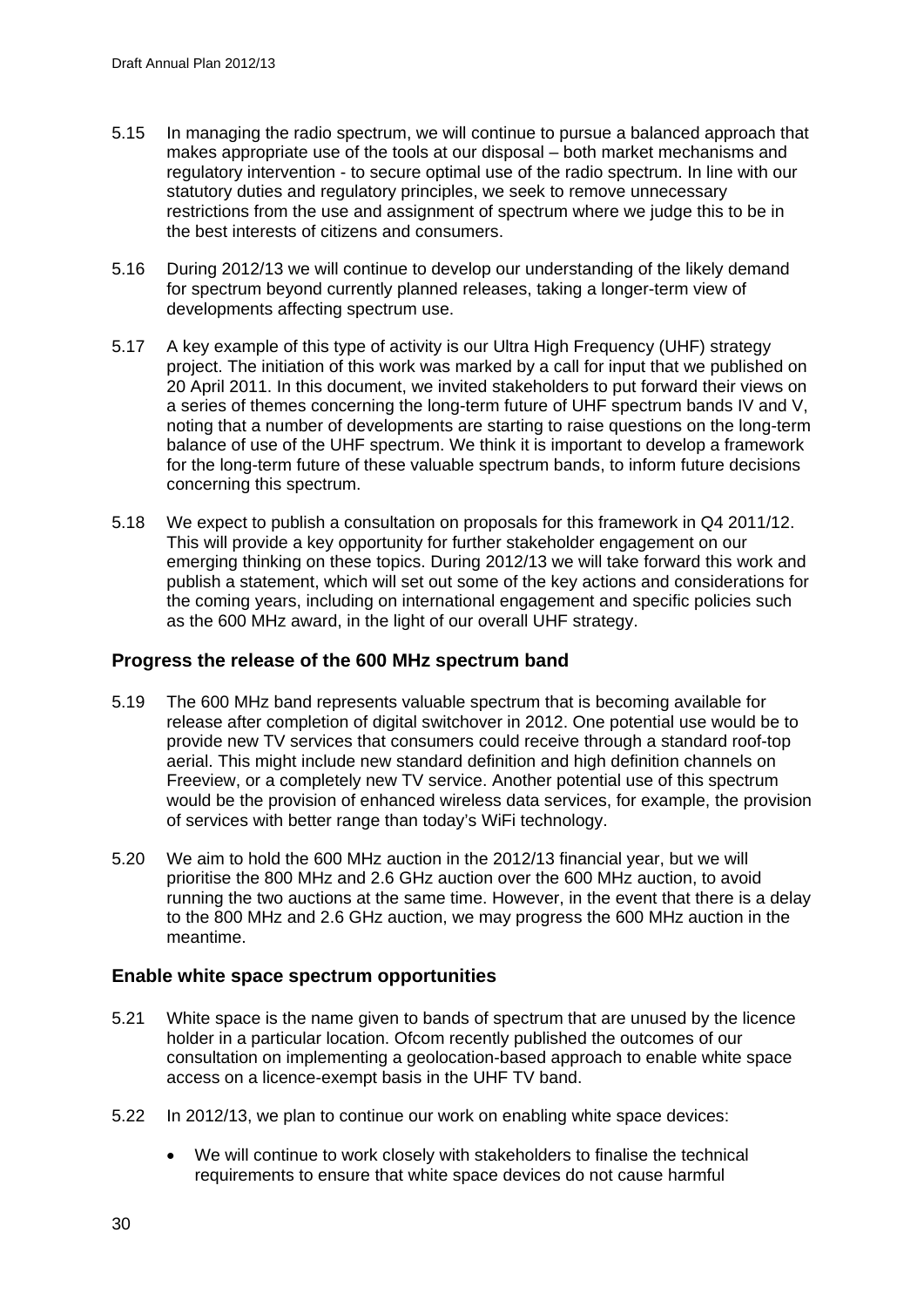5.15 In managing the radio spectrum, we will continue to pursue a balanced approach that makes appropriate use of the tools at our disposal – both market mechanisms and regulatory intervention - to secure optimal use of the radio spectrum. In line with our statutory duties and regulatory principles, we seek to remove unnecessary restrictions from the use and assignment of spectrum where we judge this to be in the best interests of citizens and consumers.

5.16 During 2012/13 we will continue to develop our understanding of the likely demand for spectrum beyond currently planned releases, taking a longer-term view of developments affecting spectrum use.

5.17 A key example of this type of activity is our Ultra High Frequency (UHF) strategy project. The initiation of this work was marked by a call for input that we published on 20 April 2011. In this document, we invited stakeholders to put forward their views on a series of themes concerning the long-term future of UHF spectrum bands IV and V, noting that a number of developments are starting to raise questions on the long-term balance of use of the UHF spectrum. We think it is important to develop a framework for the long-term future of these valuable spectrum bands, to inform future decisions concerning this spectrum.

5.18 We expect to publish a consultation on proposals for this framework in Q4 2011/12. This will provide a key opportunity for further stakeholder engagement on our emerging thinking on these topics. During 2012/13 we will take forward this work and publish a statement, which will set out some of the key actions and considerations for the coming years, including on international engagement and specific policies such as the 600 MHz award, in the light of our overall UHF strategy.

### Progress the release of the 600 MHz spectrum band

5.19 The 600 MHz band represents valuable spectrum that is becoming available for release after completion of digital switchover in 2012. One potential use would be to provide new TV services that consumers could receive through a standard roof-top aerial. This might include new standard definition and high definition channels on Freeview, or a completely new TV service. Another potential use of this spectrum would be the provision of enhanced wireless data services, for example, the provision of services with better range than today's WiFi technology.

5.20 We aim to hold the 600 MHz auction in the 2012/13 financial year, but we will prioritise the 800 MHz and 2.6 GHz auction over the 600 MHz auction, to avoid running the two auctions at the same time. However, in the event that there is a delay to the 800 MHz and 2.6 GHz auction, we may progress the 600 MHz auction in the meantime.

### Enable white space spectrum opportunities

5.21 White space is the name given to bands of spectrum that are unused by the licence holder in a particular location. Ofcom recently published the outcomes of our consultation on implementing a geolocation-based approach to enable white space access on a licence-exempt basis in the UHF TV band.

5.22 In 2012/13, we plan to continue our work on enabling white space devices:

- We will continue to work closely with stakeholders to finalise the technical requirements to ensure that white space devices do not cause harmful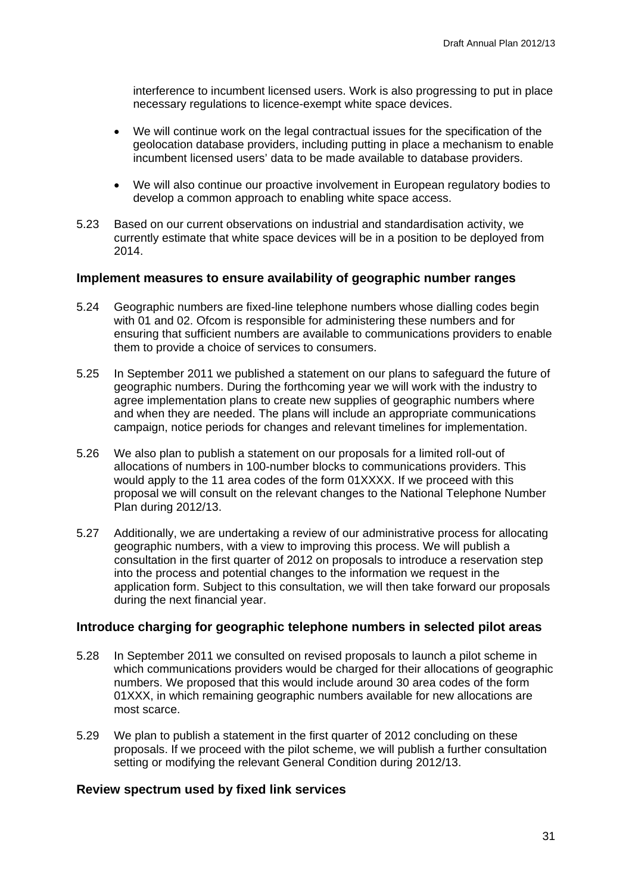interference to incumbent licensed users. Work is also progressing to put in place necessary regulations to licence-exempt white space devices.

- We will continue work on the legal contractual issues for the specification of the geolocation database providers, including putting in place a mechanism to enable incumbent licensed users' data to be made available to database providers.

- We will also continue our proactive involvement in European regulatory bodies to develop a common approach to enabling white space access.

5.23 Based on our current observations on industrial and standardisation activity, we currently estimate that white space devices will be in a position to be deployed from 2014.

### Implement measures to ensure availability of geographic number ranges

5.24 Geographic numbers are fixed-line telephone numbers whose dialling codes begin with 01 and 02. Ofcom is responsible for administering these numbers and for ensuring that sufficient numbers are available to communications providers to enable them to provide a choice of services to consumers.

5.25 In September 2011 we published a statement on our plans to safeguard the future of geographic numbers. During the forthcoming year we will work with the industry to agree implementation plans to create new supplies of geographic numbers where and when they are needed. The plans will include an appropriate communications campaign, notice periods for changes and relevant timelines for implementation.

5.26 We also plan to publish a statement on our proposals for a limited roll-out of allocations of numbers in 100-number blocks to communications providers. This would apply to the 11 area codes of the form 01XXXX. If we proceed with this proposal we will consult on the relevant changes to the National Telephone Number Plan during 2012/13.

5.27 Additionally, we are undertaking a review of our administrative process for allocating geographic numbers, with a view to improving this process. We will publish a consultation in the first quarter of 2012 on proposals to introduce a reservation step into the process and potential changes to the information we request in the application form. Subject to this consultation, we will then take forward our proposals during the next financial year.

### Introduce charging for geographic telephone numbers in selected pilot areas

5.28 In September 2011 we consulted on revised proposals to launch a pilot scheme in which communications providers would be charged for their allocations of geographic numbers. We proposed that this would include around 30 area codes of the form 01XXX, in which remaining geographic numbers available for new allocations are most scarce.

5.29 We plan to publish a statement in the first quarter of 2012 concluding on these proposals. If we proceed with the pilot scheme, we will publish a further consultation setting or modifying the relevant General Condition during 2012/13.

### Review spectrum used by fixed link services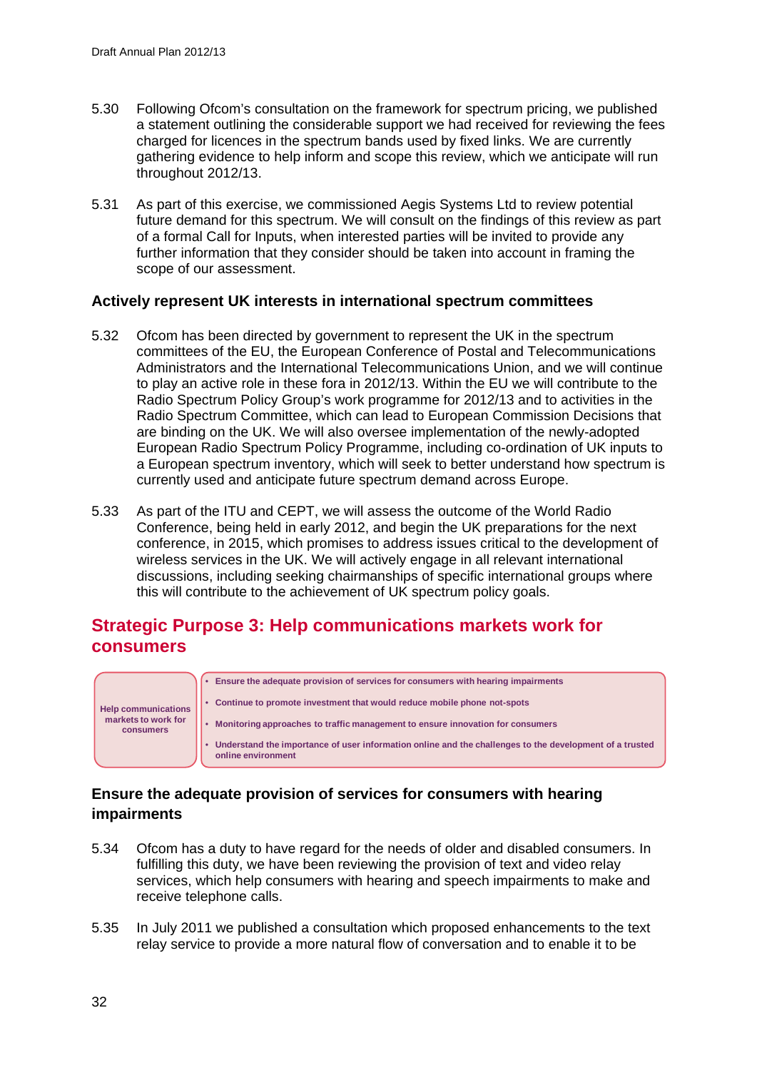5.30 Following Ofcom's consultation on the framework for spectrum pricing, we published a statement outlining the considerable support we had received for reviewing the fees charged for licences in the spectrum bands used by fixed links. We are currently gathering evidence to help inform and scope this review, which we anticipate will run throughout 2012/13.

5.31 As part of this exercise, we commissioned Aegis Systems Ltd to review potential future demand for this spectrum. We will consult on the findings of this review as part of a formal Call for Inputs, when interested parties will be invited to provide any further information that they consider should be taken into account in framing the scope of our assessment.

### Actively represent UK interests in international spectrum committees

5.32 Ofcom has been directed by government to represent the UK in the spectrum committees of the EU, the European Conference of Postal and Telecommunications Administrators and the International Telecommunications Union, and we will continue to play an active role in these fora in 2012/13. Within the EU we will contribute to the Radio Spectrum Policy Group's work programme for 2012/13 and to activities in the Radio Spectrum Committee, which can lead to European Commission Decisions that are binding on the UK. We will also oversee implementation of the newly-adopted European Radio Spectrum Policy Programme, including co-ordination of UK inputs to a European spectrum inventory, which will seek to better understand how spectrum is currently used and anticipate future spectrum demand across Europe.

5.33 As part of the ITU and CEPT, we will assess the outcome of the World Radio Conference, being held in early 2012, and begin the UK preparations for the next conference, in 2015, which promises to address issues critical to the development of wireless services in the UK. We will actively engage in all relevant international discussions, including seeking chairmanships of specific international groups where this will contribute to the achievement of UK spectrum policy goals.

## Strategic Purpose 3: Help communications markets work for consumers

| Help communications markets to work for consumers | • Ensure the adequate provision of services for consumers with hearing impairments<br>• Continue to promote investment that would reduce mobile phone not-spots<br>• Monitoring approaches to traffic management to ensure innovation for consumers<br>• Understand the importance of user information online and the challenges to the development of a trusted online environment |
|---|---|

### Ensure the adequate provision of services for consumers with hearing impairments

5.34 Ofcom has a duty to have regard for the needs of older and disabled consumers. In fulfilling this duty, we have been reviewing the provision of text and video relay services, which help consumers with hearing and speech impairments to make and receive telephone calls.

5.35 In July 2011 we published a consultation which proposed enhancements to the text relay service to provide a more natural flow of conversation and to enable it to be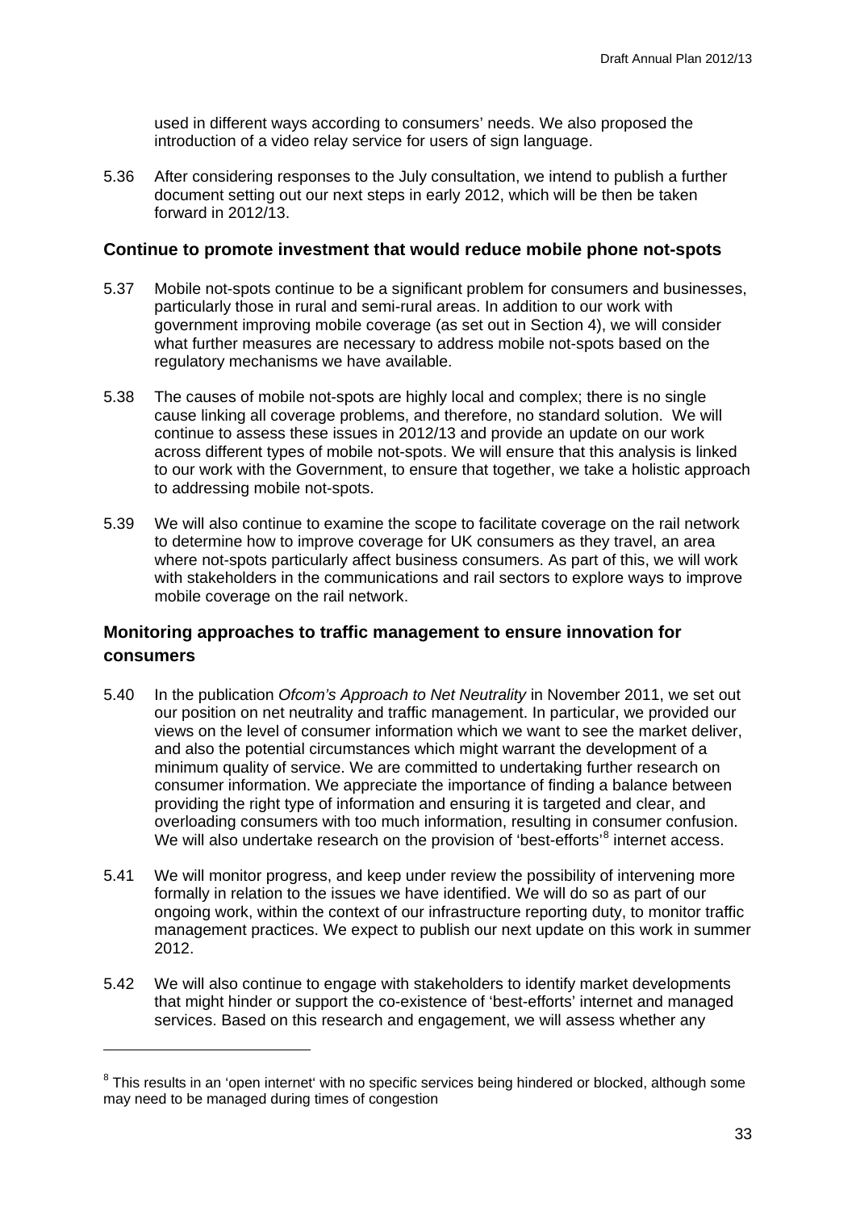used in different ways according to consumers' needs. We also proposed the introduction of a video relay service for users of sign language.

5.36 After considering responses to the July consultation, we intend to publish a further document setting out our next steps in early 2012, which will be then be taken forward in 2012/13.

### Continue to promote investment that would reduce mobile phone not-spots

5.37 Mobile not-spots continue to be a significant problem for consumers and businesses, particularly those in rural and semi-rural areas. In addition to our work with government improving mobile coverage (as set out in Section 4), we will consider what further measures are necessary to address mobile not-spots based on the regulatory mechanisms we have available.

5.38 The causes of mobile not-spots are highly local and complex; there is no single cause linking all coverage problems, and therefore, no standard solution. We will continue to assess these issues in 2012/13 and provide an update on our work across different types of mobile not-spots. We will ensure that this analysis is linked to our work with the Government, to ensure that together, we take a holistic approach to addressing mobile not-spots.

5.39 We will also continue to examine the scope to facilitate coverage on the rail network to determine how to improve coverage for UK consumers as they travel, an area where not-spots particularly affect business consumers. As part of this, we will work with stakeholders in the communications and rail sectors to explore ways to improve mobile coverage on the rail network.

### Monitoring approaches to traffic management to ensure innovation for consumers

5.40 In the publication *Ofcom's Approach to Net Neutrality* in November 2011, we set out our position on net neutrality and traffic management. In particular, we provided our views on the level of consumer information which we want to see the market deliver, and also the potential circumstances which might warrant the development of a minimum quality of service. We are committed to undertaking further research on consumer information. We appreciate the importance of finding a balance between providing the right type of information and ensuring it is targeted and clear, and overloading consumers with too much information, resulting in consumer confusion. We will also undertake research on the provision of 'best-efforts'[8] internet access.

5.41 We will monitor progress, and keep under review the possibility of intervening more formally in relation to the issues we have identified. We will do so as part of our ongoing work, within the context of our infrastructure reporting duty, to monitor traffic management practices. We expect to publish our next update on this work in summer 2012.

5.42 We will also continue to engage with stakeholders to identify market developments that might hinder or support the co-existence of 'best-efforts' internet and managed services. Based on this research and engagement, we will assess whether any

[8] This results in an 'open internet' with no specific services being hindered or blocked, although some may need to be managed during times of congestion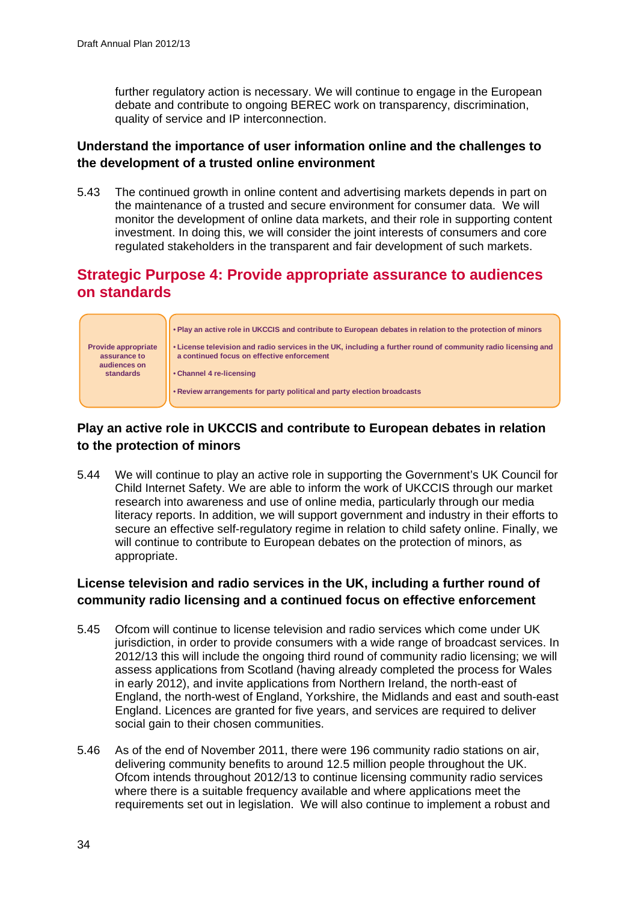further regulatory action is necessary. We will continue to engage in the European debate and contribute to ongoing BEREC work on transparency, discrimination, quality of service and IP interconnection.

### Understand the importance of user information online and the challenges to the development of a trusted online environment

5.43 The continued growth in online content and advertising markets depends in part on the maintenance of a trusted and secure environment for consumer data. We will monitor the development of online data markets, and their role in supporting content investment. In doing this, we will consider the joint interests of consumers and core regulated stakeholders in the transparent and fair development of such markets.

## Strategic Purpose 4: Provide appropriate assurance to audiences on standards

| Provide appropriate assurance to audiences on standards | • Play an active role in UKCCIS and contribute to European debates in relation to the protection of minors<br>• License television and radio services in the UK, including a further round of community radio licensing and a continued focus on effective enforcement<br>• Channel 4 re-licensing<br>• Review arrangements for party political and party election broadcasts |
|---|---|

### Play an active role in UKCCIS and contribute to European debates in relation to the protection of minors

5.44 We will continue to play an active role in supporting the Government's UK Council for Child Internet Safety. We are able to inform the work of UKCCIS through our market research into awareness and use of online media, particularly through our media literacy reports. In addition, we will support government and industry in their efforts to secure an effective self-regulatory regime in relation to child safety online. Finally, we will continue to contribute to European debates on the protection of minors, as appropriate.

### License television and radio services in the UK, including a further round of community radio licensing and a continued focus on effective enforcement

5.45 Ofcom will continue to license television and radio services which come under UK jurisdiction, in order to provide consumers with a wide range of broadcast services. In 2012/13 this will include the ongoing third round of community radio licensing; we will assess applications from Scotland (having already completed the process for Wales in early 2012), and invite applications from Northern Ireland, the north-east of England, the north-west of England, Yorkshire, the Midlands and east and south-east England. Licences are granted for five years, and services are required to deliver social gain to their chosen communities.

5.46 As of the end of November 2011, there were 196 community radio stations on air, delivering community benefits to around 12.5 million people throughout the UK. Ofcom intends throughout 2012/13 to continue licensing community radio services where there is a suitable frequency available and where applications meet the requirements set out in legislation. We will also continue to implement a robust and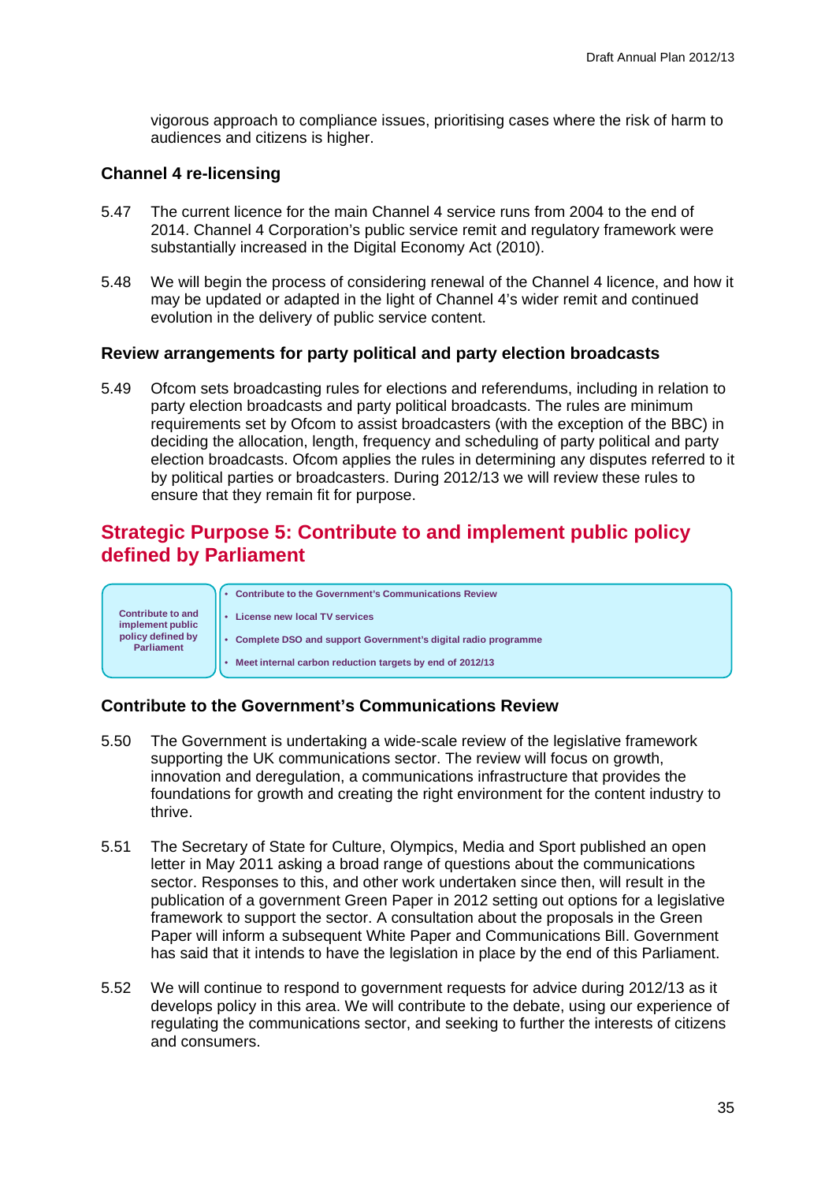vigorous approach to compliance issues, prioritising cases where the risk of harm to audiences and citizens is higher.

### Channel 4 re-licensing

5.47 The current licence for the main Channel 4 service runs from 2004 to the end of 2014. Channel 4 Corporation's public service remit and regulatory framework were substantially increased in the Digital Economy Act (2010).

5.48 We will begin the process of considering renewal of the Channel 4 licence, and how it may be updated or adapted in the light of Channel 4's wider remit and continued evolution in the delivery of public service content.

### Review arrangements for party political and party election broadcasts

5.49 Ofcom sets broadcasting rules for elections and referendums, including in relation to party election broadcasts and party political broadcasts. The rules are minimum requirements set by Ofcom to assist broadcasters (with the exception of the BBC) in deciding the allocation, length, frequency and scheduling of party political and party election broadcasts. Ofcom applies the rules in determining any disputes referred to it by political parties or broadcasters. During 2012/13 we will review these rules to ensure that they remain fit for purpose.

## Strategic Purpose 5: Contribute to and implement public policy defined by Parliament

| Contribute to and implement public policy defined by Parliament | • Contribute to the Government's Communications Review<br>• License new local TV services<br>• Complete DSO and support Government's digital radio programme<br>• Meet internal carbon reduction targets by end of 2012/13 |
|---|---|

### Contribute to the Government's Communications Review

5.50 The Government is undertaking a wide-scale review of the legislative framework supporting the UK communications sector. The review will focus on growth, innovation and deregulation, a communications infrastructure that provides the foundations for growth and creating the right environment for the content industry to thrive.

5.51 The Secretary of State for Culture, Olympics, Media and Sport published an open letter in May 2011 asking a broad range of questions about the communications sector. Responses to this, and other work undertaken since then, will result in the publication of a government Green Paper in 2012 setting out options for a legislative framework to support the sector. A consultation about the proposals in the Green Paper will inform a subsequent White Paper and Communications Bill. Government has said that it intends to have the legislation in place by the end of this Parliament.

5.52 We will continue to respond to government requests for advice during 2012/13 as it develops policy in this area. We will contribute to the debate, using our experience of regulating the communications sector, and seeking to further the interests of citizens and consumers.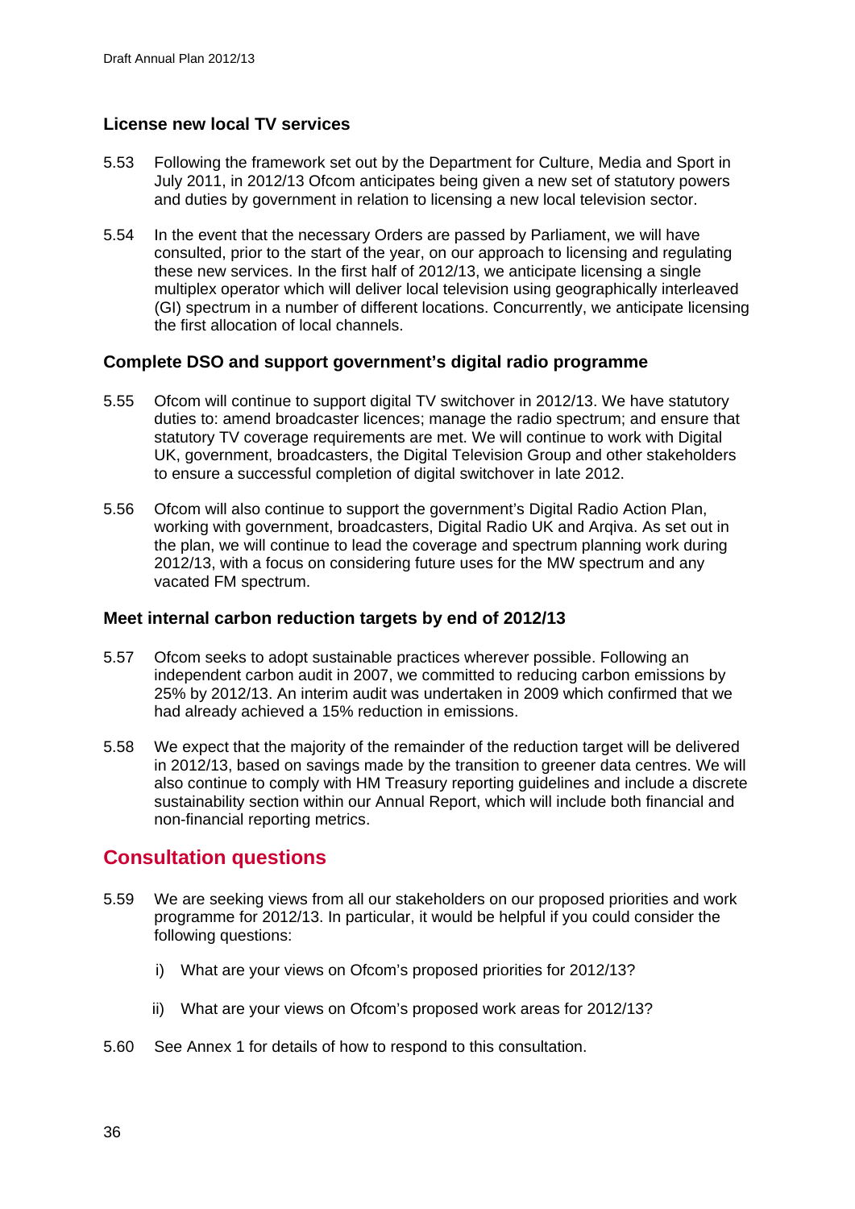### License new local TV services

5.53 Following the framework set out by the Department for Culture, Media and Sport in July 2011, in 2012/13 Ofcom anticipates being given a new set of statutory powers and duties by government in relation to licensing a new local television sector.

5.54 In the event that the necessary Orders are passed by Parliament, we will have consulted, prior to the start of the year, on our approach to licensing and regulating these new services. In the first half of 2012/13, we anticipate licensing a single multiplex operator which will deliver local television using geographically interleaved (GI) spectrum in a number of different locations. Concurrently, we anticipate licensing the first allocation of local channels.

### Complete DSO and support government's digital radio programme

5.55 Ofcom will continue to support digital TV switchover in 2012/13. We have statutory duties to: amend broadcaster licences; manage the radio spectrum; and ensure that statutory TV coverage requirements are met. We will continue to work with Digital UK, government, broadcasters, the Digital Television Group and other stakeholders to ensure a successful completion of digital switchover in late 2012.

5.56 Ofcom will also continue to support the government's Digital Radio Action Plan, working with government, broadcasters, Digital Radio UK and Arqiva. As set out in the plan, we will continue to lead the coverage and spectrum planning work during 2012/13, with a focus on considering future uses for the MW spectrum and any vacated FM spectrum.

### Meet internal carbon reduction targets by end of 2012/13

5.57 Ofcom seeks to adopt sustainable practices wherever possible. Following an independent carbon audit in 2007, we committed to reducing carbon emissions by 25% by 2012/13. An interim audit was undertaken in 2009 which confirmed that we had already achieved a 15% reduction in emissions.

5.58 We expect that the majority of the remainder of the reduction target will be delivered in 2012/13, based on savings made by the transition to greener data centres. We will also continue to comply with HM Treasury reporting guidelines and include a discrete sustainability section within our Annual Report, which will include both financial and non-financial reporting metrics.

## Consultation questions

5.59 We are seeking views from all our stakeholders on our proposed priorities and work programme for 2012/13. In particular, it would be helpful if you could consider the following questions:

i) What are your views on Ofcom's proposed priorities for 2012/13?

ii) What are your views on Ofcom's proposed work areas for 2012/13?

5.60 See Annex 1 for details of how to respond to this consultation.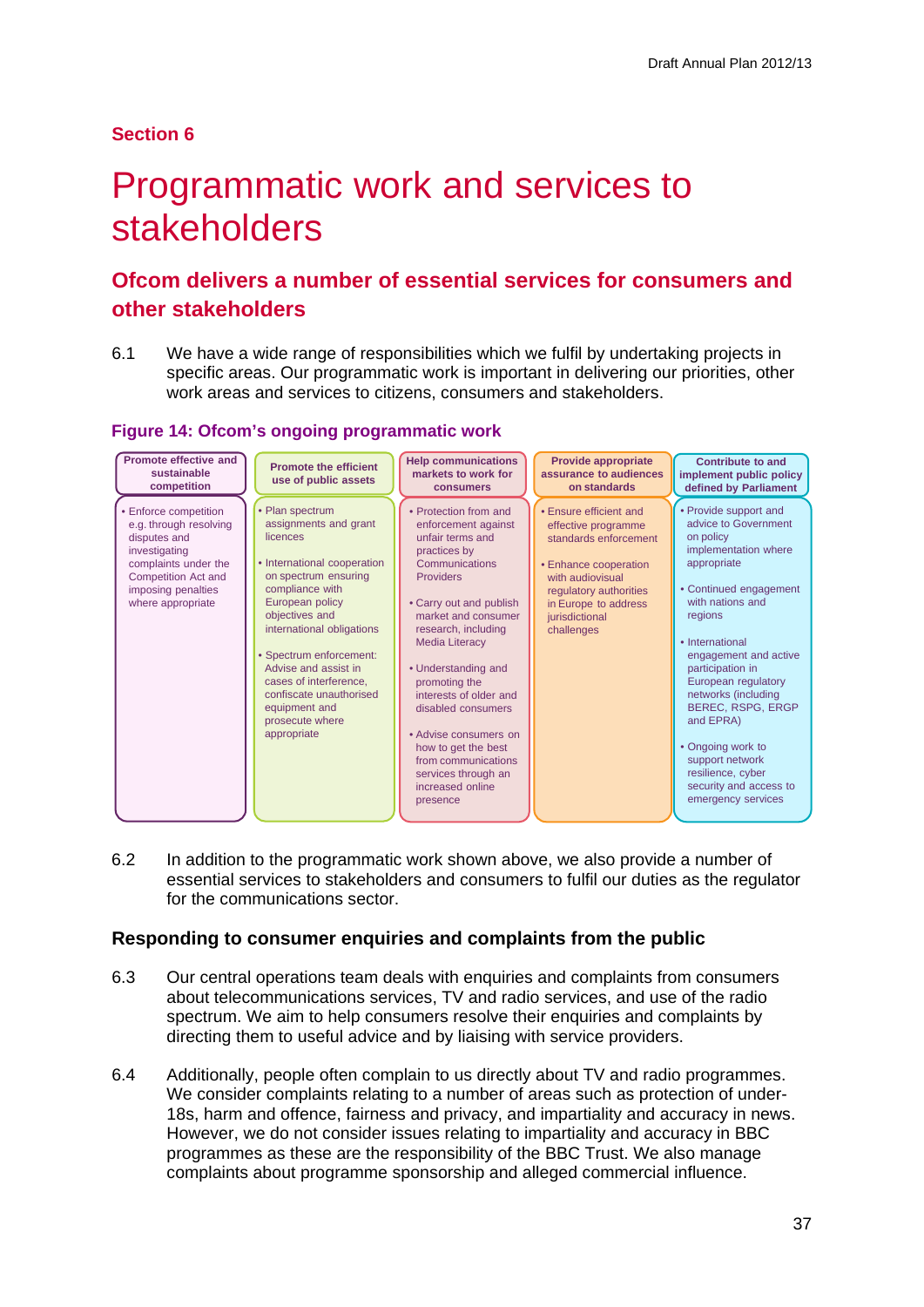## Section 6

# Programmatic work and services to stakeholders

## Ofcom delivers a number of essential services for consumers and other stakeholders

6.1 We have a wide range of responsibilities which we fulfil by undertaking projects in specific areas. Our programmatic work is important in delivering our priorities, other work areas and services to citizens, consumers and stakeholders.

**Figure 14: Ofcom's ongoing programmatic work**

| Promote effective and sustainable competition | Promote the efficient use of public assets | Help communications markets to work for consumers | Provide appropriate assurance to audiences on standards | Contribute to and implement public policy defined by Parliament |
|---|---|---|---|---|
| • Enforce competition e.g. through resolving disputes and investigating complaints under the Competition Act and imposing penalties where appropriate | • Plan spectrum assignments and grant licences<br>• International cooperation on spectrum ensuring compliance with European policy objectives and international obligations<br>• Spectrum enforcement: Advise and assist in cases of interference, confiscate unauthorised equipment and prosecute where appropriate | • Protection from and enforcement against unfair terms and practices by Communications Providers<br>• Carry out and publish market and consumer research, including Media Literacy<br>• Understanding and promoting the interests of older and disabled consumers<br>• Advise consumers on how to get the best from communications services through an increased online presence | • Ensure efficient and effective programme standards enforcement<br>• Enhance cooperation with audiovisual regulatory authorities in Europe to address jurisdictional challenges | • Provide support and advice to Government on policy implementation where appropriate<br>• Continued engagement with nations and regions<br>• International engagement and active participation in European regulatory networks (including BEREC, RSPG, ERGP and EPRA)<br>• Ongoing work to support network resilience, cyber security and access to emergency services |

6.2 In addition to the programmatic work shown above, we also provide a number of essential services to stakeholders and consumers to fulfil our duties as the regulator for the communications sector.

### Responding to consumer enquiries and complaints from the public

6.3 Our central operations team deals with enquiries and complaints from consumers about telecommunications services, TV and radio services, and use of the radio spectrum. We aim to help consumers resolve their enquiries and complaints by directing them to useful advice and by liaising with service providers.

6.4 Additionally, people often complain to us directly about TV and radio programmes. We consider complaints relating to a number of areas such as protection of under-18s, harm and offence, fairness and privacy, and impartiality and accuracy in news. However, we do not consider issues relating to impartiality and accuracy in BBC programmes as these are the responsibility of the BBC Trust. We also manage complaints about programme sponsorship and alleged commercial influence.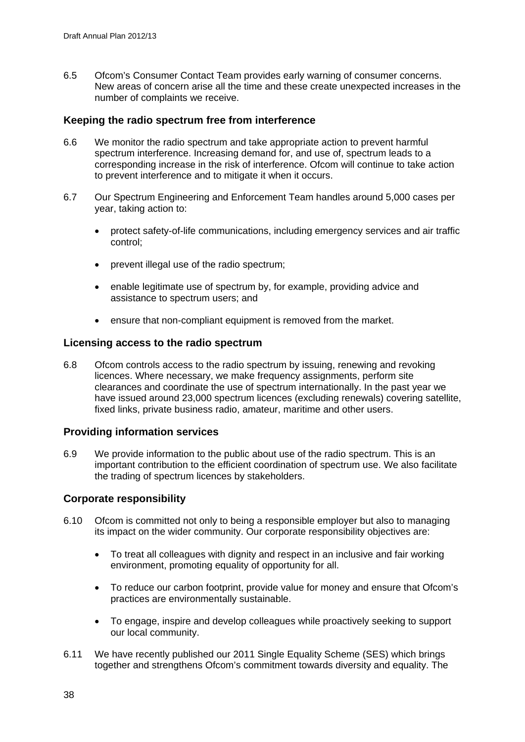6.5 Ofcom's Consumer Contact Team provides early warning of consumer concerns. New areas of concern arise all the time and these create unexpected increases in the number of complaints we receive.

## Keeping the radio spectrum free from interference

6.6 We monitor the radio spectrum and take appropriate action to prevent harmful spectrum interference. Increasing demand for, and use of, spectrum leads to a corresponding increase in the risk of interference. Ofcom will continue to take action to prevent interference and to mitigate it when it occurs.

6.7 Our Spectrum Engineering and Enforcement Team handles around 5,000 cases per year, taking action to:

- protect safety-of-life communications, including emergency services and air traffic control;
- prevent illegal use of the radio spectrum;
- enable legitimate use of spectrum by, for example, providing advice and assistance to spectrum users; and
- ensure that non-compliant equipment is removed from the market.

## Licensing access to the radio spectrum

6.8 Ofcom controls access to the radio spectrum by issuing, renewing and revoking licences. Where necessary, we make frequency assignments, perform site clearances and coordinate the use of spectrum internationally. In the past year we have issued around 23,000 spectrum licences (excluding renewals) covering satellite, fixed links, private business radio, amateur, maritime and other users.

## Providing information services

6.9 We provide information to the public about use of the radio spectrum. This is an important contribution to the efficient coordination of spectrum use. We also facilitate the trading of spectrum licences by stakeholders.

## Corporate responsibility

6.10 Ofcom is committed not only to being a responsible employer but also to managing its impact on the wider community. Our corporate responsibility objectives are:

- To treat all colleagues with dignity and respect in an inclusive and fair working environment, promoting equality of opportunity for all.
- To reduce our carbon footprint, provide value for money and ensure that Ofcom's practices are environmentally sustainable.
- To engage, inspire and develop colleagues while proactively seeking to support our local community.

6.11 We have recently published our 2011 Single Equality Scheme (SES) which brings together and strengthens Ofcom's commitment towards diversity and equality. The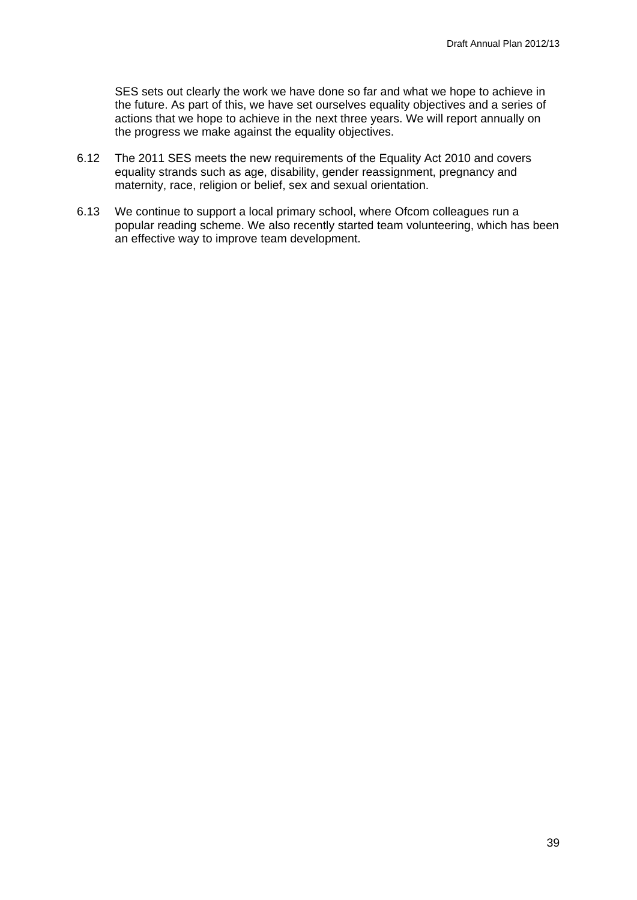SES sets out clearly the work we have done so far and what we hope to achieve in the future. As part of this, we have set ourselves equality objectives and a series of actions that we hope to achieve in the next three years. We will report annually on the progress we make against the equality objectives.

6.12 The 2011 SES meets the new requirements of the Equality Act 2010 and covers equality strands such as age, disability, gender reassignment, pregnancy and maternity, race, religion or belief, sex and sexual orientation.

6.13 We continue to support a local primary school, where Ofcom colleagues run a popular reading scheme. We also recently started team volunteering, which has been an effective way to improve team development.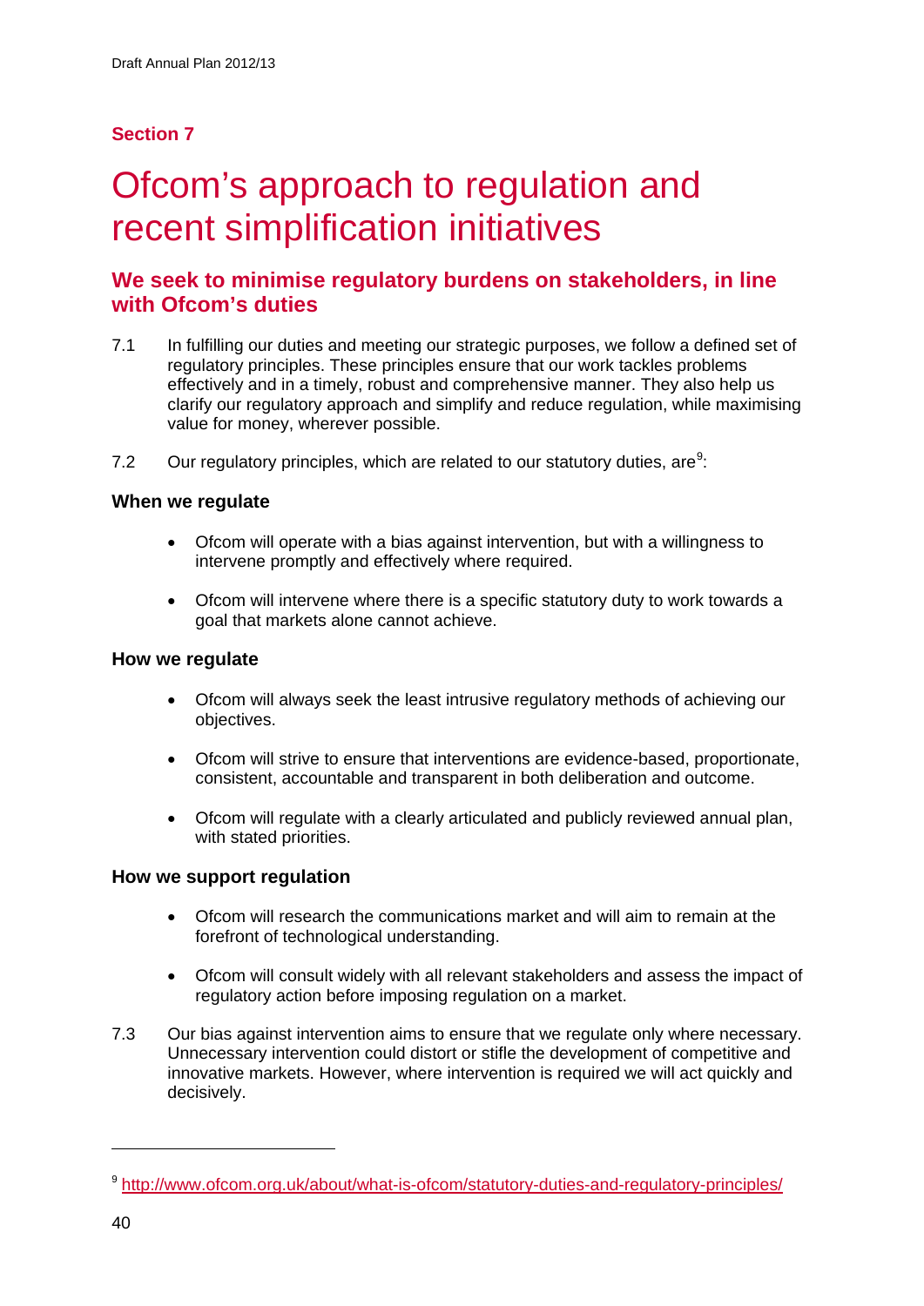## Section 7

# Ofcom's approach to regulation and recent simplification initiatives

## We seek to minimise regulatory burdens on stakeholders, in line with Ofcom's duties

7.1 In fulfilling our duties and meeting our strategic purposes, we follow a defined set of regulatory principles. These principles ensure that our work tackles problems effectively and in a timely, robust and comprehensive manner. They also help us clarify our regulatory approach and simplify and reduce regulation, while maximising value for money, wherever possible.

7.2 Our regulatory principles, which are related to our statutory duties, are[9]:

### When we regulate

- Ofcom will operate with a bias against intervention, but with a willingness to intervene promptly and effectively where required.
- Ofcom will intervene where there is a specific statutory duty to work towards a goal that markets alone cannot achieve.

### How we regulate

- Ofcom will always seek the least intrusive regulatory methods of achieving our objectives.
- Ofcom will strive to ensure that interventions are evidence-based, proportionate, consistent, accountable and transparent in both deliberation and outcome.
- Ofcom will regulate with a clearly articulated and publicly reviewed annual plan, with stated priorities.

### How we support regulation

- Ofcom will research the communications market and will aim to remain at the forefront of technological understanding.
- Ofcom will consult widely with all relevant stakeholders and assess the impact of regulatory action before imposing regulation on a market.

7.3 Our bias against intervention aims to ensure that we regulate only where necessary. Unnecessary intervention could distort or stifle the development of competitive and innovative markets. However, where intervention is required we will act quickly and decisively.

---

[9] http://www.ofcom.org.uk/about/what-is-ofcom/statutory-duties-and-regulatory-principles/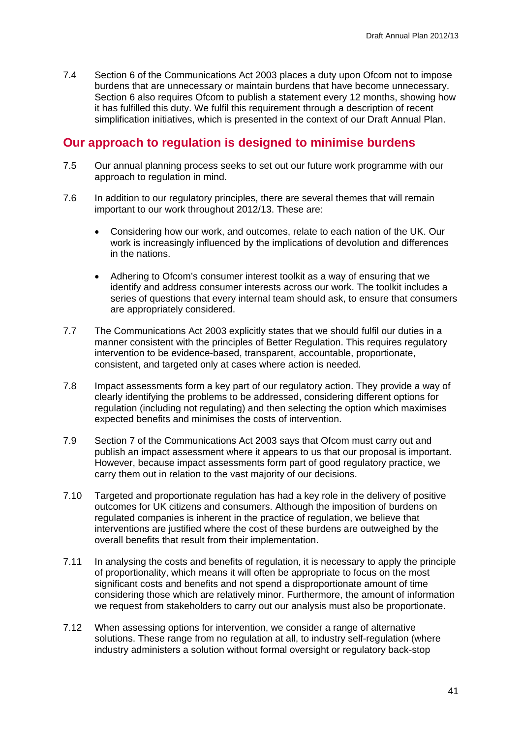7.4 Section 6 of the Communications Act 2003 places a duty upon Ofcom not to impose burdens that are unnecessary or maintain burdens that have become unnecessary. Section 6 also requires Ofcom to publish a statement every 12 months, showing how it has fulfilled this duty. We fulfil this requirement through a description of recent simplification initiatives, which is presented in the context of our Draft Annual Plan.

## Our approach to regulation is designed to minimise burdens

7.5 Our annual planning process seeks to set out our future work programme with our approach to regulation in mind.

7.6 In addition to our regulatory principles, there are several themes that will remain important to our work throughout 2012/13. These are:

- Considering how our work, and outcomes, relate to each nation of the UK. Our work is increasingly influenced by the implications of devolution and differences in the nations.

- Adhering to Ofcom's consumer interest toolkit as a way of ensuring that we identify and address consumer interests across our work. The toolkit includes a series of questions that every internal team should ask, to ensure that consumers are appropriately considered.

7.7 The Communications Act 2003 explicitly states that we should fulfil our duties in a manner consistent with the principles of Better Regulation. This requires regulatory intervention to be evidence-based, transparent, accountable, proportionate, consistent, and targeted only at cases where action is needed.

7.8 Impact assessments form a key part of our regulatory action. They provide a way of clearly identifying the problems to be addressed, considering different options for regulation (including not regulating) and then selecting the option which maximises expected benefits and minimises the costs of intervention.

7.9 Section 7 of the Communications Act 2003 says that Ofcom must carry out and publish an impact assessment where it appears to us that our proposal is important. However, because impact assessments form part of good regulatory practice, we carry them out in relation to the vast majority of our decisions.

7.10 Targeted and proportionate regulation has had a key role in the delivery of positive outcomes for UK citizens and consumers. Although the imposition of burdens on regulated companies is inherent in the practice of regulation, we believe that interventions are justified where the cost of these burdens are outweighed by the overall benefits that result from their implementation.

7.11 In analysing the costs and benefits of regulation, it is necessary to apply the principle of proportionality, which means it will often be appropriate to focus on the most significant costs and benefits and not spend a disproportionate amount of time considering those which are relatively minor. Furthermore, the amount of information we request from stakeholders to carry out our analysis must also be proportionate.

7.12 When assessing options for intervention, we consider a range of alternative solutions. These range from no regulation at all, to industry self-regulation (where industry administers a solution without formal oversight or regulatory back-stop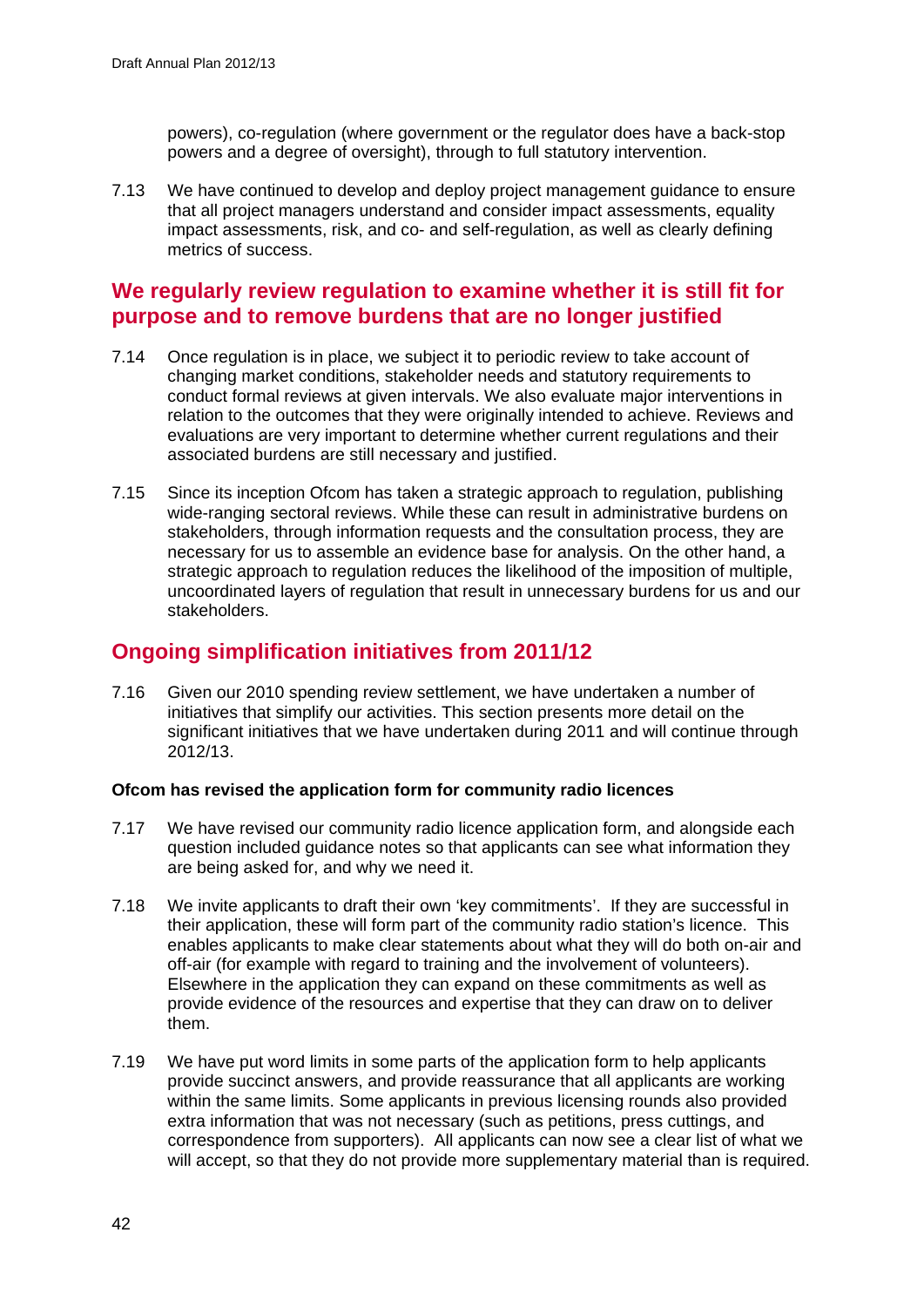powers), co-regulation (where government or the regulator does have a back-stop powers and a degree of oversight), through to full statutory intervention.

7.13 We have continued to develop and deploy project management guidance to ensure that all project managers understand and consider impact assessments, equality impact assessments, risk, and co- and self-regulation, as well as clearly defining metrics of success.

## We regularly review regulation to examine whether it is still fit for purpose and to remove burdens that are no longer justified

7.14 Once regulation is in place, we subject it to periodic review to take account of changing market conditions, stakeholder needs and statutory requirements to conduct formal reviews at given intervals. We also evaluate major interventions in relation to the outcomes that they were originally intended to achieve. Reviews and evaluations are very important to determine whether current regulations and their associated burdens are still necessary and justified.

7.15 Since its inception Ofcom has taken a strategic approach to regulation, publishing wide-ranging sectoral reviews. While these can result in administrative burdens on stakeholders, through information requests and the consultation process, they are necessary for us to assemble an evidence base for analysis. On the other hand, a strategic approach to regulation reduces the likelihood of the imposition of multiple, uncoordinated layers of regulation that result in unnecessary burdens for us and our stakeholders.

## Ongoing simplification initiatives from 2011/12

7.16 Given our 2010 spending review settlement, we have undertaken a number of initiatives that simplify our activities. This section presents more detail on the significant initiatives that we have undertaken during 2011 and will continue through 2012/13.

**Ofcom has revised the application form for community radio licences**

7.17 We have revised our community radio licence application form, and alongside each question included guidance notes so that applicants can see what information they are being asked for, and why we need it.

7.18 We invite applicants to draft their own 'key commitments'. If they are successful in their application, these will form part of the community radio station's licence. This enables applicants to make clear statements about what they will do both on-air and off-air (for example with regard to training and the involvement of volunteers). Elsewhere in the application they can expand on these commitments as well as provide evidence of the resources and expertise that they can draw on to deliver them.

7.19 We have put word limits in some parts of the application form to help applicants provide succinct answers, and provide reassurance that all applicants are working within the same limits. Some applicants in previous licensing rounds also provided extra information that was not necessary (such as petitions, press cuttings, and correspondence from supporters). All applicants can now see a clear list of what we will accept, so that they do not provide more supplementary material than is required.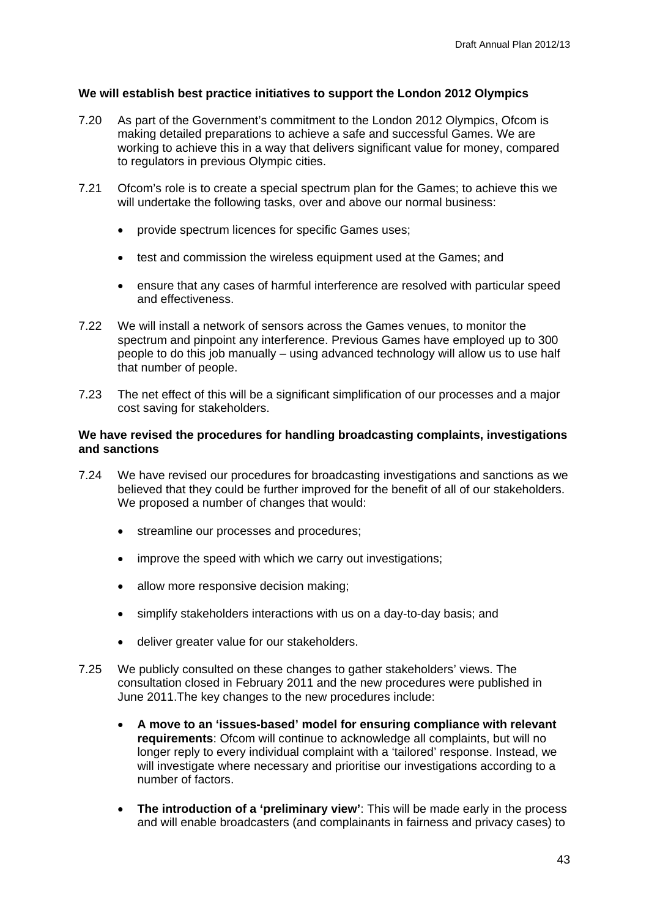**We will establish best practice initiatives to support the London 2012 Olympics**

7.20 As part of the Government's commitment to the London 2012 Olympics, Ofcom is making detailed preparations to achieve a safe and successful Games. We are working to achieve this in a way that delivers significant value for money, compared to regulators in previous Olympic cities.

7.21 Ofcom's role is to create a special spectrum plan for the Games; to achieve this we will undertake the following tasks, over and above our normal business:

- provide spectrum licences for specific Games uses;
- test and commission the wireless equipment used at the Games; and
- ensure that any cases of harmful interference are resolved with particular speed and effectiveness.

7.22 We will install a network of sensors across the Games venues, to monitor the spectrum and pinpoint any interference. Previous Games have employed up to 300 people to do this job manually – using advanced technology will allow us to use half that number of people.

7.23 The net effect of this will be a significant simplification of our processes and a major cost saving for stakeholders.

**We have revised the procedures for handling broadcasting complaints, investigations and sanctions**

7.24 We have revised our procedures for broadcasting investigations and sanctions as we believed that they could be further improved for the benefit of all of our stakeholders. We proposed a number of changes that would:

- streamline our processes and procedures;
- improve the speed with which we carry out investigations;
- allow more responsive decision making;
- simplify stakeholders interactions with us on a day-to-day basis; and
- deliver greater value for our stakeholders.

7.25 We publicly consulted on these changes to gather stakeholders' views. The consultation closed in February 2011 and the new procedures were published in June 2011.The key changes to the new procedures include:

- **A move to an 'issues-based' model for ensuring compliance with relevant requirements**: Ofcom will continue to acknowledge all complaints, but will no longer reply to every individual complaint with a 'tailored' response. Instead, we will investigate where necessary and prioritise our investigations according to a number of factors.
- **The introduction of a 'preliminary view'**: This will be made early in the process and will enable broadcasters (and complainants in fairness and privacy cases) to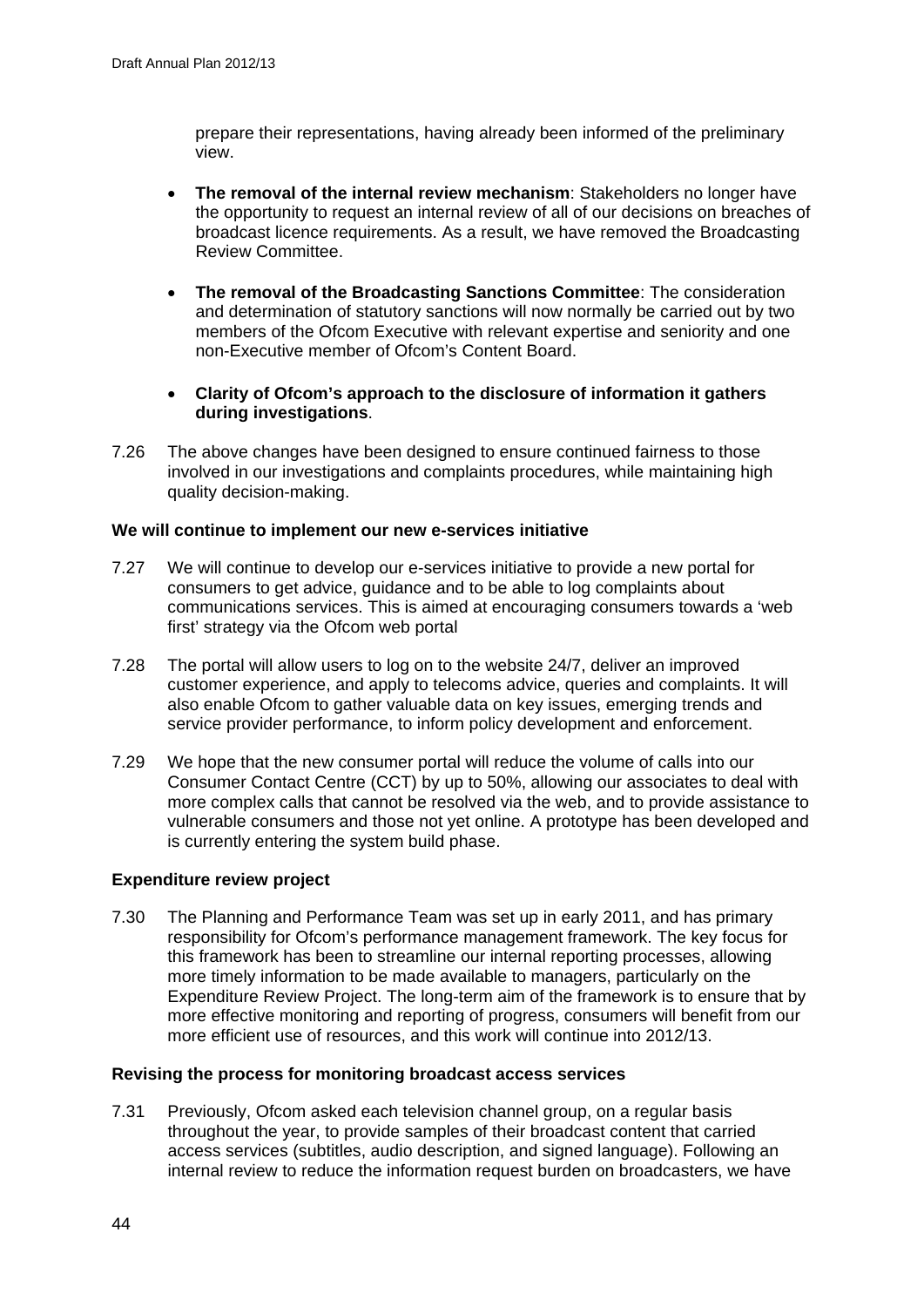prepare their representations, having already been informed of the preliminary view.

- **The removal of the internal review mechanism**: Stakeholders no longer have the opportunity to request an internal review of all of our decisions on breaches of broadcast licence requirements. As a result, we have removed the Broadcasting Review Committee.
- **The removal of the Broadcasting Sanctions Committee**: The consideration and determination of statutory sanctions will now normally be carried out by two members of the Ofcom Executive with relevant expertise and seniority and one non-Executive member of Ofcom's Content Board.
- **Clarity of Ofcom's approach to the disclosure of information it gathers during investigations**.

7.26 The above changes have been designed to ensure continued fairness to those involved in our investigations and complaints procedures, while maintaining high quality decision-making.

**We will continue to implement our new e-services initiative**

7.27 We will continue to develop our e-services initiative to provide a new portal for consumers to get advice, guidance and to be able to log complaints about communications services. This is aimed at encouraging consumers towards a 'web first' strategy via the Ofcom web portal

7.28 The portal will allow users to log on to the website 24/7, deliver an improved customer experience, and apply to telecoms advice, queries and complaints. It will also enable Ofcom to gather valuable data on key issues, emerging trends and service provider performance, to inform policy development and enforcement.

7.29 We hope that the new consumer portal will reduce the volume of calls into our Consumer Contact Centre (CCT) by up to 50%, allowing our associates to deal with more complex calls that cannot be resolved via the web, and to provide assistance to vulnerable consumers and those not yet online. A prototype has been developed and is currently entering the system build phase.

**Expenditure review project**

7.30 The Planning and Performance Team was set up in early 2011, and has primary responsibility for Ofcom's performance management framework. The key focus for this framework has been to streamline our internal reporting processes, allowing more timely information to be made available to managers, particularly on the Expenditure Review Project. The long-term aim of the framework is to ensure that by more effective monitoring and reporting of progress, consumers will benefit from our more efficient use of resources, and this work will continue into 2012/13.

**Revising the process for monitoring broadcast access services**

7.31 Previously, Ofcom asked each television channel group, on a regular basis throughout the year, to provide samples of their broadcast content that carried access services (subtitles, audio description, and signed language). Following an internal review to reduce the information request burden on broadcasters, we have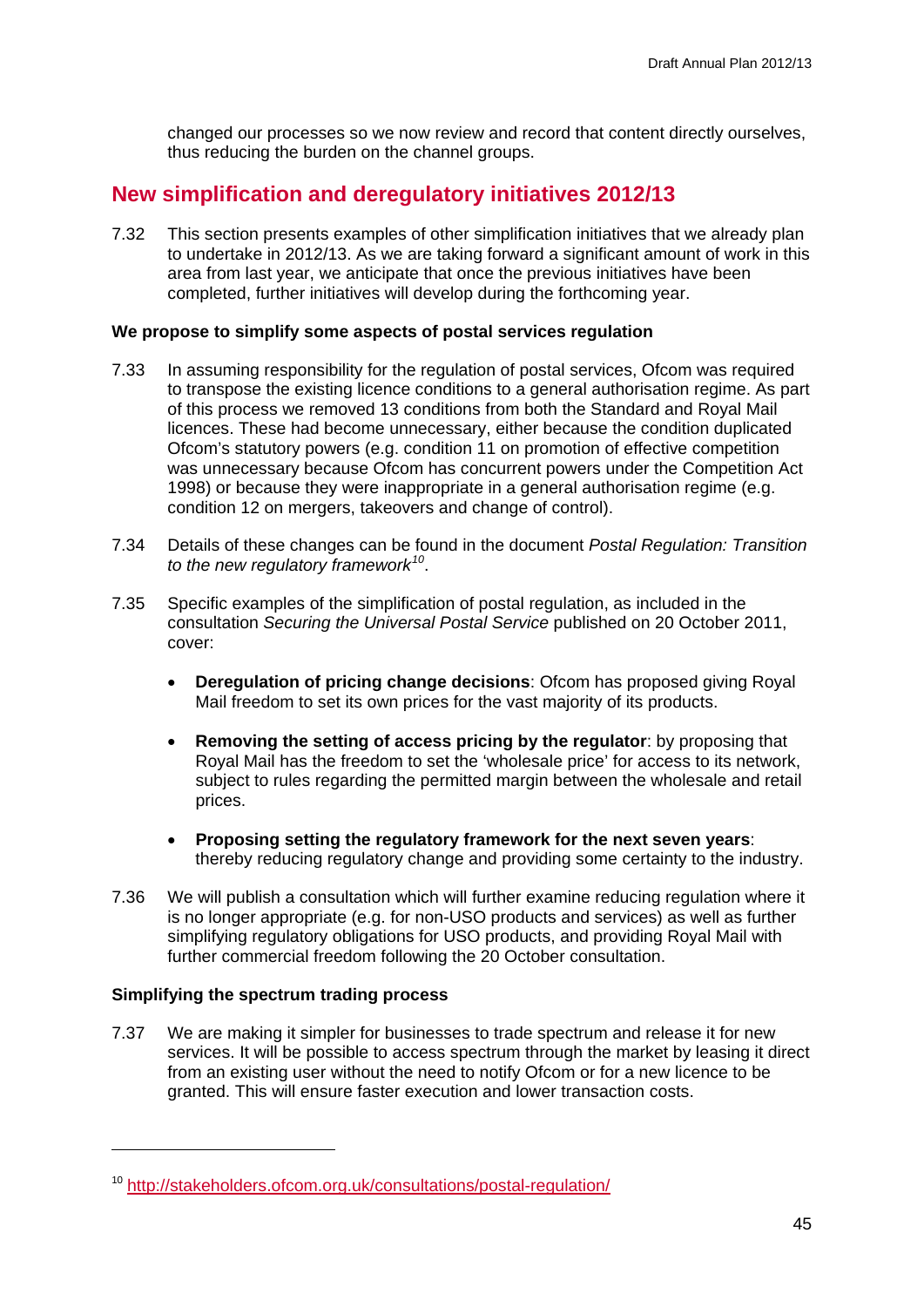changed our processes so we now review and record that content directly ourselves, thus reducing the burden on the channel groups.

## New simplification and deregulatory initiatives 2012/13

7.32 This section presents examples of other simplification initiatives that we already plan to undertake in 2012/13. As we are taking forward a significant amount of work in this area from last year, we anticipate that once the previous initiatives have been completed, further initiatives will develop during the forthcoming year.

### We propose to simplify some aspects of postal services regulation

7.33 In assuming responsibility for the regulation of postal services, Ofcom was required to transpose the existing licence conditions to a general authorisation regime. As part of this process we removed 13 conditions from both the Standard and Royal Mail licences. These had become unnecessary, either because the condition duplicated Ofcom's statutory powers (e.g. condition 11 on promotion of effective competition was unnecessary because Ofcom has concurrent powers under the Competition Act 1998) or because they were inappropriate in a general authorisation regime (e.g. condition 12 on mergers, takeovers and change of control).

7.34 Details of these changes can be found in the document *Postal Regulation: Transition to the new regulatory framework*[10].

7.35 Specific examples of the simplification of postal regulation, as included in the consultation *Securing the Universal Postal Service* published on 20 October 2011, cover:

- **Deregulation of pricing change decisions**: Ofcom has proposed giving Royal Mail freedom to set its own prices for the vast majority of its products.
- **Removing the setting of access pricing by the regulator**: by proposing that Royal Mail has the freedom to set the 'wholesale price' for access to its network, subject to rules regarding the permitted margin between the wholesale and retail prices.
- **Proposing setting the regulatory framework for the next seven years**: thereby reducing regulatory change and providing some certainty to the industry.

7.36 We will publish a consultation which will further examine reducing regulation where it is no longer appropriate (e.g. for non-USO products and services) as well as further simplifying regulatory obligations for USO products, and providing Royal Mail with further commercial freedom following the 20 October consultation.

### Simplifying the spectrum trading process

7.37 We are making it simpler for businesses to trade spectrum and release it for new services. It will be possible to access spectrum through the market by leasing it direct from an existing user without the need to notify Ofcom or for a new licence to be granted. This will ensure faster execution and lower transaction costs.

---

[10] http://stakeholders.ofcom.org.uk/consultations/postal-regulation/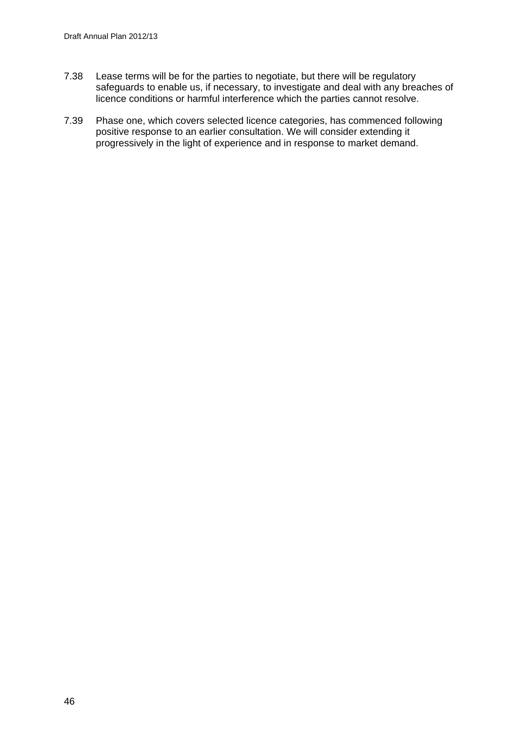7.38 Lease terms will be for the parties to negotiate, but there will be regulatory safeguards to enable us, if necessary, to investigate and deal with any breaches of licence conditions or harmful interference which the parties cannot resolve.

7.39 Phase one, which covers selected licence categories, has commenced following positive response to an earlier consultation. We will consider extending it progressively in the light of experience and in response to market demand.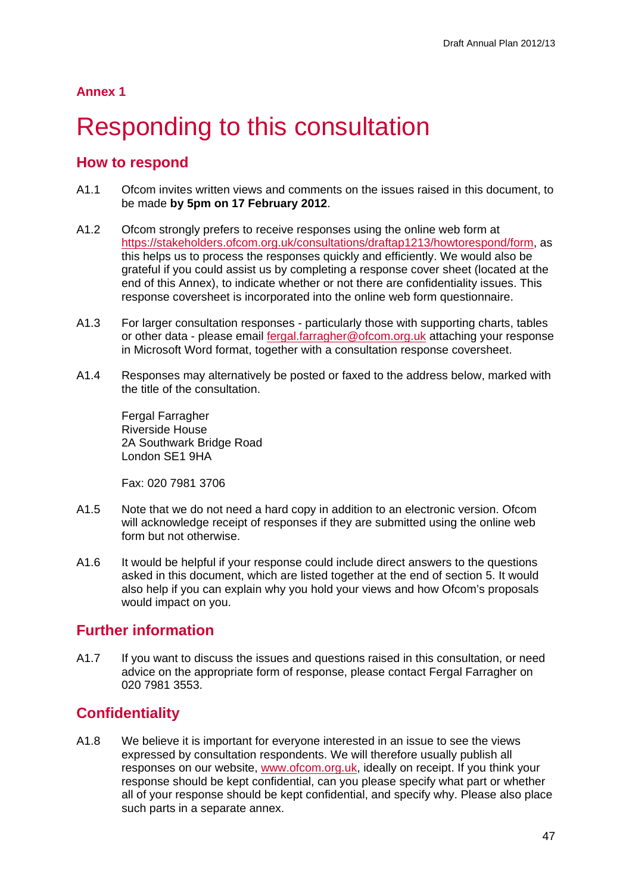## Annex 1

# Responding to this consultation

## How to respond

A1.1 Ofcom invites written views and comments on the issues raised in this document, to be made **by 5pm on 17 February 2012**.

A1.2 Ofcom strongly prefers to receive responses using the online web form at https://stakeholders.ofcom.org.uk/consultations/draftap1213/howtorespond/form, as this helps us to process the responses quickly and efficiently. We would also be grateful if you could assist us by completing a response cover sheet (located at the end of this Annex), to indicate whether or not there are confidentiality issues. This response coversheet is incorporated into the online web form questionnaire.

A1.3 For larger consultation responses - particularly those with supporting charts, tables or other data - please email fergal.farragher@ofcom.org.uk attaching your response in Microsoft Word format, together with a consultation response coversheet.

A1.4 Responses may alternatively be posted or faxed to the address below, marked with the title of the consultation.

Fergal Farragher
Riverside House
2A Southwark Bridge Road
London SE1 9HA

Fax: 020 7981 3706

A1.5 Note that we do not need a hard copy in addition to an electronic version. Ofcom will acknowledge receipt of responses if they are submitted using the online web form but not otherwise.

A1.6 It would be helpful if your response could include direct answers to the questions asked in this document, which are listed together at the end of section 5. It would also help if you can explain why you hold your views and how Ofcom's proposals would impact on you.

## Further information

A1.7 If you want to discuss the issues and questions raised in this consultation, or need advice on the appropriate form of response, please contact Fergal Farragher on 020 7981 3553.

## Confidentiality

A1.8 We believe it is important for everyone interested in an issue to see the views expressed by consultation respondents. We will therefore usually publish all responses on our website, www.ofcom.org.uk, ideally on receipt. If you think your response should be kept confidential, can you please specify what part or whether all of your response should be kept confidential, and specify why. Please also place such parts in a separate annex.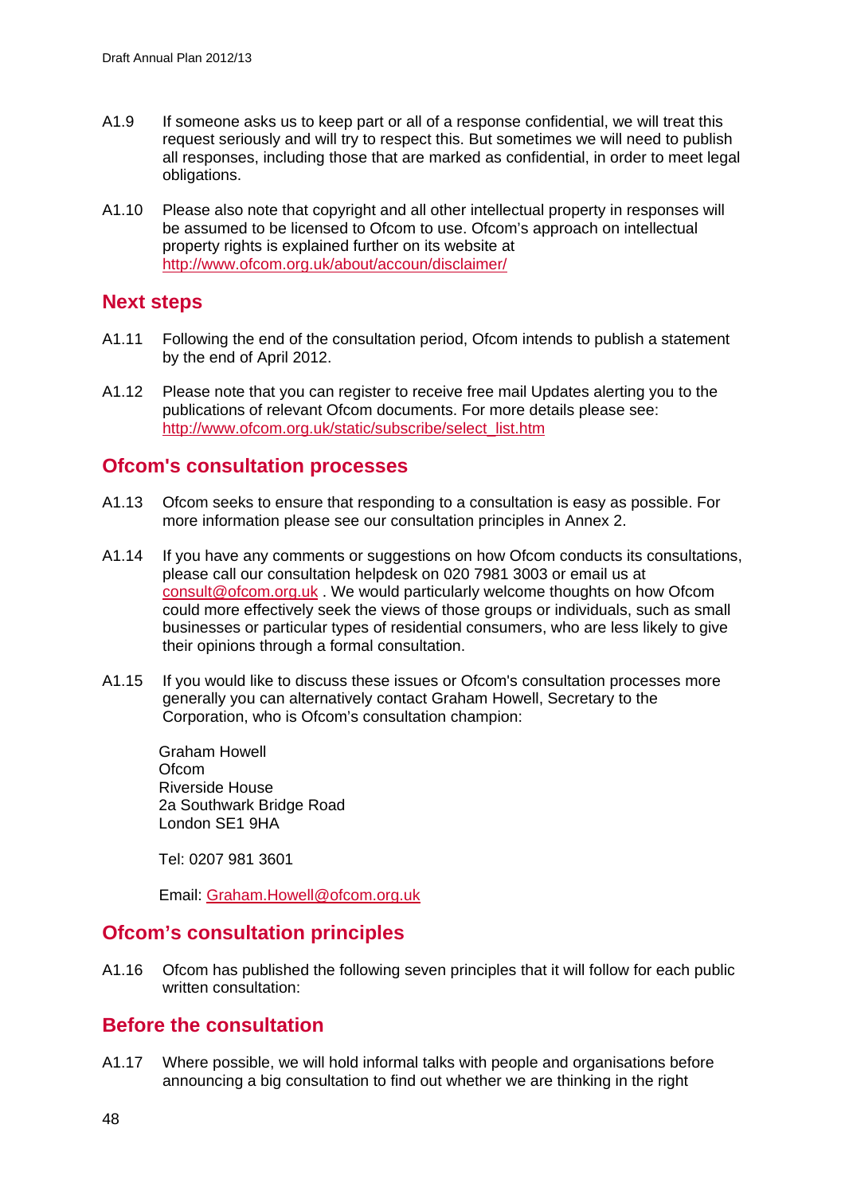A1.9 If someone asks us to keep part or all of a response confidential, we will treat this request seriously and will try to respect this. But sometimes we will need to publish all responses, including those that are marked as confidential, in order to meet legal obligations.

A1.10 Please also note that copyright and all other intellectual property in responses will be assumed to be licensed to Ofcom to use. Ofcom's approach on intellectual property rights is explained further on its website at http://www.ofcom.org.uk/about/accoun/disclaimer/

## Next steps

A1.11 Following the end of the consultation period, Ofcom intends to publish a statement by the end of April 2012.

A1.12 Please note that you can register to receive free mail Updates alerting you to the publications of relevant Ofcom documents. For more details please see: http://www.ofcom.org.uk/static/subscribe/select_list.htm

## Ofcom's consultation processes

A1.13 Ofcom seeks to ensure that responding to a consultation is easy as possible. For more information please see our consultation principles in Annex 2.

A1.14 If you have any comments or suggestions on how Ofcom conducts its consultations, please call our consultation helpdesk on 020 7981 3003 or email us at consult@ofcom.org.uk . We would particularly welcome thoughts on how Ofcom could more effectively seek the views of those groups or individuals, such as small businesses or particular types of residential consumers, who are less likely to give their opinions through a formal consultation.

A1.15 If you would like to discuss these issues or Ofcom's consultation processes more generally you can alternatively contact Graham Howell, Secretary to the Corporation, who is Ofcom's consultation champion:

Graham Howell
Ofcom
Riverside House
2a Southwark Bridge Road
London SE1 9HA

Tel: 0207 981 3601

Email: Graham.Howell@ofcom.org.uk

## Ofcom's consultation principles

A1.16 Ofcom has published the following seven principles that it will follow for each public written consultation:

## Before the consultation

A1.17 Where possible, we will hold informal talks with people and organisations before announcing a big consultation to find out whether we are thinking in the right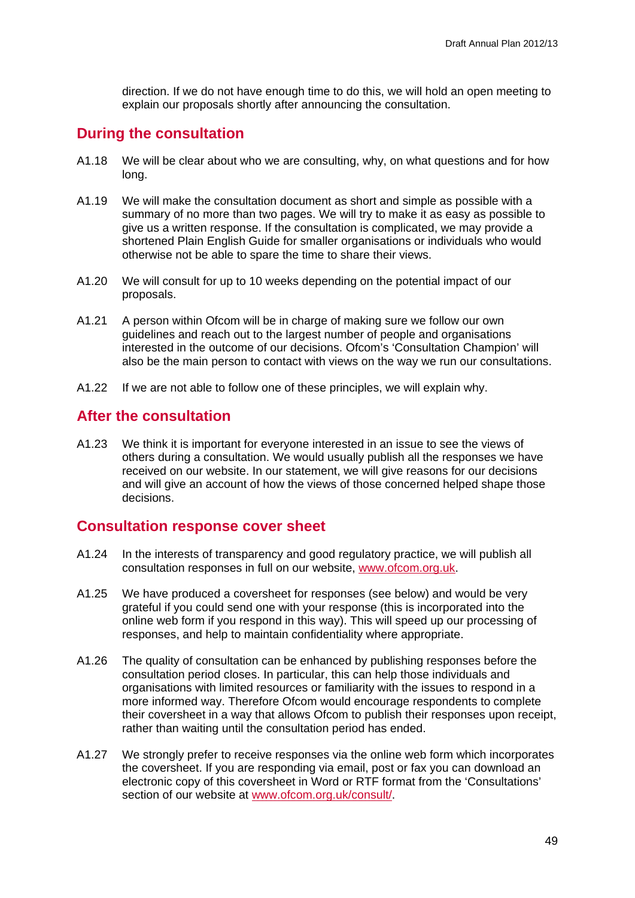direction. If we do not have enough time to do this, we will hold an open meeting to explain our proposals shortly after announcing the consultation.

## During the consultation

A1.18 We will be clear about who we are consulting, why, on what questions and for how long.

A1.19 We will make the consultation document as short and simple as possible with a summary of no more than two pages. We will try to make it as easy as possible to give us a written response. If the consultation is complicated, we may provide a shortened Plain English Guide for smaller organisations or individuals who would otherwise not be able to spare the time to share their views.

A1.20 We will consult for up to 10 weeks depending on the potential impact of our proposals.

A1.21 A person within Ofcom will be in charge of making sure we follow our own guidelines and reach out to the largest number of people and organisations interested in the outcome of our decisions. Ofcom's 'Consultation Champion' will also be the main person to contact with views on the way we run our consultations.

A1.22 If we are not able to follow one of these principles, we will explain why.

## After the consultation

A1.23 We think it is important for everyone interested in an issue to see the views of others during a consultation. We would usually publish all the responses we have received on our website. In our statement, we will give reasons for our decisions and will give an account of how the views of those concerned helped shape those decisions.

## Consultation response cover sheet

A1.24 In the interests of transparency and good regulatory practice, we will publish all consultation responses in full on our website, www.ofcom.org.uk.

A1.25 We have produced a coversheet for responses (see below) and would be very grateful if you could send one with your response (this is incorporated into the online web form if you respond in this way). This will speed up our processing of responses, and help to maintain confidentiality where appropriate.

A1.26 The quality of consultation can be enhanced by publishing responses before the consultation period closes. In particular, this can help those individuals and organisations with limited resources or familiarity with the issues to respond in a more informed way. Therefore Ofcom would encourage respondents to complete their coversheet in a way that allows Ofcom to publish their responses upon receipt, rather than waiting until the consultation period has ended.

A1.27 We strongly prefer to receive responses via the online web form which incorporates the coversheet. If you are responding via email, post or fax you can download an electronic copy of this coversheet in Word or RTF format from the 'Consultations' section of our website at www.ofcom.org.uk/consult/.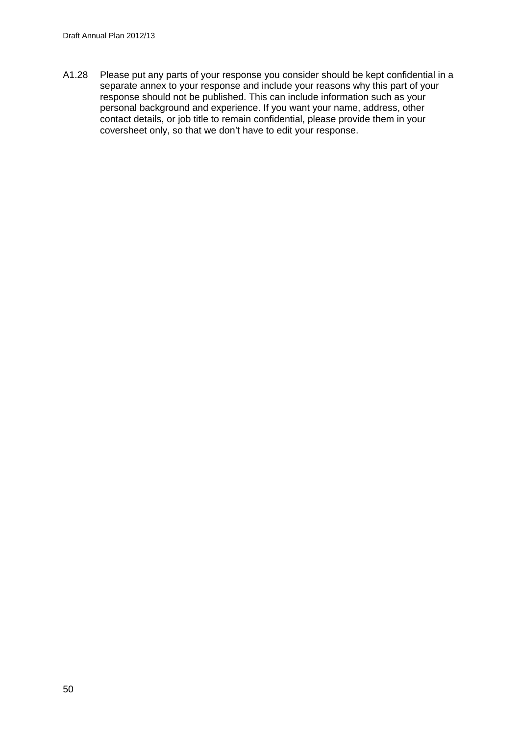A1.28 Please put any parts of your response you consider should be kept confidential in a separate annex to your response and include your reasons why this part of your response should not be published. This can include information such as your personal background and experience. If you want your name, address, other contact details, or job title to remain confidential, please provide them in your coversheet only, so that we don't have to edit your response.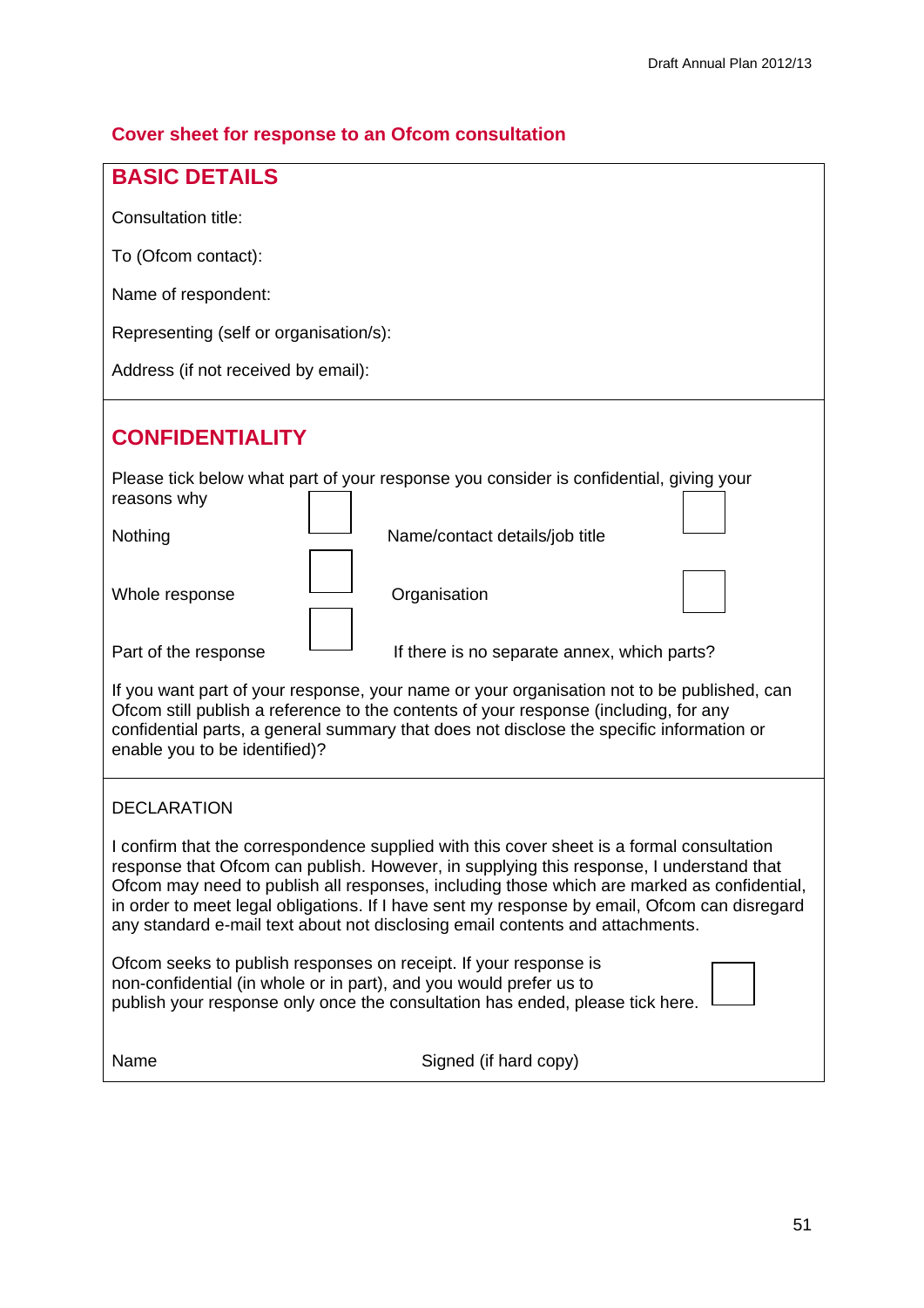## Cover sheet for response to an Ofcom consultation

### BASIC DETAILS

Consultation title:

To (Ofcom contact):

Name of respondent:

Representing (self or organisation/s):

Address (if not received by email):

### CONFIDENTIALITY

Please tick below what part of your response you consider is confidential, giving your reasons why

| | | | |
|---|---|---|---|
| Nothing | ☐ | Name/contact details/job title | ☐ |
| Whole response | ☐ | Organisation | ☐ |
| Part of the response | ☐ | If there is no separate annex, which parts? | |

If you want part of your response, your name or your organisation not to be published, can Ofcom still publish a reference to the contents of your response (including, for any confidential parts, a general summary that does not disclose the specific information or enable you to be identified)?

### DECLARATION

I confirm that the correspondence supplied with this cover sheet is a formal consultation response that Ofcom can publish. However, in supplying this response, I understand that Ofcom may need to publish all responses, including those which are marked as confidential, in order to meet legal obligations. If I have sent my response by email, Ofcom can disregard any standard e-mail text about not disclosing email contents and attachments.

Ofcom seeks to publish responses on receipt. If your response is non-confidential (in whole or in part), and you would prefer us to publish your response only once the consultation has ended, please tick here. ☐

Name

Signed (if hard copy)